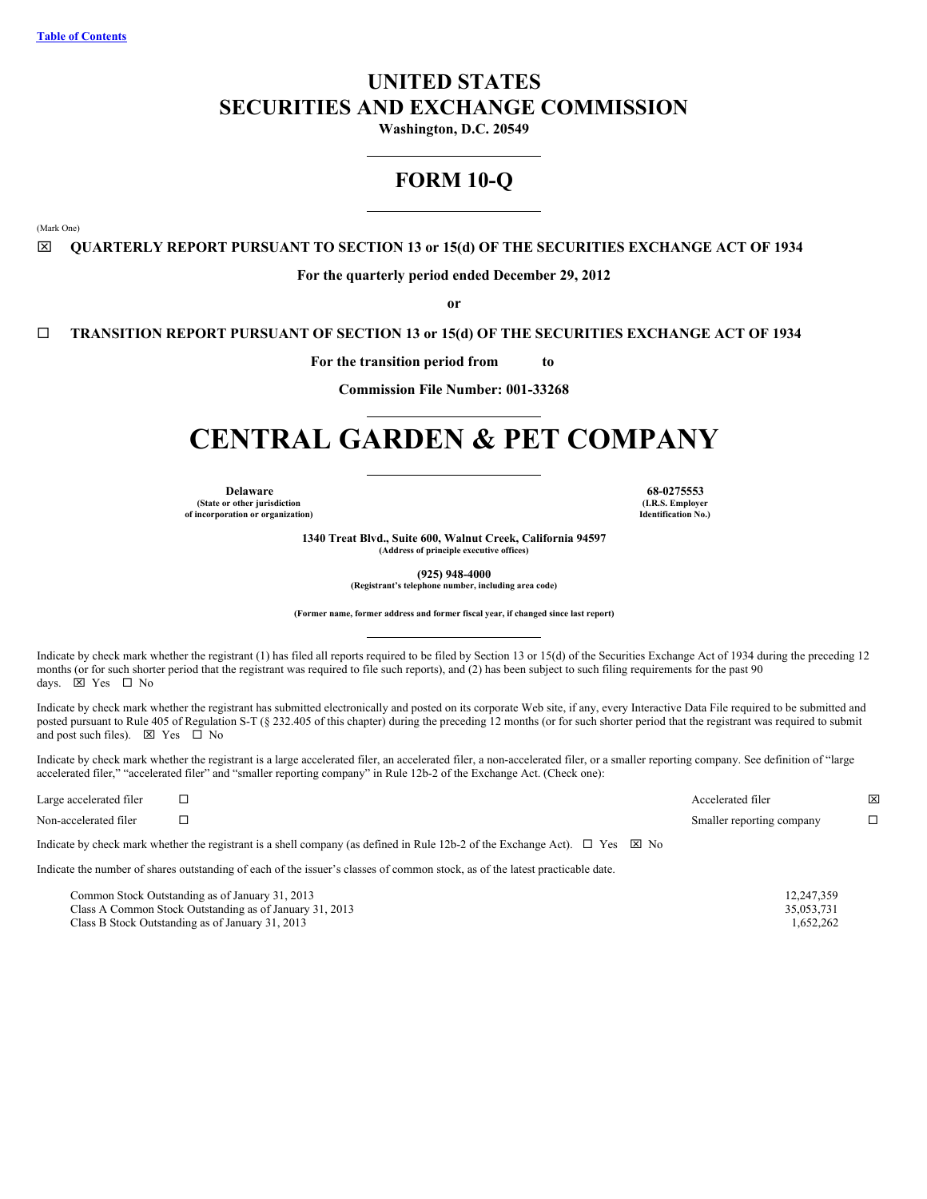Table of Contents

# UNITED STATES
# SECURITIES AND EXCHANGE COMMISSION

**Washington, D.C. 20549**

## FORM 10-Q

(Mark One)

☒ **QUARTERLY REPORT PURSUANT TO SECTION 13 or 15(d) OF THE SECURITIES EXCHANGE ACT OF 1934**

**For the quarterly period ended December 29, 2012**

**or**

☐ **TRANSITION REPORT PURSUANT OF SECTION 13 or 15(d) OF THE SECURITIES EXCHANGE ACT OF 1934**

**For the transition period from to**

**Commission File Number: 001-33268**

# CENTRAL GARDEN & PET COMPANY

| **Delaware** (State or other jurisdiction of incorporation or organization) | **68-0275553** (I.R.S. Employer Identification No.) |
|---|---|

**1340 Treat Blvd., Suite 600, Walnut Creek, California 94597**
(Address of principle executive offices)

**(925) 948-4000**
(Registrant's telephone number, including area code)

(Former name, former address and former fiscal year, if changed since last report)

Indicate by check mark whether the registrant (1) has filed all reports required to be filed by Section 13 or 15(d) of the Securities Exchange Act of 1934 during the preceding 12 months (or for such shorter period that the registrant was required to file such reports), and (2) has been subject to such filing requirements for the past 90 days. ☒ Yes ☐ No

Indicate by check mark whether the registrant has submitted electronically and posted on its corporate Web site, if any, every Interactive Data File required to be submitted and posted pursuant to Rule 405 of Regulation S-T (§ 232.405 of this chapter) during the preceding 12 months (or for such shorter period that the registrant was required to submit and post such files). ☒ Yes ☐ No

Indicate by check mark whether the registrant is a large accelerated filer, an accelerated filer, a non-accelerated filer, or a smaller reporting company. See definition of "large accelerated filer," "accelerated filer" and "smaller reporting company" in Rule 12b-2 of the Exchange Act. (Check one):

| | | | |
|---|---|---|---|
| Large accelerated filer | ☐ | Accelerated filer | ☒ |
| Non-accelerated filer | ☐ | Smaller reporting company | ☐ |

Indicate by check mark whether the registrant is a shell company (as defined in Rule 12b-2 of the Exchange Act). ☐ Yes ☒ No

Indicate the number of shares outstanding of each of the issuer's classes of common stock, as of the latest practicable date.

| | |
|---|---|
| Common Stock Outstanding as of January 31, 2013 | 12,247,359 |
| Class A Common Stock Outstanding as of January 31, 2013 | 35,053,731 |
| Class B Stock Outstanding as of January 31, 2013 | 1,652,262 |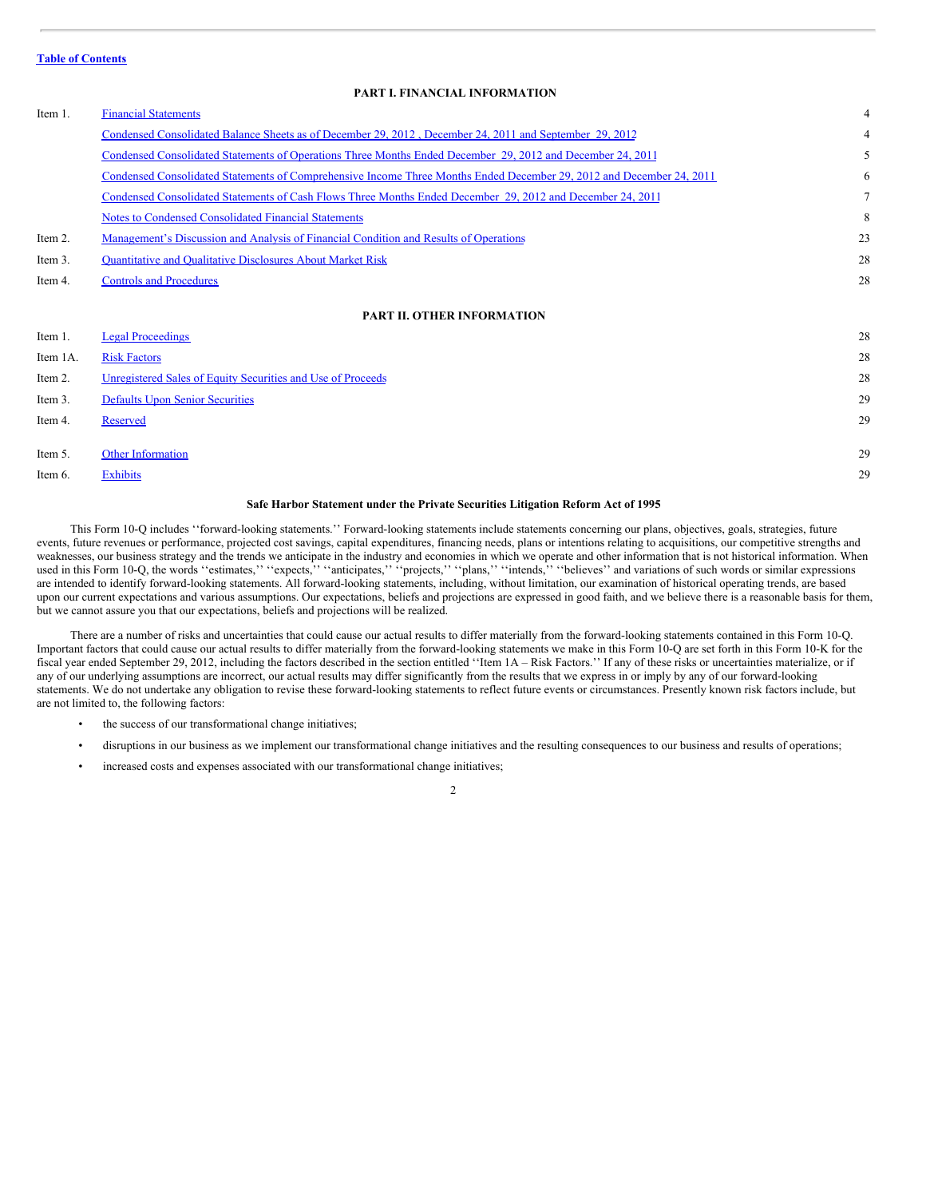**Table of Contents**

## PART I. FINANCIAL INFORMATION

| | | |
|---|---|---|
| Item 1. | Financial Statements | 4 |
| | Condensed Consolidated Balance Sheets as of December 29, 2012 , December 24, 2011 and September 29, 2012 | 4 |
| | Condensed Consolidated Statements of Operations Three Months Ended December 29, 2012 and December 24, 2011 | 5 |
| | Condensed Consolidated Statements of Comprehensive Income Three Months Ended December 29, 2012 and December 24, 2011 | 6 |
| | Condensed Consolidated Statements of Cash Flows Three Months Ended December 29, 2012 and December 24, 2011 | 7 |
| | Notes to Condensed Consolidated Financial Statements | 8 |
| Item 2. | Management's Discussion and Analysis of Financial Condition and Results of Operations | 23 |
| Item 3. | Quantitative and Qualitative Disclosures About Market Risk | 28 |
| Item 4. | Controls and Procedures | 28 |

## PART II. OTHER INFORMATION

| | | |
|---|---|---|
| Item 1. | Legal Proceedings | 28 |
| Item 1A. | Risk Factors | 28 |
| Item 2. | Unregistered Sales of Equity Securities and Use of Proceeds | 28 |
| Item 3. | Defaults Upon Senior Securities | 29 |
| Item 4. | Reserved | 29 |
| Item 5. | Other Information | 29 |
| Item 6. | Exhibits | 29 |

### Safe Harbor Statement under the Private Securities Litigation Reform Act of 1995

This Form 10-Q includes ''forward-looking statements.'' Forward-looking statements include statements concerning our plans, objectives, goals, strategies, future events, future revenues or performance, projected cost savings, capital expenditures, financing needs, plans or intentions relating to acquisitions, our competitive strengths and weaknesses, our business strategy and the trends we anticipate in the industry and economies in which we operate and other information that is not historical information. When used in this Form 10-Q, the words ''estimates,'' ''expects,'' ''anticipates,'' ''projects,'' ''plans,'' ''intends,'' ''believes'' and variations of such words or similar expressions are intended to identify forward-looking statements. All forward-looking statements, including, without limitation, our examination of historical operating trends, are based upon our current expectations and various assumptions. Our expectations, beliefs and projections are expressed in good faith, and we believe there is a reasonable basis for them, but we cannot assure you that our expectations, beliefs and projections will be realized.

There are a number of risks and uncertainties that could cause our actual results to differ materially from the forward-looking statements contained in this Form 10-Q. Important factors that could cause our actual results to differ materially from the forward-looking statements we make in this Form 10-Q are set forth in this Form 10-K for the fiscal year ended September 29, 2012, including the factors described in the section entitled ''Item 1A – Risk Factors.'' If any of these risks or uncertainties materialize, or if any of our underlying assumptions are incorrect, our actual results may differ significantly from the results that we express in or imply by any of our forward-looking statements. We do not undertake any obligation to revise these forward-looking statements to reflect future events or circumstances. Presently known risk factors include, but are not limited to, the following factors:

- the success of our transformational change initiatives;
- disruptions in our business as we implement our transformational change initiatives and the resulting consequences to our business and results of operations;
- increased costs and expenses associated with our transformational change initiatives;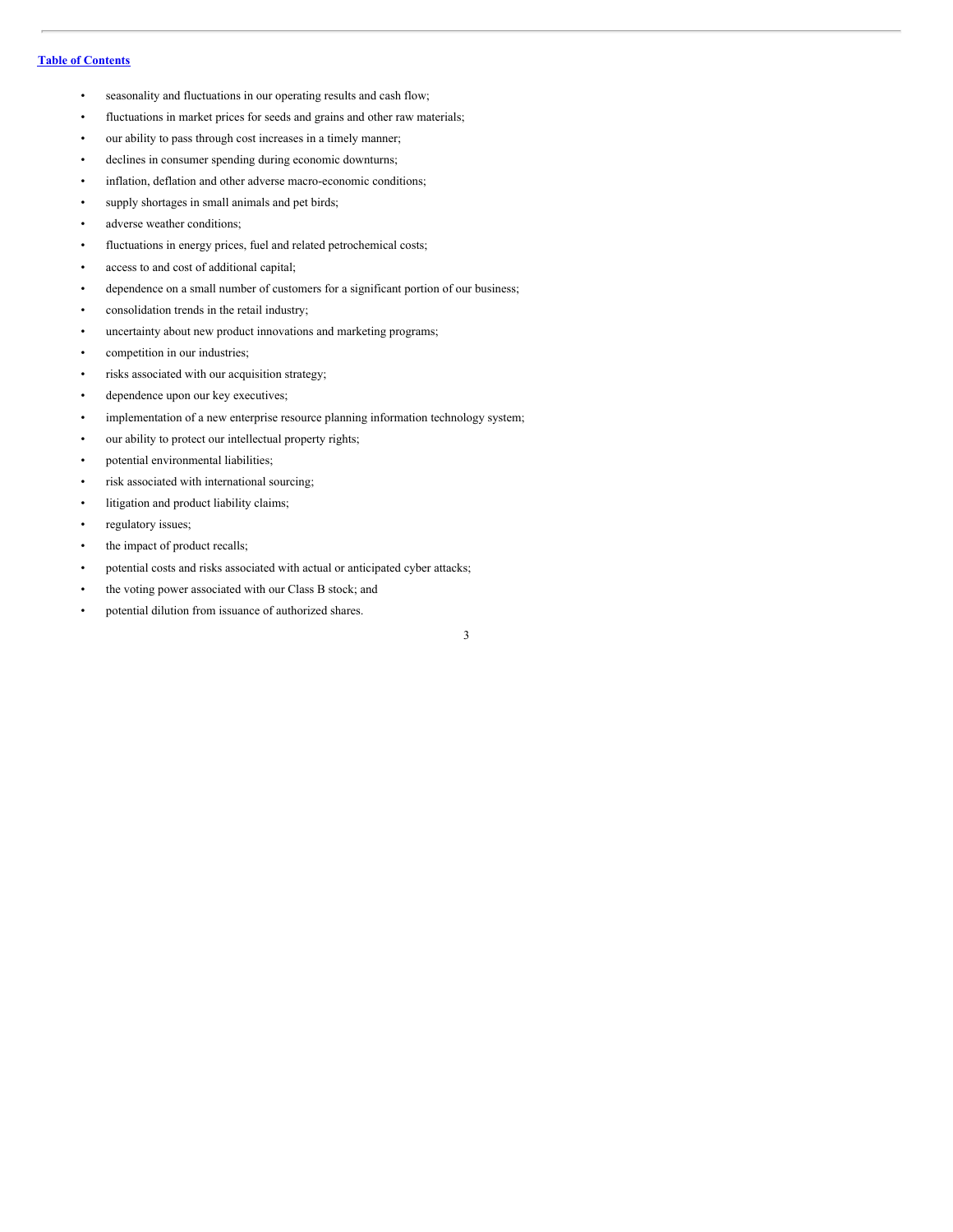- seasonality and fluctuations in our operating results and cash flow;
- fluctuations in market prices for seeds and grains and other raw materials;
- our ability to pass through cost increases in a timely manner;
- declines in consumer spending during economic downturns;
- inflation, deflation and other adverse macro-economic conditions;
- supply shortages in small animals and pet birds;
- adverse weather conditions;
- fluctuations in energy prices, fuel and related petrochemical costs;
- access to and cost of additional capital;
- dependence on a small number of customers for a significant portion of our business;
- consolidation trends in the retail industry;
- uncertainty about new product innovations and marketing programs;
- competition in our industries;
- risks associated with our acquisition strategy;
- dependence upon our key executives;
- implementation of a new enterprise resource planning information technology system;
- our ability to protect our intellectual property rights;
- potential environmental liabilities;
- risk associated with international sourcing;
- litigation and product liability claims;
- regulatory issues;
- the impact of product recalls;
- potential costs and risks associated with actual or anticipated cyber attacks;
- the voting power associated with our Class B stock; and
- potential dilution from issuance of authorized shares.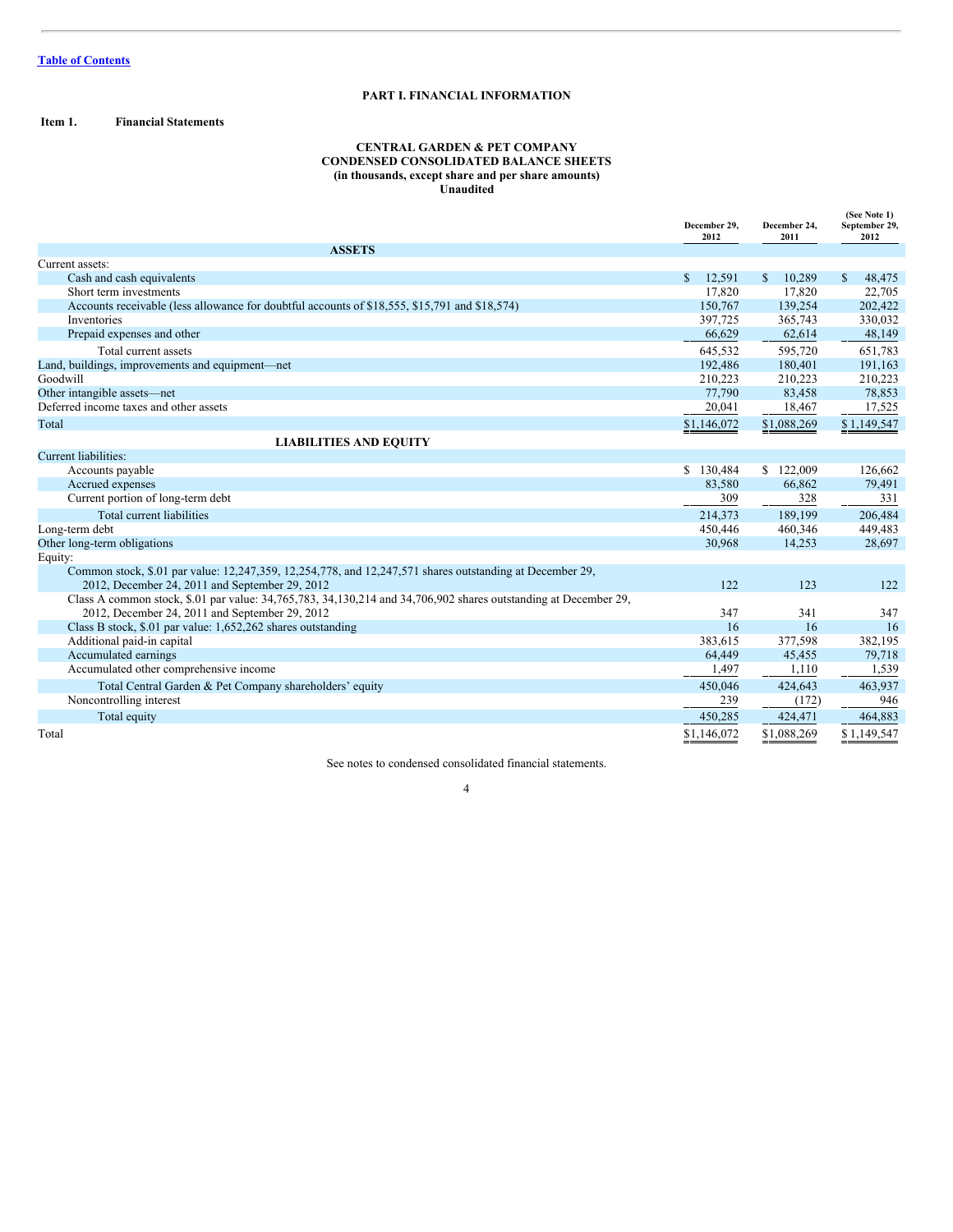[Table of Contents](#)

# PART I. FINANCIAL INFORMATION

**Item 1. Financial Statements**

## CENTRAL GARDEN & PET COMPANY
## CONDENSED CONSOLIDATED BALANCE SHEETS
### (in thousands, except share and per share amounts)
### Unaudited

| | December 29, 2012 | December 24, 2011 | (See Note 1) September 29, 2012 |
|---|---|---|---|
| **ASSETS** | | | |
| Current assets: | | | |
| Cash and cash equivalents | $ 12,591 | $ 10,289 | $ 48,475 |
| Short term investments | 17,820 | 17,820 | 22,705 |
| Accounts receivable (less allowance for doubtful accounts of $18,555, $15,791 and $18,574) | 150,767 | 139,254 | 202,422 |
| Inventories | 397,725 | 365,743 | 330,032 |
| Prepaid expenses and other | 66,629 | 62,614 | 48,149 |
| Total current assets | 645,532 | 595,720 | 651,783 |
| Land, buildings, improvements and equipment—net | 192,486 | 180,401 | 191,163 |
| Goodwill | 210,223 | 210,223 | 210,223 |
| Other intangible assets—net | 77,790 | 83,458 | 78,853 |
| Deferred income taxes and other assets | 20,041 | 18,467 | 17,525 |
| Total | $1,146,072 | $1,088,269 | $ 1,149,547 |
| **LIABILITIES AND EQUITY** | | | |
| Current liabilities: | | | |
| Accounts payable | $ 130,484 | $ 122,009 | 126,662 |
| Accrued expenses | 83,580 | 66,862 | 79,491 |
| Current portion of long-term debt | 309 | 328 | 331 |
| Total current liabilities | 214,373 | 189,199 | 206,484 |
| Long-term debt | 450,446 | 460,346 | 449,483 |
| Other long-term obligations | 30,968 | 14,253 | 28,697 |
| Equity: | | | |
| Common stock, $.01 par value: 12,247,359, 12,254,778, and 12,247,571 shares outstanding at December 29, 2012, December 24, 2011 and September 29, 2012 | 122 | 123 | 122 |
| Class A common stock, $.01 par value: 34,765,783, 34,130,214 and 34,706,902 shares outstanding at December 29, 2012, December 24, 2011 and September 29, 2012 | 347 | 341 | 347 |
| Class B stock, $.01 par value: 1,652,262 shares outstanding | 16 | 16 | 16 |
| Additional paid-in capital | 383,615 | 377,598 | 382,195 |
| Accumulated earnings | 64,449 | 45,455 | 79,718 |
| Accumulated other comprehensive income | 1,497 | 1,110 | 1,539 |
| Total Central Garden & Pet Company shareholders' equity | 450,046 | 424,643 | 463,937 |
| Noncontrolling interest | 239 | (172) | 946 |
| Total equity | 450,285 | 424,471 | 464,883 |
| Total | $1,146,072 | $1,088,269 | $ 1,149,547 |

See notes to condensed consolidated financial statements.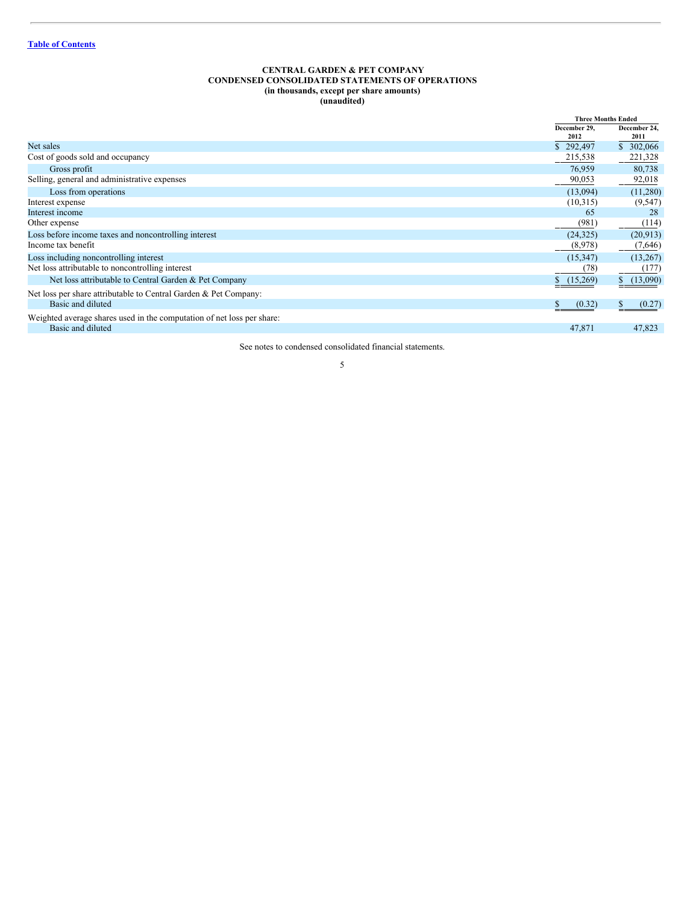[Table of Contents](#)

**CENTRAL GARDEN & PET COMPANY**
**CONDENSED CONSOLIDATED STATEMENTS OF OPERATIONS**
**(in thousands, except per share amounts)**
**(unaudited)**

| | Three Months Ended | |
|---|---|---|
| | December 29, 2012 | December 24, 2011 |
| Net sales | $ 292,497 | $ 302,066 |
| Cost of goods sold and occupancy | 215,538 | 221,328 |
| Gross profit | 76,959 | 80,738 |
| Selling, general and administrative expenses | 90,053 | 92,018 |
| Loss from operations | (13,094) | (11,280) |
| Interest expense | (10,315) | (9,547) |
| Interest income | 65 | 28 |
| Other expense | (981) | (114) |
| Loss before income taxes and noncontrolling interest | (24,325) | (20,913) |
| Income tax benefit | (8,978) | (7,646) |
| Loss including noncontrolling interest | (15,347) | (13,267) |
| Net loss attributable to noncontrolling interest | (78) | (177) |
| Net loss attributable to Central Garden & Pet Company | $ (15,269) | $ (13,090) |
| Net loss per share attributable to Central Garden & Pet Company: | | |
| Basic and diluted | $ (0.32) | $ (0.27) |
| Weighted average shares used in the computation of net loss per share: | | |
| Basic and diluted | 47,871 | 47,823 |

See notes to condensed consolidated financial statements.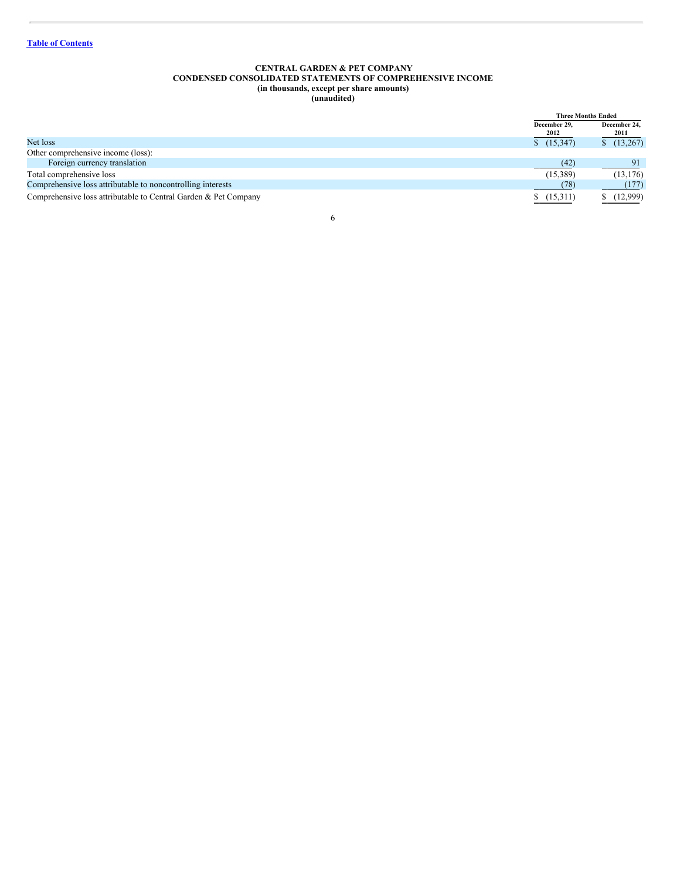[Table of Contents](#)

**CENTRAL GARDEN & PET COMPANY**
**CONDENSED CONSOLIDATED STATEMENTS OF COMPREHENSIVE INCOME**
**(in thousands, except per share amounts)**
**(unaudited)**

| | Three Months Ended | |
|---|---|---|
| | December 29, 2012 | December 24, 2011 |
| Net loss | $ (15,347) | $ (13,267) |
| Other comprehensive income (loss): | | |
| Foreign currency translation | (42) | 91 |
| Total comprehensive loss | (15,389) | (13,176) |
| Comprehensive loss attributable to noncontrolling interests | (78) | (177) |
| Comprehensive loss attributable to Central Garden & Pet Company | $ (15,311) | $ (12,999) |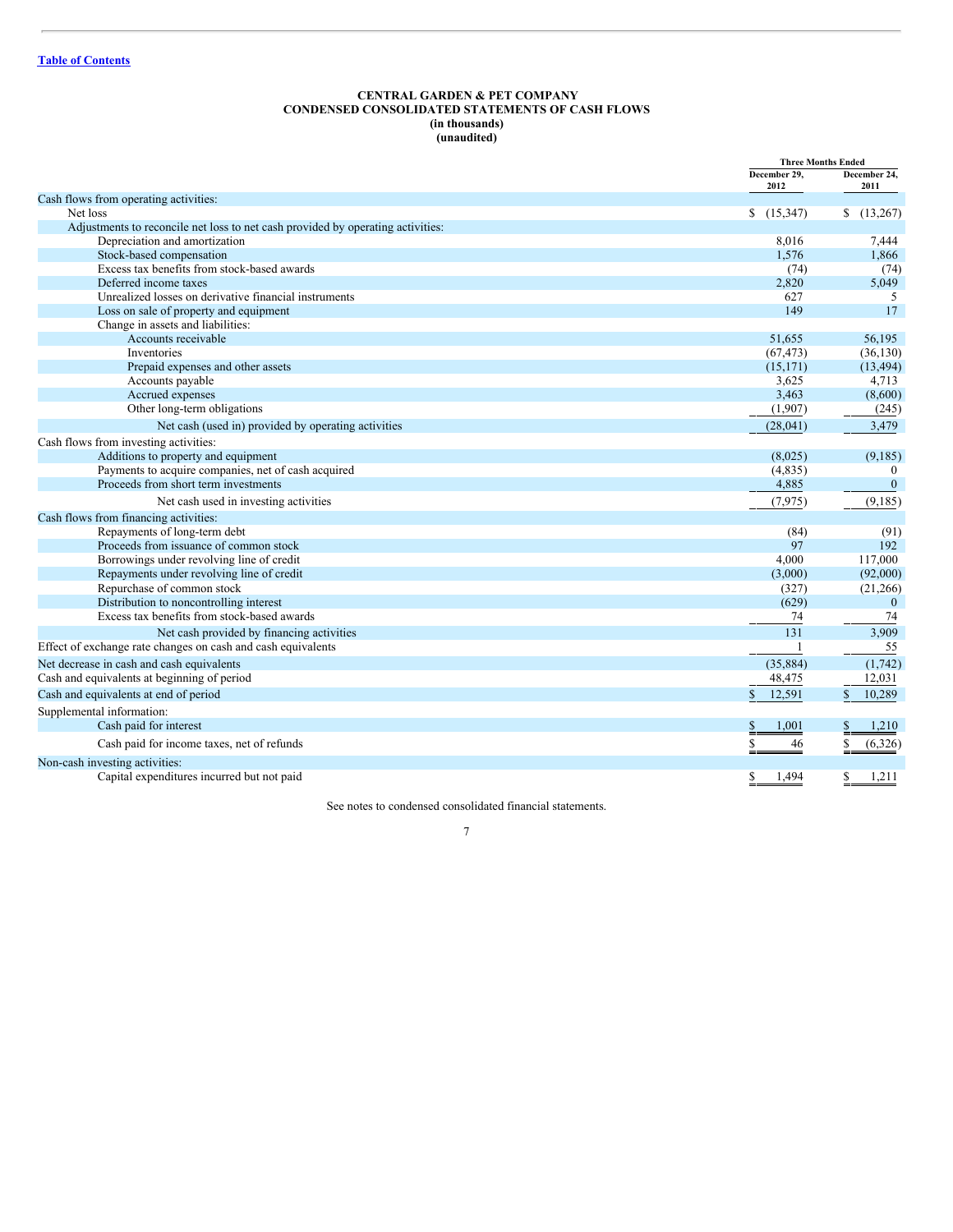**CENTRAL GARDEN & PET COMPANY**
**CONDENSED CONSOLIDATED STATEMENTS OF CASH FLOWS**
**(in thousands)**
**(unaudited)**

| | Three Months Ended | |
|---|---|---|
| | December 29, 2012 | December 24, 2011 |
| Cash flows from operating activities: | | |
| Net loss | $ (15,347) | $ (13,267) |
| Adjustments to reconcile net loss to net cash provided by operating activities: | | |
| Depreciation and amortization | 8,016 | 7,444 |
| Stock-based compensation | 1,576 | 1,866 |
| Excess tax benefits from stock-based awards | (74) | (74) |
| Deferred income taxes | 2,820 | 5,049 |
| Unrealized losses on derivative financial instruments | 627 | 5 |
| Loss on sale of property and equipment | 149 | 17 |
| Change in assets and liabilities: | | |
| Accounts receivable | 51,655 | 56,195 |
| Inventories | (67,473) | (36,130) |
| Prepaid expenses and other assets | (15,171) | (13,494) |
| Accounts payable | 3,625 | 4,713 |
| Accrued expenses | 3,463 | (8,600) |
| Other long-term obligations | (1,907) | (245) |
| Net cash (used in) provided by operating activities | (28,041) | 3,479 |
| Cash flows from investing activities: | | |
| Additions to property and equipment | (8,025) | (9,185) |
| Payments to acquire companies, net of cash acquired | (4,835) | 0 |
| Proceeds from short term investments | 4,885 | 0 |
| Net cash used in investing activities | (7,975) | (9,185) |
| Cash flows from financing activities: | | |
| Repayments of long-term debt | (84) | (91) |
| Proceeds from issuance of common stock | 97 | 192 |
| Borrowings under revolving line of credit | 4,000 | 117,000 |
| Repayments under revolving line of credit | (3,000) | (92,000) |
| Repurchase of common stock | (327) | (21,266) |
| Distribution to noncontrolling interest | (629) | 0 |
| Excess tax benefits from stock-based awards | 74 | 74 |
| Net cash provided by financing activities | 131 | 3,909 |
| Effect of exchange rate changes on cash and cash equivalents | 1 | 55 |
| Net decrease in cash and cash equivalents | (35,884) | (1,742) |
| Cash and equivalents at beginning of period | 48,475 | 12,031 |
| Cash and equivalents at end of period | $ 12,591 | $ 10,289 |
| Supplemental information: | | |
| Cash paid for interest | $ 1,001 | $ 1,210 |
| Cash paid for income taxes, net of refunds | $ 46 | $ (6,326) |
| Non-cash investing activities: | | |
| Capital expenditures incurred but not paid | $ 1,494 | $ 1,211 |

See notes to condensed consolidated financial statements.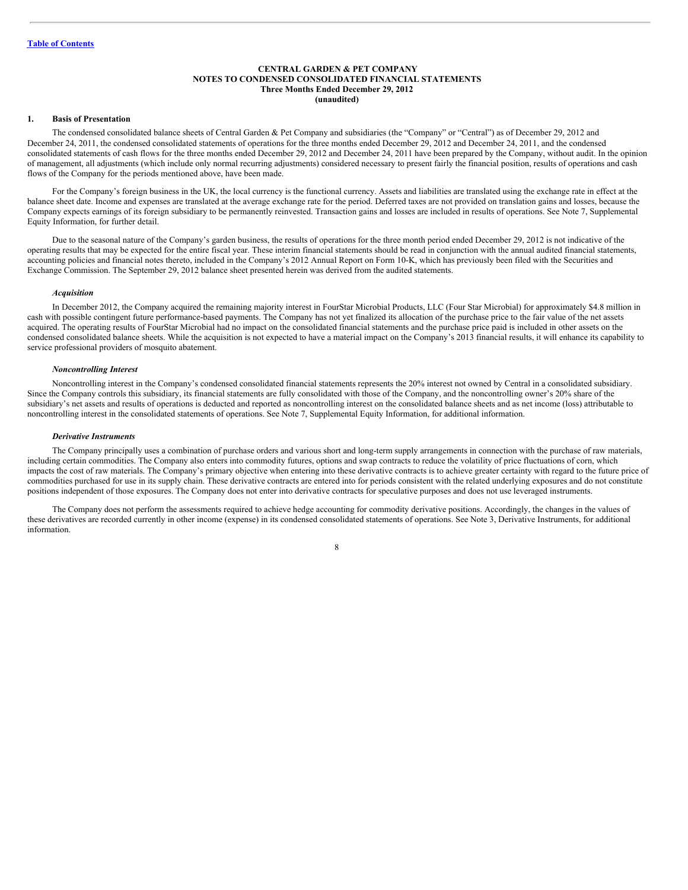[Table of Contents](#)

**CENTRAL GARDEN & PET COMPANY**
**NOTES TO CONDENSED CONSOLIDATED FINANCIAL STATEMENTS**
**Three Months Ended December 29, 2012**
**(unaudited)**

## 1. Basis of Presentation

The condensed consolidated balance sheets of Central Garden & Pet Company and subsidiaries (the "Company" or "Central") as of December 29, 2012 and December 24, 2011, the condensed consolidated statements of operations for the three months ended December 29, 2012 and December 24, 2011, and the condensed consolidated statements of cash flows for the three months ended December 29, 2012 and December 24, 2011 have been prepared by the Company, without audit. In the opinion of management, all adjustments (which include only normal recurring adjustments) considered necessary to present fairly the financial position, results of operations and cash flows of the Company for the periods mentioned above, have been made.

For the Company's foreign business in the UK, the local currency is the functional currency. Assets and liabilities are translated using the exchange rate in effect at the balance sheet date. Income and expenses are translated at the average exchange rate for the period. Deferred taxes are not provided on translation gains and losses, because the Company expects earnings of its foreign subsidiary to be permanently reinvested. Transaction gains and losses are included in results of operations. See Note 7, Supplemental Equity Information, for further detail.

Due to the seasonal nature of the Company's garden business, the results of operations for the three month period ended December 29, 2012 is not indicative of the operating results that may be expected for the entire fiscal year. These interim financial statements should be read in conjunction with the annual audited financial statements, accounting policies and financial notes thereto, included in the Company's 2012 Annual Report on Form 10-K, which has previously been filed with the Securities and Exchange Commission. The September 29, 2012 balance sheet presented herein was derived from the audited statements.

### *Acquisition*

In December 2012, the Company acquired the remaining majority interest in FourStar Microbial Products, LLC (Four Star Microbial) for approximately $4.8 million in cash with possible contingent future performance-based payments. The Company has not yet finalized its allocation of the purchase price to the fair value of the net assets acquired. The operating results of FourStar Microbial had no impact on the consolidated financial statements and the purchase price paid is included in other assets on the condensed consolidated balance sheets. While the acquisition is not expected to have a material impact on the Company's 2013 financial results, it will enhance its capability to service professional providers of mosquito abatement.

### *Noncontrolling Interest*

Noncontrolling interest in the Company's condensed consolidated financial statements represents the 20% interest not owned by Central in a consolidated subsidiary. Since the Company controls this subsidiary, its financial statements are fully consolidated with those of the Company, and the noncontrolling owner's 20% share of the subsidiary's net assets and results of operations is deducted and reported as noncontrolling interest on the consolidated balance sheets and as net income (loss) attributable to noncontrolling interest in the consolidated statements of operations. See Note 7, Supplemental Equity Information, for additional information.

### *Derivative Instruments*

The Company principally uses a combination of purchase orders and various short and long-term supply arrangements in connection with the purchase of raw materials, including certain commodities. The Company also enters into commodity futures, options and swap contracts to reduce the volatility of price fluctuations of corn, which impacts the cost of raw materials. The Company's primary objective when entering into these derivative contracts is to achieve greater certainty with regard to the future price of commodities purchased for use in its supply chain. These derivative contracts are entered into for periods consistent with the related underlying exposures and do not constitute positions independent of those exposures. The Company does not enter into derivative contracts for speculative purposes and does not use leveraged instruments.

The Company does not perform the assessments required to achieve hedge accounting for commodity derivative positions. Accordingly, the changes in the values of these derivatives are recorded currently in other income (expense) in its condensed consolidated statements of operations. See Note 3, Derivative Instruments, for additional information.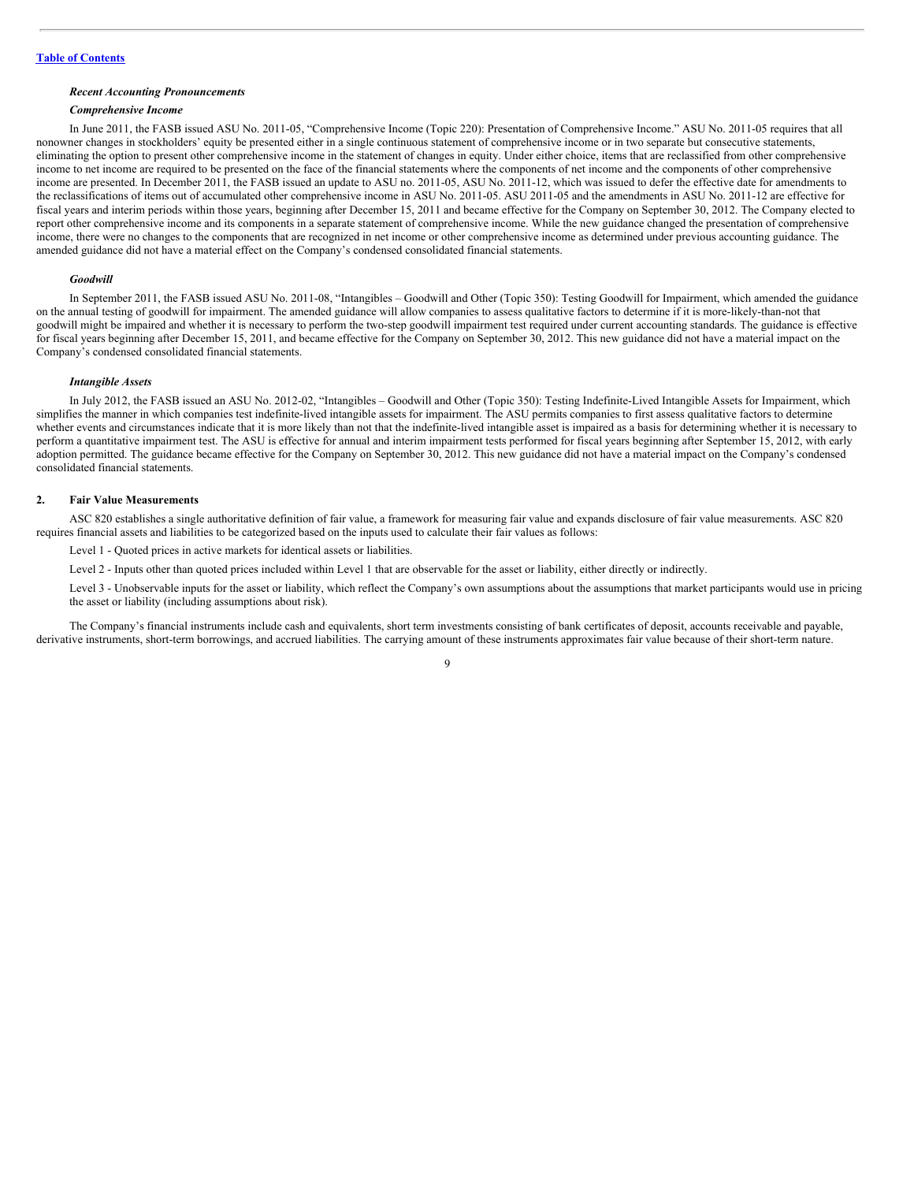[Table of Contents](#)

***Recent Accounting Pronouncements***

***Comprehensive Income***

In June 2011, the FASB issued ASU No. 2011-05, "Comprehensive Income (Topic 220): Presentation of Comprehensive Income." ASU No. 2011-05 requires that all nonowner changes in stockholders' equity be presented either in a single continuous statement of comprehensive income or in two separate but consecutive statements, eliminating the option to present other comprehensive income in the statement of changes in equity. Under either choice, items that are reclassified from other comprehensive income to net income are required to be presented on the face of the financial statements where the components of net income and the components of other comprehensive income are presented. In December 2011, the FASB issued an update to ASU no. 2011-05, ASU No. 2011-12, which was issued to defer the effective date for amendments to the reclassifications of items out of accumulated other comprehensive income in ASU No. 2011-05. ASU 2011-05 and the amendments in ASU No. 2011-12 are effective for fiscal years and interim periods within those years, beginning after December 15, 2011 and became effective for the Company on September 30, 2012. The Company elected to report other comprehensive income and its components in a separate statement of comprehensive income. While the new guidance changed the presentation of comprehensive income, there were no changes to the components that are recognized in net income or other comprehensive income as determined under previous accounting guidance. The amended guidance did not have a material effect on the Company's condensed consolidated financial statements.

***Goodwill***

In September 2011, the FASB issued ASU No. 2011-08, "Intangibles – Goodwill and Other (Topic 350): Testing Goodwill for Impairment, which amended the guidance on the annual testing of goodwill for impairment. The amended guidance will allow companies to assess qualitative factors to determine if it is more-likely-than-not that goodwill might be impaired and whether it is necessary to perform the two-step goodwill impairment test required under current accounting standards. The guidance is effective for fiscal years beginning after December 15, 2011, and became effective for the Company on September 30, 2012. This new guidance did not have a material impact on the Company's condensed consolidated financial statements.

***Intangible Assets***

In July 2012, the FASB issued an ASU No. 2012-02, "Intangibles – Goodwill and Other (Topic 350): Testing Indefinite-Lived Intangible Assets for Impairment, which simplifies the manner in which companies test indefinite-lived intangible assets for impairment. The ASU permits companies to first assess qualitative factors to determine whether events and circumstances indicate that it is more likely than not that the indefinite-lived intangible asset is impaired as a basis for determining whether it is necessary to perform a quantitative impairment test. The ASU is effective for annual and interim impairment tests performed for fiscal years beginning after September 15, 2012, with early adoption permitted. The guidance became effective for the Company on September 30, 2012. This new guidance did not have a material impact on the Company's condensed consolidated financial statements.

## 2. Fair Value Measurements

ASC 820 establishes a single authoritative definition of fair value, a framework for measuring fair value and expands disclosure of fair value measurements. ASC 820 requires financial assets and liabilities to be categorized based on the inputs used to calculate their fair values as follows:

Level 1 - Quoted prices in active markets for identical assets or liabilities.

Level 2 - Inputs other than quoted prices included within Level 1 that are observable for the asset or liability, either directly or indirectly.

Level 3 - Unobservable inputs for the asset or liability, which reflect the Company's own assumptions about the assumptions that market participants would use in pricing the asset or liability (including assumptions about risk).

The Company's financial instruments include cash and equivalents, short term investments consisting of bank certificates of deposit, accounts receivable and payable, derivative instruments, short-term borrowings, and accrued liabilities. The carrying amount of these instruments approximates fair value because of their short-term nature.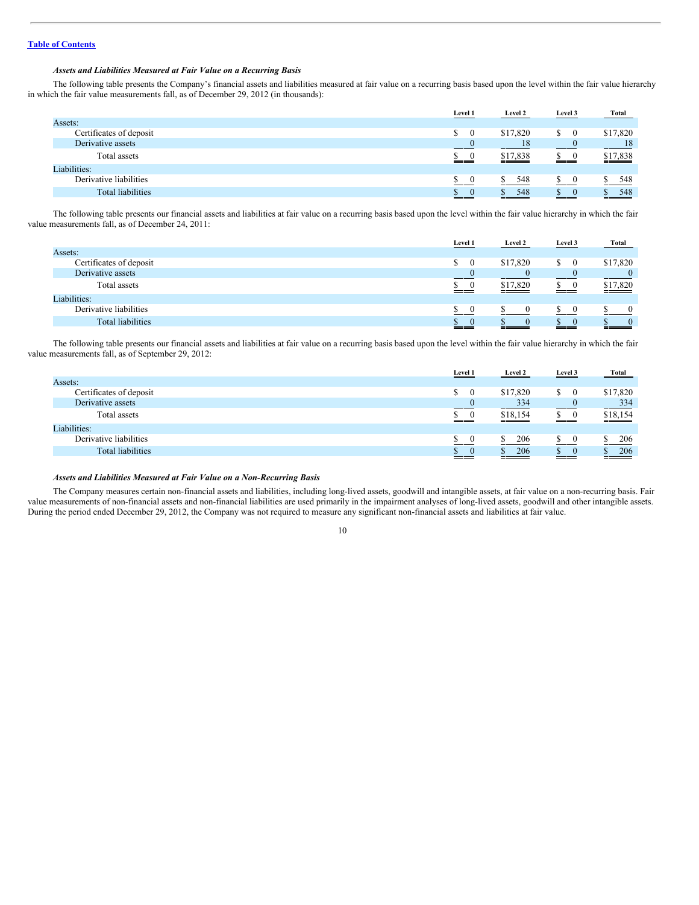[Table of Contents](#)

***Assets and Liabilities Measured at Fair Value on a Recurring Basis***

The following table presents the Company's financial assets and liabilities measured at fair value on a recurring basis based upon the level within the fair value hierarchy in which the fair value measurements fall, as of December 29, 2012 (in thousands):

| | Level 1 | Level 2 | Level 3 | Total |
|---|---|---|---|---|
| Assets: | | | | |
| Certificates of deposit | $ 0 | $17,820 | $ 0 | $17,820 |
| Derivative assets | 0 | 18 | 0 | 18 |
| Total assets | $ 0 | $17,838 | $ 0 | $17,838 |
| Liabilities: | | | | |
| Derivative liabilities | $ 0 | $ 548 | $ 0 | $ 548 |
| Total liabilities | $ 0 | $ 548 | $ 0 | $ 548 |

The following table presents our financial assets and liabilities at fair value on a recurring basis based upon the level within the fair value hierarchy in which the fair value measurements fall, as of December 24, 2011:

| | Level 1 | Level 2 | Level 3 | Total |
|---|---|---|---|---|
| Assets: | | | | |
| Certificates of deposit | $ 0 | $17,820 | $ 0 | $17,820 |
| Derivative assets | 0 | 0 | 0 | 0 |
| Total assets | $ 0 | $17,820 | $ 0 | $17,820 |
| Liabilities: | | | | |
| Derivative liabilities | $ 0 | $ 0 | $ 0 | $ 0 |
| Total liabilities | $ 0 | $ 0 | $ 0 | $ 0 |

The following table presents our financial assets and liabilities at fair value on a recurring basis based upon the level within the fair value hierarchy in which the fair value measurements fall, as of September 29, 2012:

| | Level 1 | Level 2 | Level 3 | Total |
|---|---|---|---|---|
| Assets: | | | | |
| Certificates of deposit | $ 0 | $17,820 | $ 0 | $17,820 |
| Derivative assets | 0 | 334 | 0 | 334 |
| Total assets | $ 0 | $18,154 | $ 0 | $18,154 |
| Liabilities: | | | | |
| Derivative liabilities | $ 0 | $ 206 | $ 0 | $ 206 |
| Total liabilities | $ 0 | $ 206 | $ 0 | $ 206 |

***Assets and Liabilities Measured at Fair Value on a Non-Recurring Basis***

The Company measures certain non-financial assets and liabilities, including long-lived assets, goodwill and intangible assets, at fair value on a non-recurring basis. Fair value measurements of non-financial assets and non-financial liabilities are used primarily in the impairment analyses of long-lived assets, goodwill and other intangible assets. During the period ended December 29, 2012, the Company was not required to measure any significant non-financial assets and liabilities at fair value.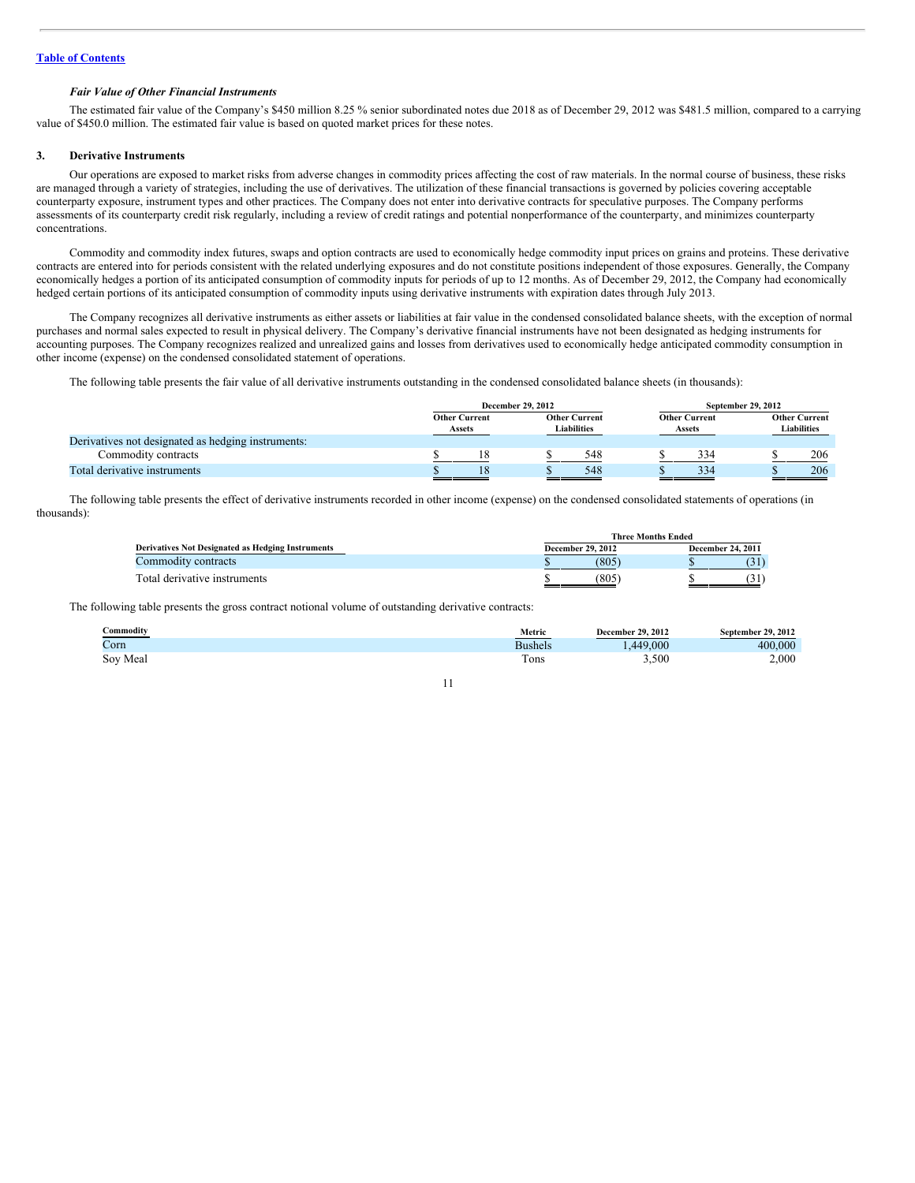*Fair Value of Other Financial Instruments*

The estimated fair value of the Company's $450 million 8.25 % senior subordinated notes due 2018 as of December 29, 2012 was $481.5 million, compared to a carrying value of $450.0 million. The estimated fair value is based on quoted market prices for these notes.

### 3. Derivative Instruments

Our operations are exposed to market risks from adverse changes in commodity prices affecting the cost of raw materials. In the normal course of business, these risks are managed through a variety of strategies, including the use of derivatives. The utilization of these financial transactions is governed by policies covering acceptable counterparty exposure, instrument types and other practices. The Company does not enter into derivative contracts for speculative purposes. The Company performs assessments of its counterparty credit risk regularly, including a review of credit ratings and potential nonperformance of the counterparty, and minimizes counterparty concentrations.

Commodity and commodity index futures, swaps and option contracts are used to economically hedge commodity input prices on grains and proteins. These derivative contracts are entered into for periods consistent with the related underlying exposures and do not constitute positions independent of those exposures. Generally, the Company economically hedges a portion of its anticipated consumption of commodity inputs for periods of up to 12 months. As of December 29, 2012, the Company had economically hedged certain portions of its anticipated consumption of commodity inputs using derivative instruments with expiration dates through July 2013.

The Company recognizes all derivative instruments as either assets or liabilities at fair value in the condensed consolidated balance sheets, with the exception of normal purchases and normal sales expected to result in physical delivery. The Company's derivative financial instruments have not been designated as hedging instruments for accounting purposes. The Company recognizes realized and unrealized gains and losses from derivatives used to economically hedge anticipated commodity consumption in other income (expense) on the condensed consolidated statement of operations.

The following table presents the fair value of all derivative instruments outstanding in the condensed consolidated balance sheets (in thousands):

| | December 29, 2012 | | September 29, 2012 | |
|---|---|---|---|---|
| | Other Current Assets | Other Current Liabilities | Other Current Assets | Other Current Liabilities |
| Derivatives not designated as hedging instruments: | | | | |
| Commodity contracts | $ 18 | $ 548 | $ 334 | $ 206 |
| Total derivative instruments | $ 18 | $ 548 | $ 334 | $ 206 |

The following table presents the effect of derivative instruments recorded in other income (expense) on the condensed consolidated statements of operations (in thousands):

| | Three Months Ended | |
|---|---|---|
| Derivatives Not Designated as Hedging Instruments | December 29, 2012 | December 24, 2011 |
| Commodity contracts | $ (805) | $ (31) |
| Total derivative instruments | $ (805) | $ (31) |

The following table presents the gross contract notional volume of outstanding derivative contracts:

| Commodity | Metric | December 29, 2012 | September 29, 2012 |
|---|---|---|---|
| Corn | Bushels | 1,449,000 | 400,000 |
| Soy Meal | Tons | 3,500 | 2,000 |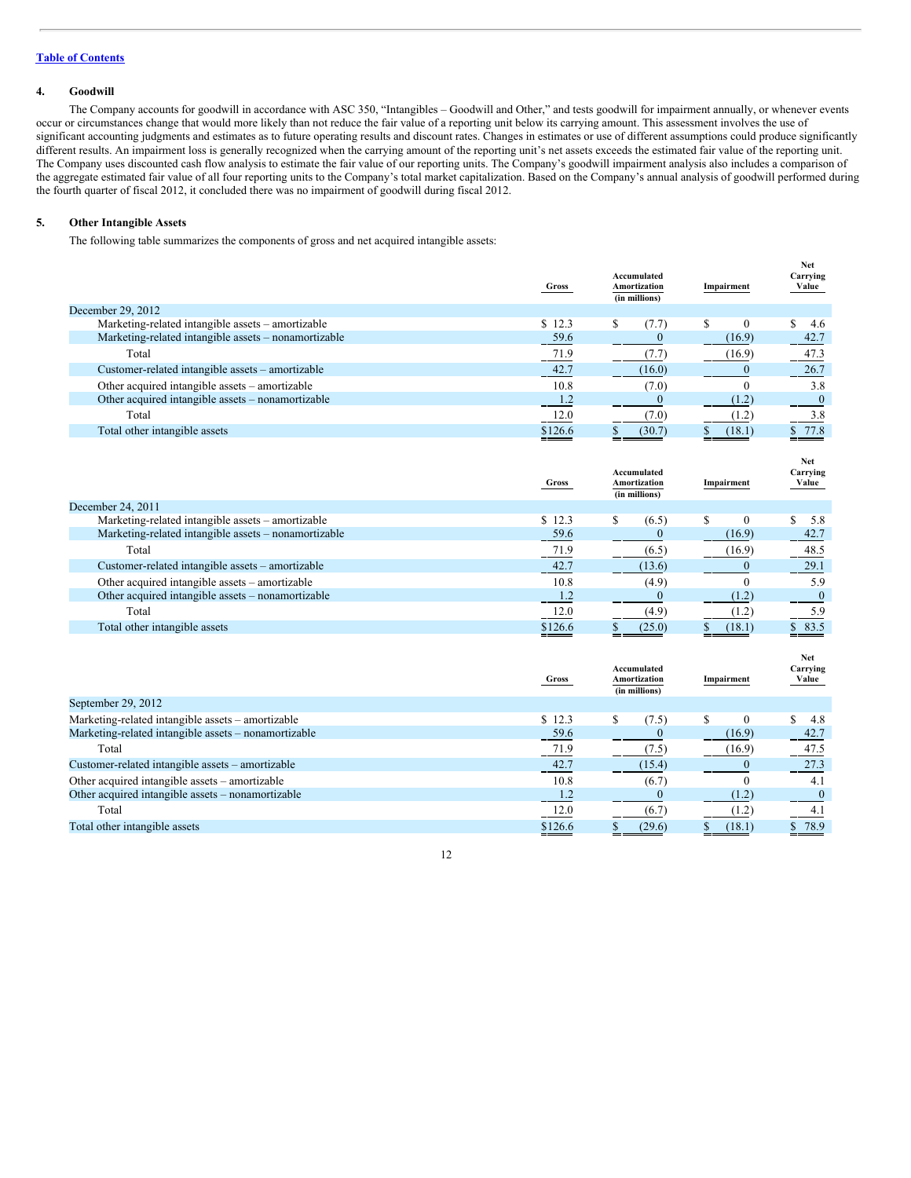[Table of Contents](#)

## 4. Goodwill

The Company accounts for goodwill in accordance with ASC 350, "Intangibles – Goodwill and Other," and tests goodwill for impairment annually, or whenever events occur or circumstances change that would more likely than not reduce the fair value of a reporting unit below its carrying amount. This assessment involves the use of significant accounting judgments and estimates as to future operating results and discount rates. Changes in estimates or use of different assumptions could produce significantly different results. An impairment loss is generally recognized when the carrying amount of the reporting unit's net assets exceeds the estimated fair value of the reporting unit. The Company uses discounted cash flow analysis to estimate the fair value of our reporting units. The Company's goodwill impairment analysis also includes a comparison of the aggregate estimated fair value of all four reporting units to the Company's total market capitalization. Based on the Company's annual analysis of goodwill performed during the fourth quarter of fiscal 2012, it concluded there was no impairment of goodwill during fiscal 2012.

## 5. Other Intangible Assets

The following table summarizes the components of gross and net acquired intangible assets:

| | Gross | Accumulated Amortization (in millions) | Impairment | Net Carrying Value |
|---|---|---|---|---|
| December 29, 2012 | | | | |
| Marketing-related intangible assets – amortizable | $ 12.3 | $ (7.7) | $ 0 | $ 4.6 |
| Marketing-related intangible assets – nonamortizable | 59.6 | 0 | (16.9) | 42.7 |
| Total | 71.9 | (7.7) | (16.9) | 47.3 |
| Customer-related intangible assets – amortizable | 42.7 | (16.0) | 0 | 26.7 |
| Other acquired intangible assets – amortizable | 10.8 | (7.0) | 0 | 3.8 |
| Other acquired intangible assets – nonamortizable | 1.2 | 0 | (1.2) | 0 |
| Total | 12.0 | (7.0) | (1.2) | 3.8 |
| Total other intangible assets | $126.6 | $ (30.7) | $ (18.1) | $ 77.8 |

| | Gross | Accumulated Amortization (in millions) | Impairment | Net Carrying Value |
|---|---|---|---|---|
| December 24, 2011 | | | | |
| Marketing-related intangible assets – amortizable | $ 12.3 | $ (6.5) | $ 0 | $ 5.8 |
| Marketing-related intangible assets – nonamortizable | 59.6 | 0 | (16.9) | 42.7 |
| Total | 71.9 | (6.5) | (16.9) | 48.5 |
| Customer-related intangible assets – amortizable | 42.7 | (13.6) | 0 | 29.1 |
| Other acquired intangible assets – amortizable | 10.8 | (4.9) | 0 | 5.9 |
| Other acquired intangible assets – nonamortizable | 1.2 | 0 | (1.2) | 0 |
| Total | 12.0 | (4.9) | (1.2) | 5.9 |
| Total other intangible assets | $126.6 | $ (25.0) | $ (18.1) | $ 83.5 |

| | Gross | Accumulated Amortization (in millions) | Impairment | Net Carrying Value |
|---|---|---|---|---|
| September 29, 2012 | | | | |
| Marketing-related intangible assets – amortizable | $ 12.3 | $ (7.5) | $ 0 | $ 4.8 |
| Marketing-related intangible assets – nonamortizable | 59.6 | 0 | (16.9) | 42.7 |
| Total | 71.9 | (7.5) | (16.9) | 47.5 |
| Customer-related intangible assets – amortizable | 42.7 | (15.4) | 0 | 27.3 |
| Other acquired intangible assets – amortizable | 10.8 | (6.7) | 0 | 4.1 |
| Other acquired intangible assets – nonamortizable | 1.2 | 0 | (1.2) | 0 |
| Total | 12.0 | (6.7) | (1.2) | 4.1 |
| Total other intangible assets | $126.6 | $ (29.6) | $ (18.1) | $ 78.9 |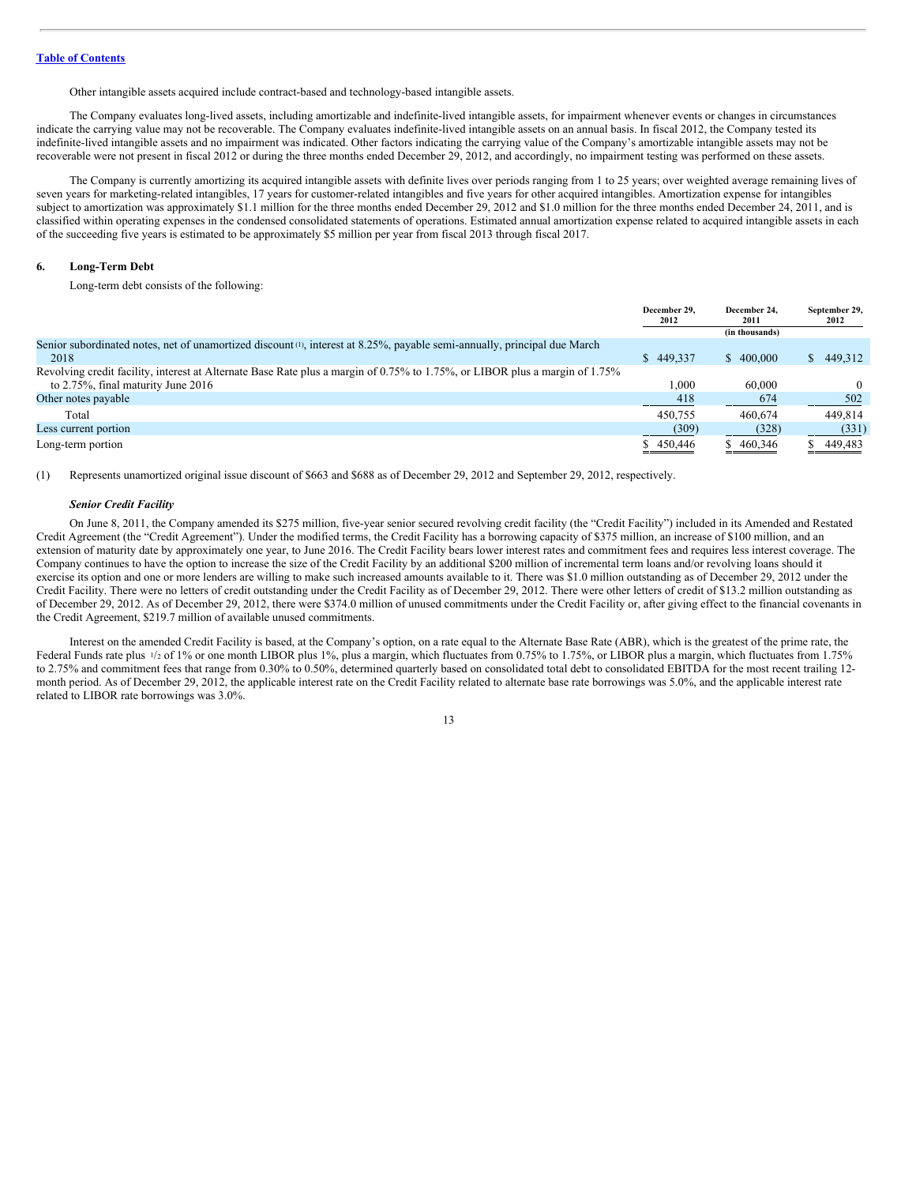Other intangible assets acquired include contract-based and technology-based intangible assets.

The Company evaluates long-lived assets, including amortizable and indefinite-lived intangible assets, for impairment whenever events or changes in circumstances indicate the carrying value may not be recoverable. The Company evaluates indefinite-lived intangible assets on an annual basis. In fiscal 2012, the Company tested its indefinite-lived intangible assets and no impairment was indicated. Other factors indicating the carrying value of the Company's amortizable intangible assets may not be recoverable were not present in fiscal 2012 or during the three months ended December 29, 2012, and accordingly, no impairment testing was performed on these assets.

The Company is currently amortizing its acquired intangible assets with definite lives over periods ranging from 1 to 25 years; over weighted average remaining lives of seven years for marketing-related intangibles, 17 years for customer-related intangibles and five years for other acquired intangibles. Amortization expense for intangibles subject to amortization was approximately $1.1 million for the three months ended December 29, 2012 and $1.0 million for the three months ended December 24, 2011, and is classified within operating expenses in the condensed consolidated statements of operations. Estimated annual amortization expense related to acquired intangible assets in each of the succeeding five years is estimated to be approximately $5 million per year from fiscal 2013 through fiscal 2017.

## 6. Long-Term Debt

Long-term debt consists of the following:

| | December 29, 2012 | December 24, 2011 | September 29, 2012 |
|---|---|---|---|
| | | (in thousands) | |
| Senior subordinated notes, net of unamortized discount [1], interest at 8.25%, payable semi-annually, principal due March 2018 | $ 449,337 | $ 400,000 | $ 449,312 |
| Revolving credit facility, interest at Alternate Base Rate plus a margin of 0.75% to 1.75%, or LIBOR plus a margin of 1.75% to 2.75%, final maturity June 2016 | 1,000 | 60,000 | 0 |
| Other notes payable | 418 | 674 | 502 |
| Total | 450,755 | 460,674 | 449,814 |
| Less current portion | (309) | (328) | (331) |
| Long-term portion | $ 450,446 | $ 460,346 | $ 449,483 |

(1) Represents unamortized original issue discount of $663 and $688 as of December 29, 2012 and September 29, 2012, respectively.

### *Senior Credit Facility*

On June 8, 2011, the Company amended its $275 million, five-year senior secured revolving credit facility (the "Credit Facility") included in its Amended and Restated Credit Agreement (the "Credit Agreement"). Under the modified terms, the Credit Facility has a borrowing capacity of $375 million, an increase of $100 million, and an extension of maturity date by approximately one year, to June 2016. The Credit Facility bears lower interest rates and commitment fees and requires less interest coverage. The Company continues to have the option to increase the size of the Credit Facility by an additional $200 million of incremental term loans and/or revolving loans should it exercise its option and one or more lenders are willing to make such increased amounts available to it. There was $1.0 million outstanding as of December 29, 2012 under the Credit Facility. There were no letters of credit outstanding under the Credit Facility as of December 29, 2012. There were other letters of credit of $13.2 million outstanding as of December 29, 2012. As of December 29, 2012, there were $374.0 million of unused commitments under the Credit Facility or, after giving effect to the financial covenants in the Credit Agreement, $219.7 million of available unused commitments.

Interest on the amended Credit Facility is based, at the Company's option, on a rate equal to the Alternate Base Rate (ABR), which is the greatest of the prime rate, the Federal Funds rate plus ½ of 1% or one month LIBOR plus 1%, plus a margin, which fluctuates from 0.75% to 1.75%, or LIBOR plus a margin, which fluctuates from 1.75% to 2.75% and commitment fees that range from 0.30% to 0.50%, determined quarterly based on consolidated total debt to consolidated EBITDA for the most recent trailing 12-month period. As of December 29, 2012, the applicable interest rate on the Credit Facility related to alternate base rate borrowings was 5.0%, and the applicable interest rate related to LIBOR rate borrowings was 3.0%.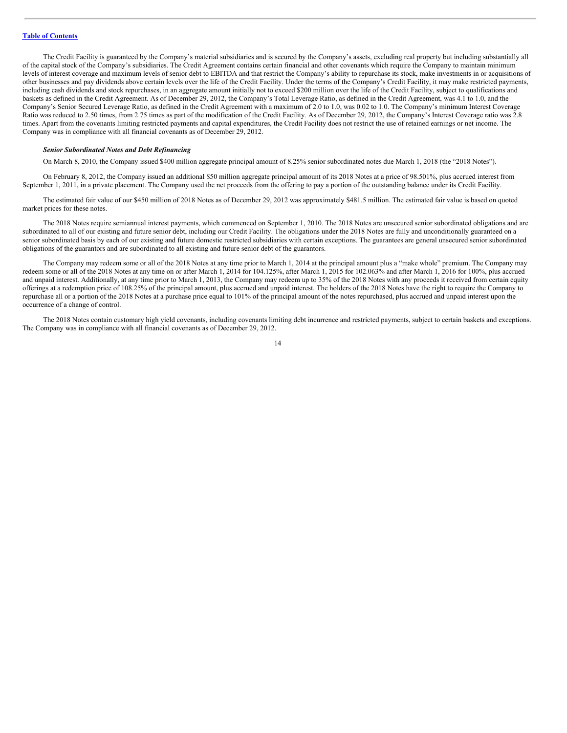The Credit Facility is guaranteed by the Company's material subsidiaries and is secured by the Company's assets, excluding real property but including substantially all of the capital stock of the Company's subsidiaries. The Credit Agreement contains certain financial and other covenants which require the Company to maintain minimum levels of interest coverage and maximum levels of senior debt to EBITDA and that restrict the Company's ability to repurchase its stock, make investments in or acquisitions of other businesses and pay dividends above certain levels over the life of the Credit Facility. Under the terms of the Company's Credit Facility, it may make restricted payments, including cash dividends and stock repurchases, in an aggregate amount initially not to exceed \$200 million over the life of the Credit Facility, subject to qualifications and baskets as defined in the Credit Agreement. As of December 29, 2012, the Company's Total Leverage Ratio, as defined in the Credit Agreement, was 4.1 to 1.0, and the Company's Senior Secured Leverage Ratio, as defined in the Credit Agreement with a maximum of 2.0 to 1.0, was 0.02 to 1.0. The Company's minimum Interest Coverage Ratio was reduced to 2.50 times, from 2.75 times as part of the modification of the Credit Facility. As of December 29, 2012, the Company's Interest Coverage ratio was 2.8 times. Apart from the covenants limiting restricted payments and capital expenditures, the Credit Facility does not restrict the use of retained earnings or net income. The Company was in compliance with all financial covenants as of December 29, 2012.

***Senior Subordinated Notes and Debt Refinancing***

On March 8, 2010, the Company issued \$400 million aggregate principal amount of 8.25% senior subordinated notes due March 1, 2018 (the "2018 Notes").

On February 8, 2012, the Company issued an additional \$50 million aggregate principal amount of its 2018 Notes at a price of 98.501%, plus accrued interest from September 1, 2011, in a private placement. The Company used the net proceeds from the offering to pay a portion of the outstanding balance under its Credit Facility.

The estimated fair value of our \$450 million of 2018 Notes as of December 29, 2012 was approximately \$481.5 million. The estimated fair value is based on quoted market prices for these notes.

The 2018 Notes require semiannual interest payments, which commenced on September 1, 2010. The 2018 Notes are unsecured senior subordinated obligations and are subordinated to all of our existing and future senior debt, including our Credit Facility. The obligations under the 2018 Notes are fully and unconditionally guaranteed on a senior subordinated basis by each of our existing and future domestic restricted subsidiaries with certain exceptions. The guarantees are general unsecured senior subordinated obligations of the guarantors and are subordinated to all existing and future senior debt of the guarantors.

The Company may redeem some or all of the 2018 Notes at any time prior to March 1, 2014 at the principal amount plus a "make whole" premium. The Company may redeem some or all of the 2018 Notes at any time on or after March 1, 2014 for 104.125%, after March 1, 2015 for 102.063% and after March 1, 2016 for 100%, plus accrued and unpaid interest. Additionally, at any time prior to March 1, 2013, the Company may redeem up to 35% of the 2018 Notes with any proceeds it received from certain equity offerings at a redemption price of 108.25% of the principal amount, plus accrued and unpaid interest. The holders of the 2018 Notes have the right to require the Company to repurchase all or a portion of the 2018 Notes at a purchase price equal to 101% of the principal amount of the notes repurchased, plus accrued and unpaid interest upon the occurrence of a change of control.

The 2018 Notes contain customary high yield covenants, including covenants limiting debt incurrence and restricted payments, subject to certain baskets and exceptions. The Company was in compliance with all financial covenants as of December 29, 2012.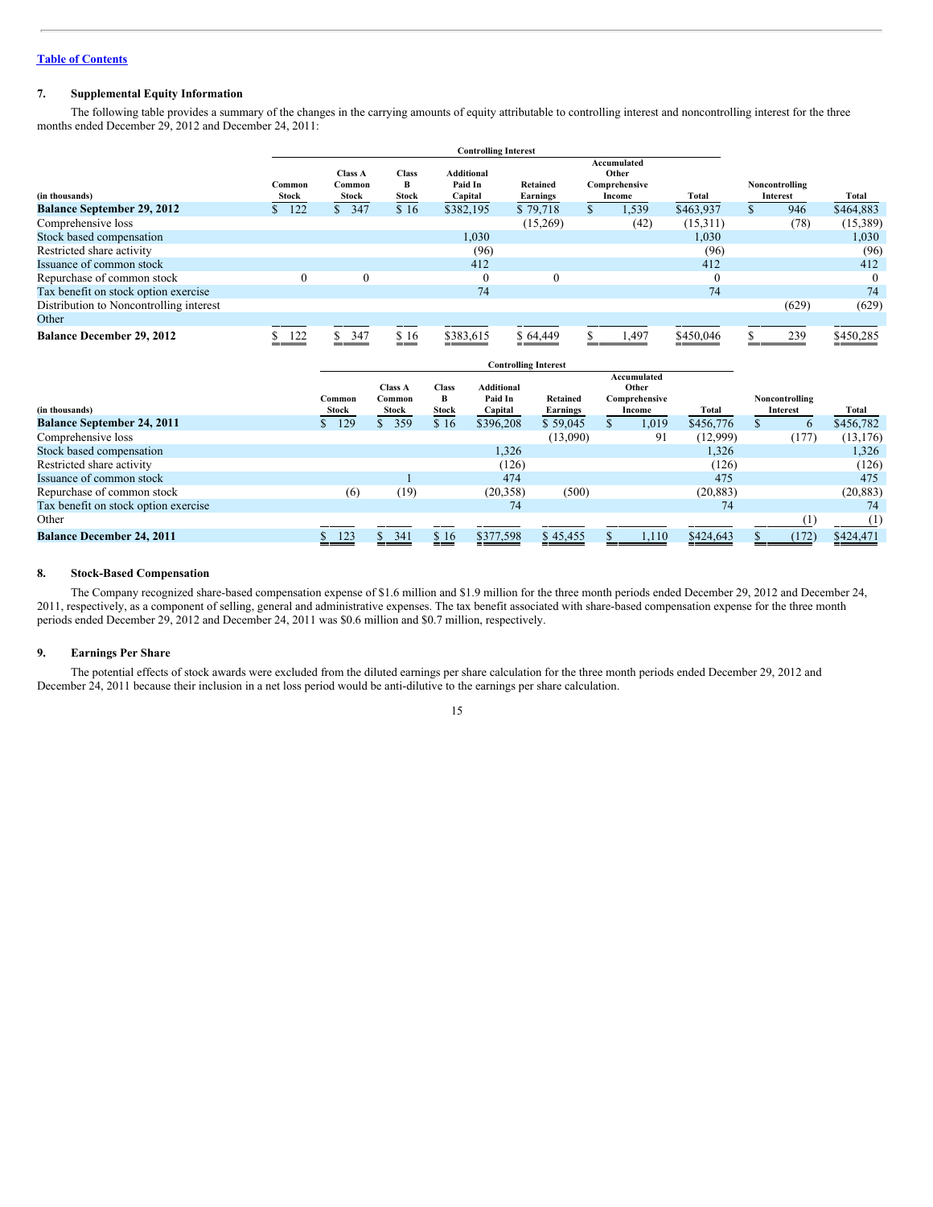[Table of Contents](#)

## 7. Supplemental Equity Information

The following table provides a summary of the changes in the carrying amounts of equity attributable to controlling interest and noncontrolling interest for the three months ended December 29, 2012 and December 24, 2011:

| (in thousands) | Controlling Interest | | | | | | | | |
|---|---|---|---|---|---|---|---|---|---|
| | Common Stock | Class A Common Stock | Class B Stock | Additional Paid In Capital | Retained Earnings | Accumulated Other Comprehensive Income | Total | Noncontrolling Interest | Total |
| **Balance September 29, 2012** | $ 122 | $ 347 | $ 16 | $382,195 | $ 79,718 | $ 1,539 | $463,937 | $ 946 | $464,883 |
| Comprehensive loss | | | | | (15,269) | (42) | (15,311) | (78) | (15,389) |
| Stock based compensation | | | | 1,030 | | | 1,030 | | 1,030 |
| Restricted share activity | | | | (96) | | | (96) | | (96) |
| Issuance of common stock | | | | 412 | | | 412 | | 412 |
| Repurchase of common stock | 0 | 0 | | 0 | 0 | | 0 | | 0 |
| Tax benefit on stock option exercise | | | | 74 | | | 74 | | 74 |
| Distribution to Noncontrolling interest | | | | | | | | (629) | (629) |
| Other | | | | | | | | | |
| **Balance December 29, 2012** | $ 122 | $ 347 | $ 16 | $383,615 | $ 64,449 | $ 1,497 | $450,046 | $ 239 | $450,285 |

| (in thousands) | Controlling Interest | | | | | | | | |
|---|---|---|---|---|---|---|---|---|---|
| | Common Stock | Class A Common Stock | Class B Stock | Additional Paid In Capital | Retained Earnings | Accumulated Other Comprehensive Income | Total | Noncontrolling Interest | Total |
| **Balance September 24, 2011** | $ 129 | $ 359 | $ 16 | $396,208 | $ 59,045 | $ 1,019 | $456,776 | $ 6 | $456,782 |
| Comprehensive loss | | | | | (13,090) | 91 | (12,999) | (177) | (13,176) |
| Stock based compensation | | | | 1,326 | | | 1,326 | | 1,326 |
| Restricted share activity | | | | (126) | | | (126) | | (126) |
| Issuance of common stock | | 1 | | 474 | | | 475 | | 475 |
| Repurchase of common stock | (6) | (19) | | (20,358) | (500) | | (20,883) | | (20,883) |
| Tax benefit on stock option exercise | | | | 74 | | | 74 | | 74 |
| Other | | | | | | | | (1) | (1) |
| **Balance December 24, 2011** | $ 123 | $ 341 | $ 16 | $377,598 | $ 45,455 | $ 1,110 | $424,643 | $ (172) | $424,471 |

## 8. Stock-Based Compensation

The Company recognized share-based compensation expense of $1.6 million and $1.9 million for the three month periods ended December 29, 2012 and December 24, 2011, respectively, as a component of selling, general and administrative expenses. The tax benefit associated with share-based compensation expense for the three month periods ended December 29, 2012 and December 24, 2011 was $0.6 million and $0.7 million, respectively.

## 9. Earnings Per Share

The potential effects of stock awards were excluded from the diluted earnings per share calculation for the three month periods ended December 29, 2012 and December 24, 2011 because their inclusion in a net loss period would be anti-dilutive to the earnings per share calculation.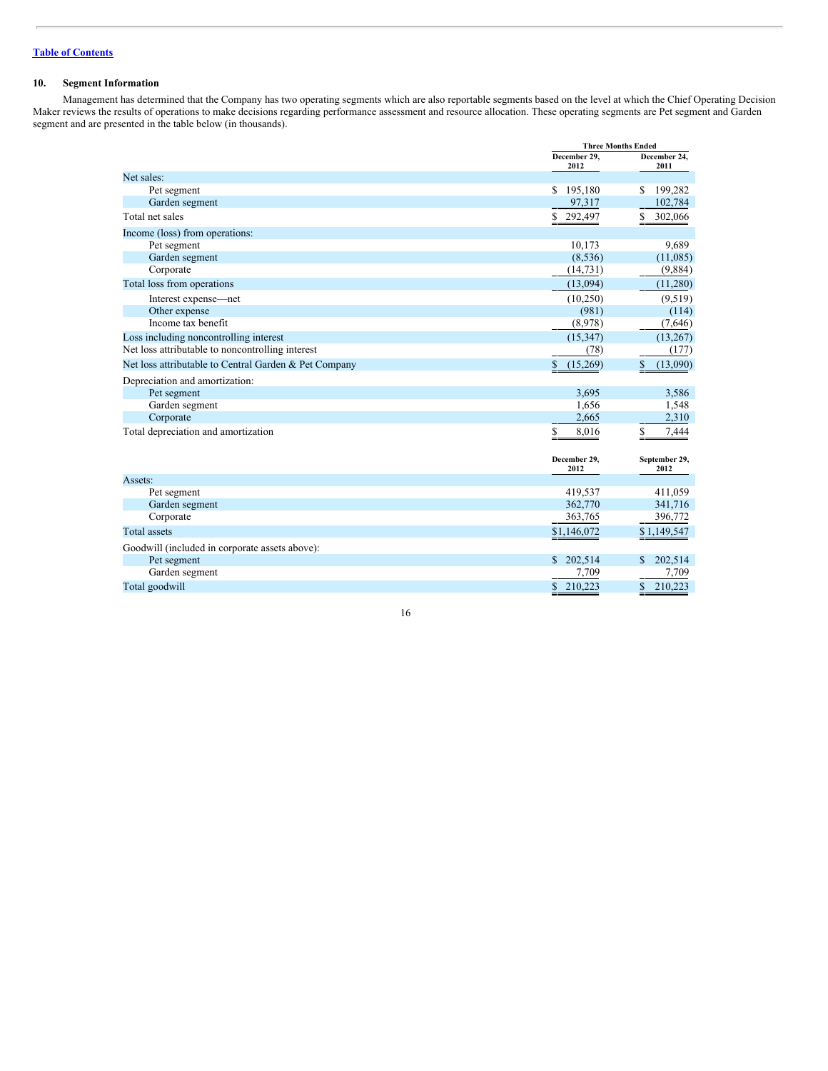[Table of Contents](#)

## 10. Segment Information

Management has determined that the Company has two operating segments which are also reportable segments based on the level at which the Chief Operating Decision Maker reviews the results of operations to make decisions regarding performance assessment and resource allocation. These operating segments are Pet segment and Garden segment and are presented in the table below (in thousands).

| | Three Months Ended | |
|---|---|---|
| | December 29, 2012 | December 24, 2011 |
| Net sales: | | |
| Pet segment | $ 195,180 | $ 199,282 |
| Garden segment | 97,317 | 102,784 |
| Total net sales | $ 292,497 | $ 302,066 |
| Income (loss) from operations: | | |
| Pet segment | 10,173 | 9,689 |
| Garden segment | (8,536) | (11,085) |
| Corporate | (14,731) | (9,884) |
| Total loss from operations | (13,094) | (11,280) |
| Interest expense—net | (10,250) | (9,519) |
| Other expense | (981) | (114) |
| Income tax benefit | (8,978) | (7,646) |
| Loss including noncontrolling interest | (15,347) | (13,267) |
| Net loss attributable to noncontrolling interest | (78) | (177) |
| Net loss attributable to Central Garden & Pet Company | $ (15,269) | $ (13,090) |
| Depreciation and amortization: | | |
| Pet segment | 3,695 | 3,586 |
| Garden segment | 1,656 | 1,548 |
| Corporate | 2,665 | 2,310 |
| Total depreciation and amortization | $ 8,016 | $ 7,444 |

| | December 29, 2012 | September 29, 2012 |
|---|---|---|
| Assets: | | |
| Pet segment | 419,537 | 411,059 |
| Garden segment | 362,770 | 341,716 |
| Corporate | 363,765 | 396,772 |
| Total assets | $1,146,072 | $ 1,149,547 |
| Goodwill (included in corporate assets above): | | |
| Pet segment | $ 202,514 | $ 202,514 |
| Garden segment | 7,709 | 7,709 |
| Total goodwill | $ 210,223 | $ 210,223 |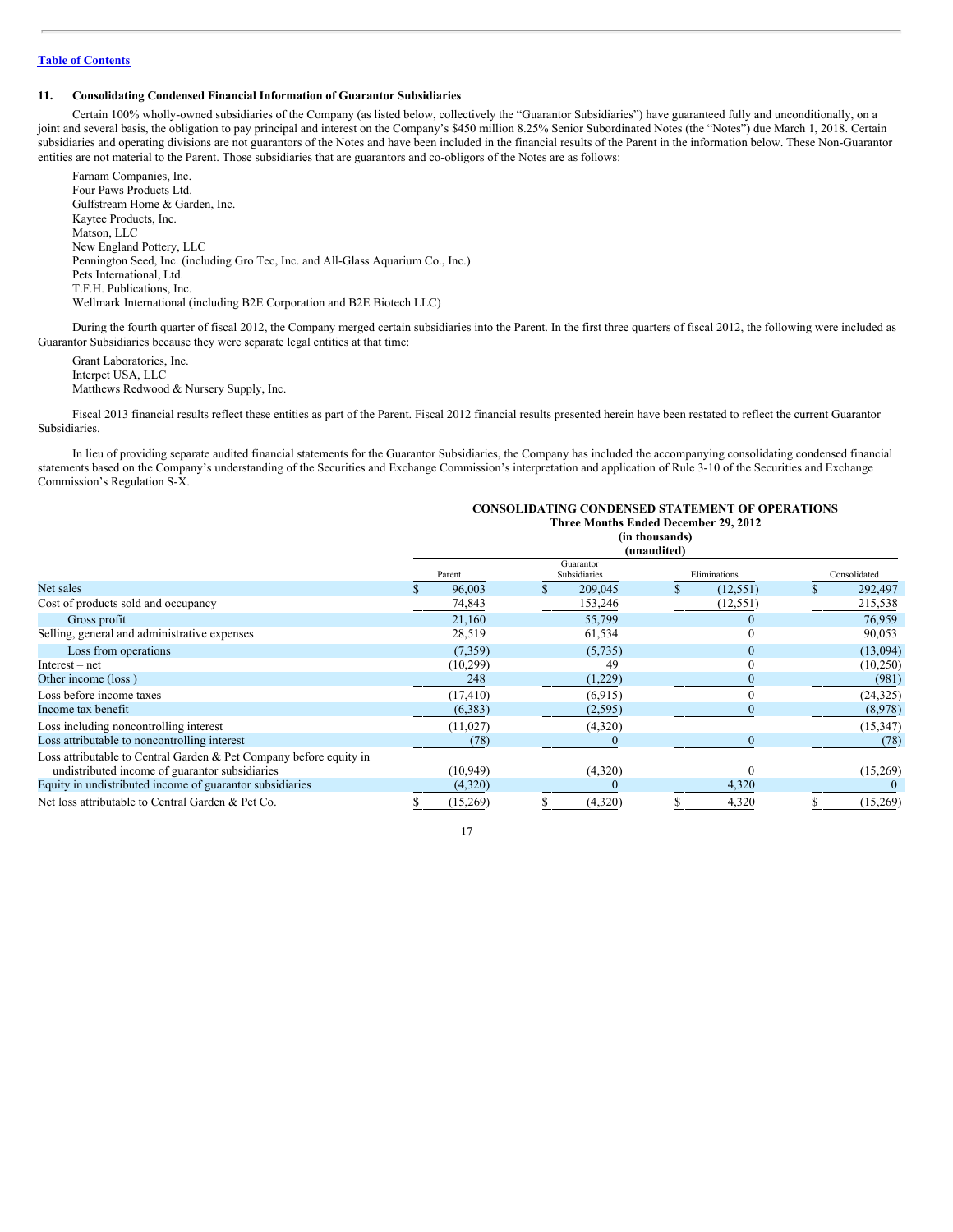Table of Contents

## 11. Consolidating Condensed Financial Information of Guarantor Subsidiaries

Certain 100% wholly-owned subsidiaries of the Company (as listed below, collectively the "Guarantor Subsidiaries") have guaranteed fully and unconditionally, on a joint and several basis, the obligation to pay principal and interest on the Company's $450 million 8.25% Senior Subordinated Notes (the "Notes") due March 1, 2018. Certain subsidiaries and operating divisions are not guarantors of the Notes and have been included in the financial results of the Parent in the information below. These Non-Guarantor entities are not material to the Parent. Those subsidiaries that are guarantors and co-obligors of the Notes are as follows:

Farnam Companies, Inc.
Four Paws Products Ltd.
Gulfstream Home & Garden, Inc.
Kaytee Products, Inc.
Matson, LLC
New England Pottery, LLC
Pennington Seed, Inc. (including Gro Tec, Inc. and All-Glass Aquarium Co., Inc.)
Pets International, Ltd.
T.F.H. Publications, Inc.
Wellmark International (including B2E Corporation and B2E Biotech LLC)

During the fourth quarter of fiscal 2012, the Company merged certain subsidiaries into the Parent. In the first three quarters of fiscal 2012, the following were included as Guarantor Subsidiaries because they were separate legal entities at that time:

Grant Laboratories, Inc.
Interpet USA, LLC
Matthews Redwood & Nursery Supply, Inc.

Fiscal 2013 financial results reflect these entities as part of the Parent. Fiscal 2012 financial results presented herein have been restated to reflect the current Guarantor Subsidiaries.

In lieu of providing separate audited financial statements for the Guarantor Subsidiaries, the Company has included the accompanying consolidating condensed financial statements based on the Company's understanding of the Securities and Exchange Commission's interpretation and application of Rule 3-10 of the Securities and Exchange Commission's Regulation S-X.

**CONSOLIDATING CONDENSED STATEMENT OF OPERATIONS**
**Three Months Ended December 29, 2012**
**(in thousands)**
**(unaudited)**

| | Parent | Guarantor Subsidiaries | Eliminations | Consolidated |
|---|---|---|---|---|
| Net sales | $ 96,003 | $ 209,045 | $ (12,551) | $ 292,497 |
| Cost of products sold and occupancy | 74,843 | 153,246 | (12,551) | 215,538 |
| Gross profit | 21,160 | 55,799 | 0 | 76,959 |
| Selling, general and administrative expenses | 28,519 | 61,534 | 0 | 90,053 |
| Loss from operations | (7,359) | (5,735) | 0 | (13,094) |
| Interest – net | (10,299) | 49 | 0 | (10,250) |
| Other income (loss ) | 248 | (1,229) | 0 | (981) |
| Loss before income taxes | (17,410) | (6,915) | 0 | (24,325) |
| Income tax benefit | (6,383) | (2,595) | 0 | (8,978) |
| Loss including noncontrolling interest | (11,027) | (4,320) | | (15,347) |
| Loss attributable to noncontrolling interest | (78) | 0 | 0 | (78) |
| Loss attributable to Central Garden & Pet Company before equity in undistributed income of guarantor subsidiaries | (10,949) | (4,320) | 0 | (15,269) |
| Equity in undistributed income of guarantor subsidiaries | (4,320) | 0 | 4,320 | 0 |
| Net loss attributable to Central Garden & Pet Co. | $ (15,269) | $ (4,320) | $ 4,320 | $ (15,269) |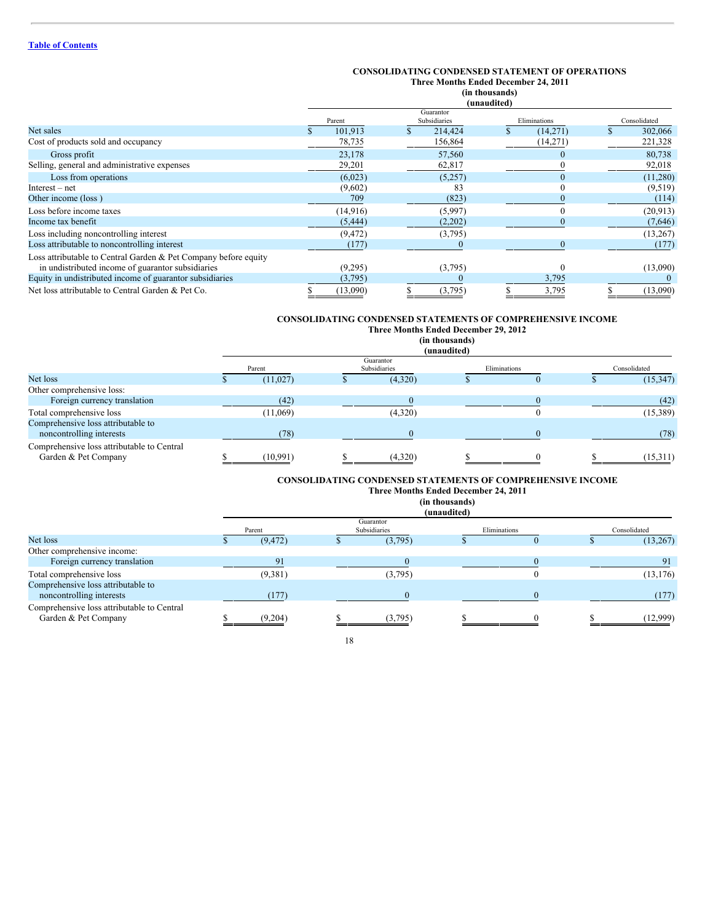Table of Contents

**CONSOLIDATING CONDENSED STATEMENT OF OPERATIONS**
**Three Months Ended December 24, 2011**
**(in thousands)**
**(unaudited)**

| | Parent | Guarantor Subsidiaries | Eliminations | Consolidated |
|---|---|---|---|---|
| Net sales | $ 101,913 | $ 214,424 | $ (14,271) | $ 302,066 |
| Cost of products sold and occupancy | 78,735 | 156,864 | (14,271) | 221,328 |
| Gross profit | 23,178 | 57,560 | 0 | 80,738 |
| Selling, general and administrative expenses | 29,201 | 62,817 | 0 | 92,018 |
| Loss from operations | (6,023) | (5,257) | 0 | (11,280) |
| Interest – net | (9,602) | 83 | 0 | (9,519) |
| Other income (loss ) | 709 | (823) | 0 | (114) |
| Loss before income taxes | (14,916) | (5,997) | 0 | (20,913) |
| Income tax benefit | (5,444) | (2,202) | 0 | (7,646) |
| Loss including noncontrolling interest | (9,472) | (3,795) | | (13,267) |
| Loss attributable to noncontrolling interest | (177) | 0 | 0 | (177) |
| Loss attributable to Central Garden & Pet Company before equity in undistributed income of guarantor subsidiaries | (9,295) | (3,795) | 0 | (13,090) |
| Equity in undistributed income of guarantor subsidiaries | (3,795) | 0 | 3,795 | 0 |
| Net loss attributable to Central Garden & Pet Co. | $ (13,090) | $ (3,795) | $ 3,795 | $ (13,090) |

**CONSOLIDATING CONDENSED STATEMENTS OF COMPREHENSIVE INCOME**
**Three Months Ended December 29, 2012**
**(in thousands)**
**(unaudited)**

| | Parent | Guarantor Subsidiaries | Eliminations | Consolidated |
|---|---|---|---|---|
| Net loss | $ (11,027) | $ (4,320) | $ 0 | $ (15,347) |
| Other comprehensive loss: | | | | |
| Foreign currency translation | (42) | 0 | 0 | (42) |
| Total comprehensive loss | (11,069) | (4,320) | 0 | (15,389) |
| Comprehensive loss attributable to noncontrolling interests | (78) | 0 | 0 | (78) |
| Comprehensive loss attributable to Central Garden & Pet Company | $ (10,991) | $ (4,320) | $ 0 | $ (15,311) |

**CONSOLIDATING CONDENSED STATEMENTS OF COMPREHENSIVE INCOME**
**Three Months Ended December 24, 2011**
**(in thousands)**
**(unaudited)**

| | Parent | Guarantor Subsidiaries | Eliminations | Consolidated |
|---|---|---|---|---|
| Net loss | $ (9,472) | $ (3,795) | $ 0 | $ (13,267) |
| Other comprehensive income: | | | | |
| Foreign currency translation | 91 | 0 | 0 | 91 |
| Total comprehensive loss | (9,381) | (3,795) | 0 | (13,176) |
| Comprehensive loss attributable to noncontrolling interests | (177) | 0 | 0 | (177) |
| Comprehensive loss attributable to Central Garden & Pet Company | $ (9,204) | $ (3,795) | $ 0 | $ (12,999) |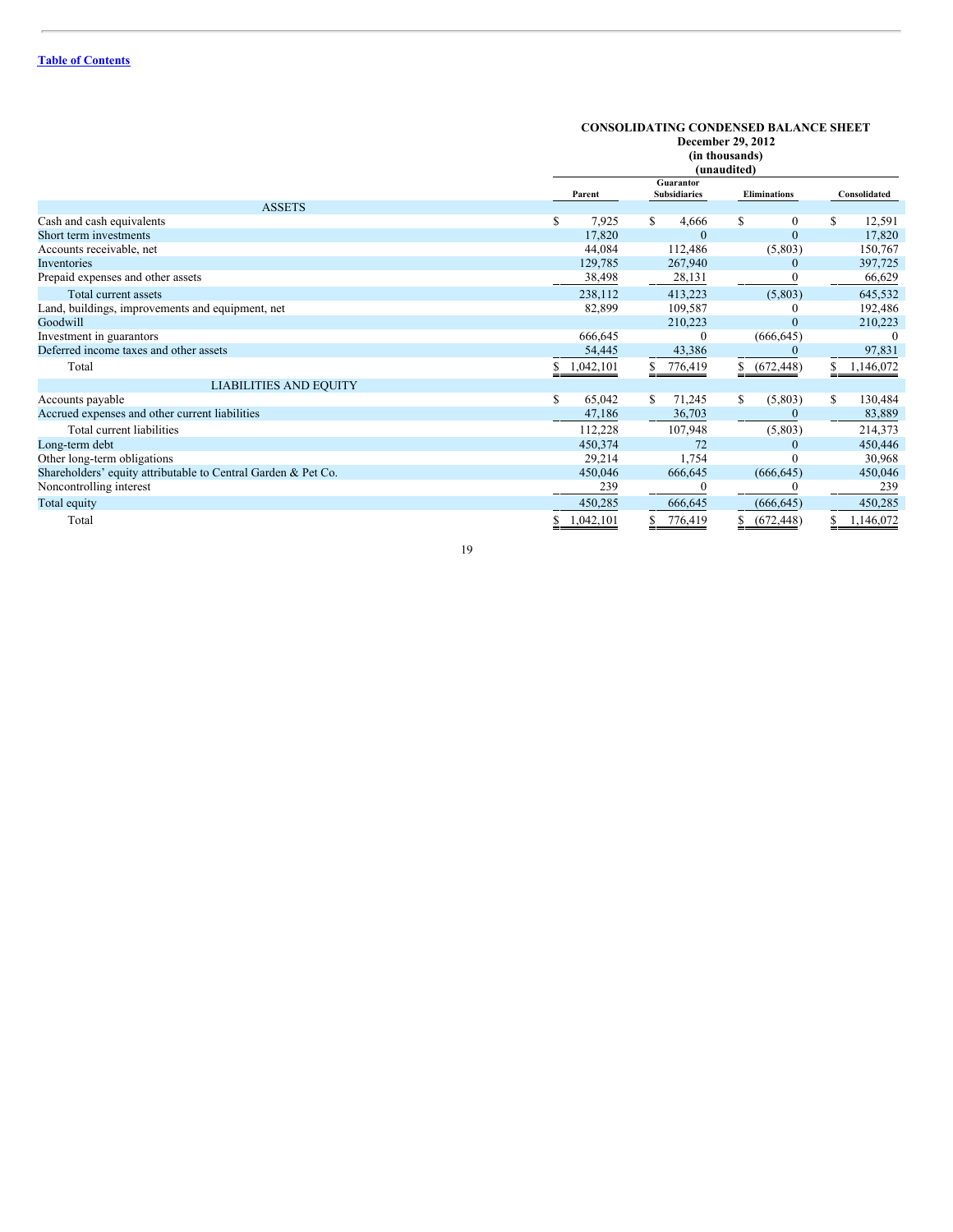[Table of Contents](#)

**CONSOLIDATING CONDENSED BALANCE SHEET**
**December 29, 2012**
**(in thousands)**
**(unaudited)**

| | Parent | Guarantor Subsidiaries | Eliminations | Consolidated |
|---|---|---|---|---|
| ASSETS | | | | |
| Cash and cash equivalents | $ 7,925 | $ 4,666 | $ 0 | $ 12,591 |
| Short term investments | 17,820 | 0 | 0 | 17,820 |
| Accounts receivable, net | 44,084 | 112,486 | (5,803) | 150,767 |
| Inventories | 129,785 | 267,940 | 0 | 397,725 |
| Prepaid expenses and other assets | 38,498 | 28,131 | 0 | 66,629 |
| Total current assets | 238,112 | 413,223 | (5,803) | 645,532 |
| Land, buildings, improvements and equipment, net | 82,899 | 109,587 | 0 | 192,486 |
| Goodwill | | 210,223 | 0 | 210,223 |
| Investment in guarantors | 666,645 | 0 | (666,645) | 0 |
| Deferred income taxes and other assets | 54,445 | 43,386 | 0 | 97,831 |
| Total | $ 1,042,101 | $ 776,419 | $ (672,448) | $ 1,146,072 |
| LIABILITIES AND EQUITY | | | | |
| Accounts payable | $ 65,042 | $ 71,245 | $ (5,803) | $ 130,484 |
| Accrued expenses and other current liabilities | 47,186 | 36,703 | 0 | 83,889 |
| Total current liabilities | 112,228 | 107,948 | (5,803) | 214,373 |
| Long-term debt | 450,374 | 72 | 0 | 450,446 |
| Other long-term obligations | 29,214 | 1,754 | 0 | 30,968 |
| Shareholders' equity attributable to Central Garden & Pet Co. | 450,046 | 666,645 | (666,645) | 450,046 |
| Noncontrolling interest | 239 | 0 | 0 | 239 |
| Total equity | 450,285 | 666,645 | (666,645) | 450,285 |
| Total | $ 1,042,101 | $ 776,419 | $ (672,448) | $ 1,146,072 |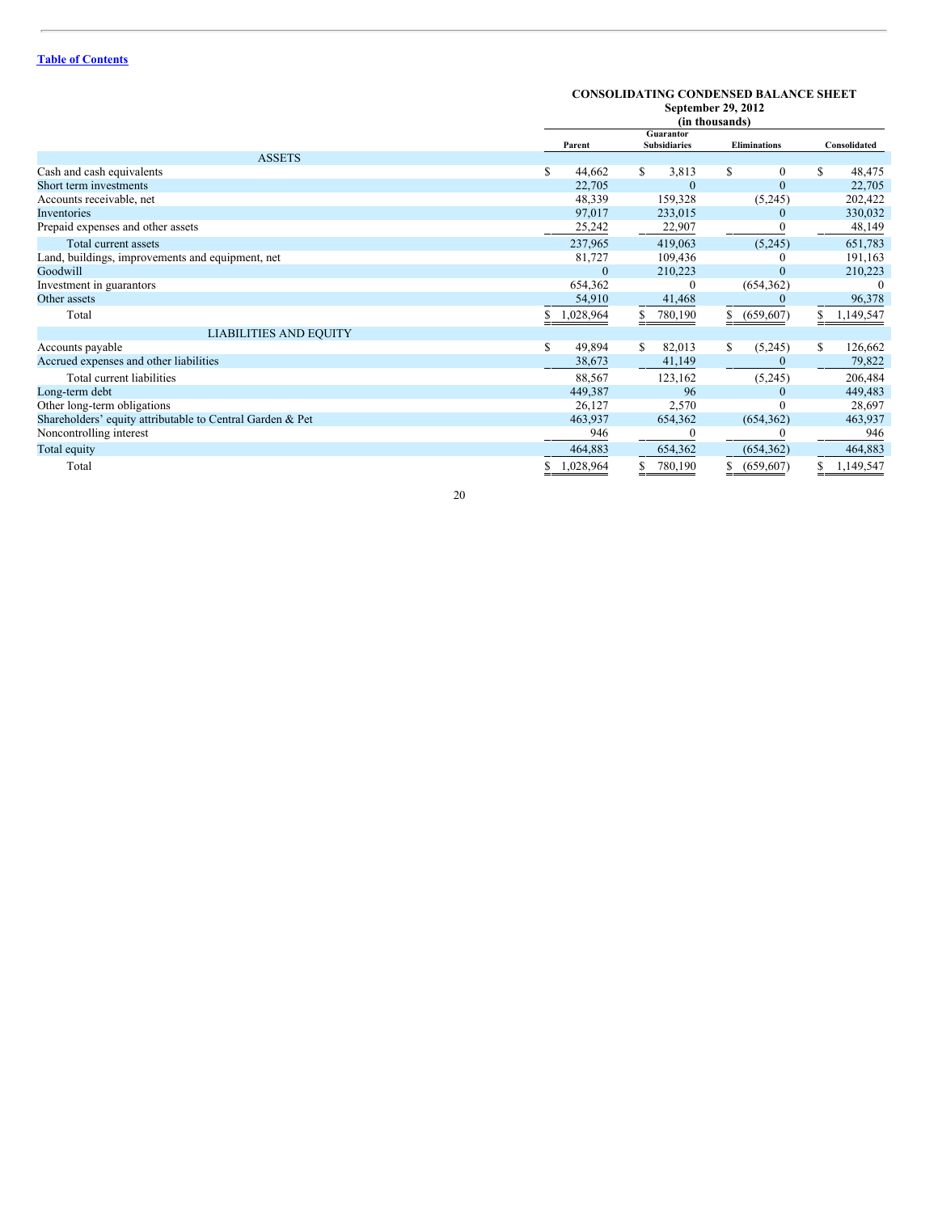[Table of Contents](#)

**CONSOLIDATING CONDENSED BALANCE SHEET**
**September 29, 2012**
**(in thousands)**

| | Parent | Guarantor Subsidiaries | Eliminations | Consolidated |
|---|---|---|---|---|
| ASSETS | | | | |
| Cash and cash equivalents | $ 44,662 | $ 3,813 | $ 0 | $ 48,475 |
| Short term investments | 22,705 | 0 | 0 | 22,705 |
| Accounts receivable, net | 48,339 | 159,328 | (5,245) | 202,422 |
| Inventories | 97,017 | 233,015 | 0 | 330,032 |
| Prepaid expenses and other assets | 25,242 | 22,907 | 0 | 48,149 |
| Total current assets | 237,965 | 419,063 | (5,245) | 651,783 |
| Land, buildings, improvements and equipment, net | 81,727 | 109,436 | 0 | 191,163 |
| Goodwill | 0 | 210,223 | 0 | 210,223 |
| Investment in guarantors | 654,362 | 0 | (654,362) | 0 |
| Other assets | 54,910 | 41,468 | 0 | 96,378 |
| Total | $ 1,028,964 | $ 780,190 | $ (659,607) | $ 1,149,547 |
| LIABILITIES AND EQUITY | | | | |
| Accounts payable | $ 49,894 | $ 82,013 | $ (5,245) | $ 126,662 |
| Accrued expenses and other liabilities | 38,673 | 41,149 | 0 | 79,822 |
| Total current liabilities | 88,567 | 123,162 | (5,245) | 206,484 |
| Long-term debt | 449,387 | 96 | 0 | 449,483 |
| Other long-term obligations | 26,127 | 2,570 | 0 | 28,697 |
| Shareholders' equity attributable to Central Garden & Pet | 463,937 | 654,362 | (654,362) | 463,937 |
| Noncontrolling interest | 946 | 0 | 0 | 946 |
| Total equity | 464,883 | 654,362 | (654,362) | 464,883 |
| Total | $ 1,028,964 | $ 780,190 | $ (659,607) | $ 1,149,547 |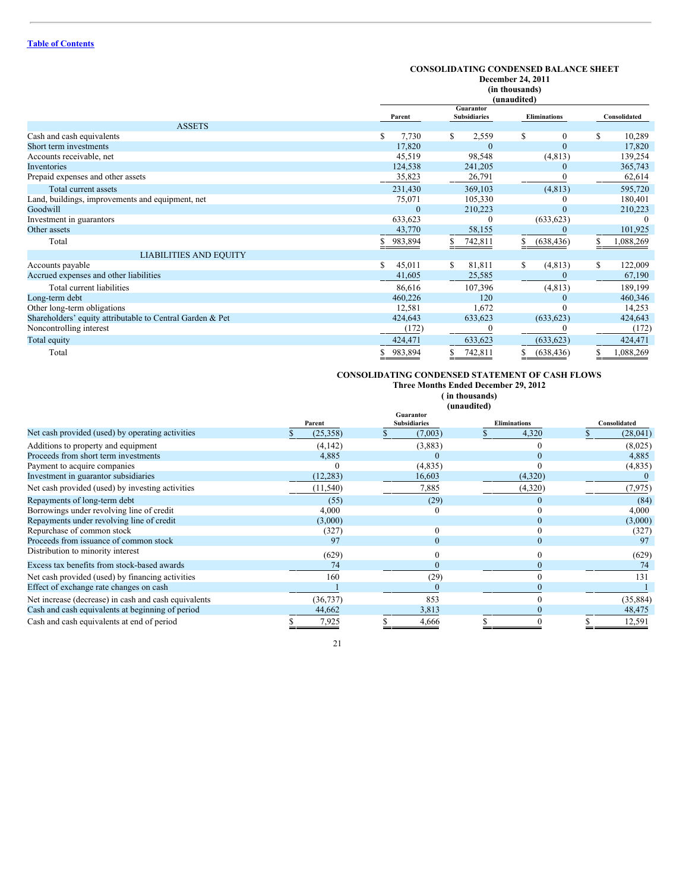[Table of Contents]

**CONSOLIDATING CONDENSED BALANCE SHEET**
**December 24, 2011**
**(in thousands)**
**(unaudited)**

| | Parent | Guarantor Subsidiaries | Eliminations | Consolidated |
|---|---|---|---|---|
| ASSETS | | | | |
| Cash and cash equivalents | $ 7,730 | $ 2,559 | $ 0 | $ 10,289 |
| Short term investments | 17,820 | 0 | 0 | 17,820 |
| Accounts receivable, net | 45,519 | 98,548 | (4,813) | 139,254 |
| Inventories | 124,538 | 241,205 | 0 | 365,743 |
| Prepaid expenses and other assets | 35,823 | 26,791 | 0 | 62,614 |
| Total current assets | 231,430 | 369,103 | (4,813) | 595,720 |
| Land, buildings, improvements and equipment, net | 75,071 | 105,330 | 0 | 180,401 |
| Goodwill | 0 | 210,223 | 0 | 210,223 |
| Investment in guarantors | 633,623 | 0 | (633,623) | 0 |
| Other assets | 43,770 | 58,155 | 0 | 101,925 |
| Total | $ 983,894 | $ 742,811 | $ (638,436) | $ 1,088,269 |
| LIABILITIES AND EQUITY | | | | |
| Accounts payable | $ 45,011 | $ 81,811 | $ (4,813) | $ 122,009 |
| Accrued expenses and other liabilities | 41,605 | 25,585 | 0 | 67,190 |
| Total current liabilities | 86,616 | 107,396 | (4,813) | 189,199 |
| Long-term debt | 460,226 | 120 | 0 | 460,346 |
| Other long-term obligations | 12,581 | 1,672 | 0 | 14,253 |
| Shareholders' equity attributable to Central Garden & Pet | 424,643 | 633,623 | (633,623) | 424,643 |
| Noncontrolling interest | (172) | 0 | 0 | (172) |
| Total equity | 424,471 | 633,623 | (633,623) | 424,471 |
| Total | $ 983,894 | $ 742,811 | $ (638,436) | $ 1,088,269 |

**CONSOLIDATING CONDENSED STATEMENT OF CASH FLOWS**
**Three Months Ended December 29, 2012**
**( in thousands)**
**(unaudited)**

| | Parent | Guarantor Subsidiaries | Eliminations | Consolidated |
|---|---|---|---|---|
| Net cash provided (used) by operating activities | $ (25,358) | $ (7,003) | $ 4,320 | $ (28,041) |
| Additions to property and equipment | (4,142) | (3,883) | 0 | (8,025) |
| Proceeds from short term investments | 4,885 | 0 | 0 | 4,885 |
| Payment to acquire companies | 0 | (4,835) | 0 | (4,835) |
| Investment in guarantor subsidiaries | (12,283) | 16,603 | (4,320) | 0 |
| Net cash provided (used) by investing activities | (11,540) | 7,885 | (4,320) | (7,975) |
| Repayments of long-term debt | (55) | (29) | 0 | (84) |
| Borrowings under revolving line of credit | 4,000 | 0 | 0 | 4,000 |
| Repayments under revolving line of credit | (3,000) | | 0 | (3,000) |
| Repurchase of common stock | (327) | 0 | 0 | (327) |
| Proceeds from issuance of common stock | 97 | 0 | 0 | 97 |
| Distribution to minority interest | (629) | 0 | 0 | (629) |
| Excess tax benefits from stock-based awards | 74 | 0 | 0 | 74 |
| Net cash provided (used) by financing activities | 160 | (29) | 0 | 131 |
| Effect of exchange rate changes on cash | 1 | 0 | 0 | 1 |
| Net increase (decrease) in cash and cash equivalents | (36,737) | 853 | 0 | (35,884) |
| Cash and cash equivalents at beginning of period | 44,662 | 3,813 | 0 | 48,475 |
| Cash and cash equivalents at end of period | $ 7,925 | $ 4,666 | $ 0 | $ 12,591 |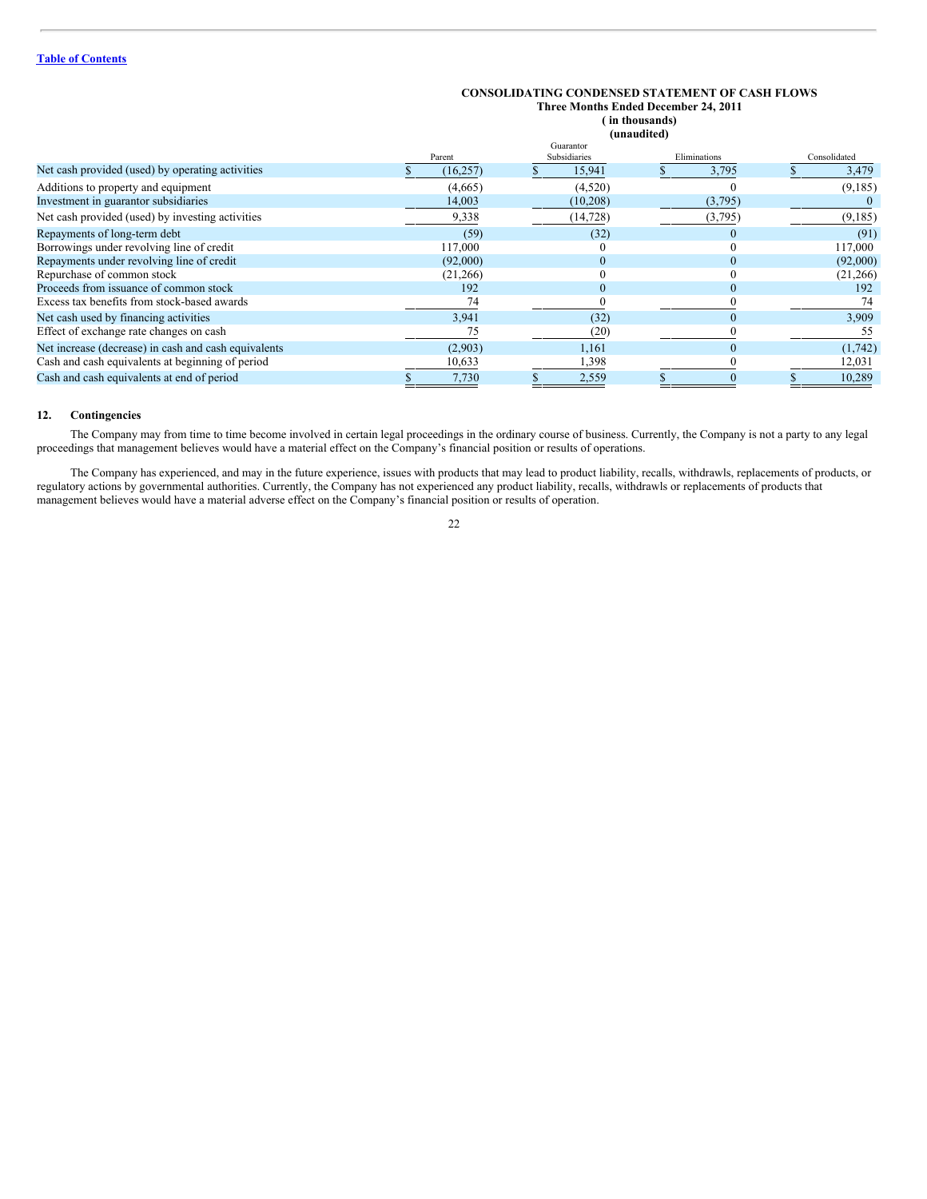**CONSOLIDATING CONDENSED STATEMENT OF CASH FLOWS**
**Three Months Ended December 24, 2011**
**( in thousands)**
**(unaudited)**

| | Parent | Guarantor Subsidiaries | Eliminations | Consolidated |
|---|---|---|---|---|
| Net cash provided (used) by operating activities | $ (16,257) | $ 15,941 | $ 3,795 | $ 3,479 |
| Additions to property and equipment | (4,665) | (4,520) | 0 | (9,185) |
| Investment in guarantor subsidiaries | 14,003 | (10,208) | (3,795) | 0 |
| Net cash provided (used) by investing activities | 9,338 | (14,728) | (3,795) | (9,185) |
| Repayments of long-term debt | (59) | (32) | 0 | (91) |
| Borrowings under revolving line of credit | 117,000 | 0 | 0 | 117,000 |
| Repayments under revolving line of credit | (92,000) | 0 | 0 | (92,000) |
| Repurchase of common stock | (21,266) | 0 | 0 | (21,266) |
| Proceeds from issuance of common stock | 192 | 0 | 0 | 192 |
| Excess tax benefits from stock-based awards | 74 | 0 | 0 | 74 |
| Net cash used by financing activities | 3,941 | (32) | 0 | 3,909 |
| Effect of exchange rate changes on cash | 75 | (20) | 0 | 55 |
| Net increase (decrease) in cash and cash equivalents | (2,903) | 1,161 | 0 | (1,742) |
| Cash and cash equivalents at beginning of period | 10,633 | 1,398 | 0 | 12,031 |
| Cash and cash equivalents at end of period | $ 7,730 | $ 2,559 | $ 0 | $ 10,289 |

## 12. Contingencies

The Company may from time to time become involved in certain legal proceedings in the ordinary course of business. Currently, the Company is not a party to any legal proceedings that management believes would have a material effect on the Company's financial position or results of operations.

The Company has experienced, and may in the future experience, issues with products that may lead to product liability, recalls, withdrawls, replacements of products, or regulatory actions by governmental authorities. Currently, the Company has not experienced any product liability, recalls, withdrawls or replacements of products that management believes would have a material adverse effect on the Company's financial position or results of operation.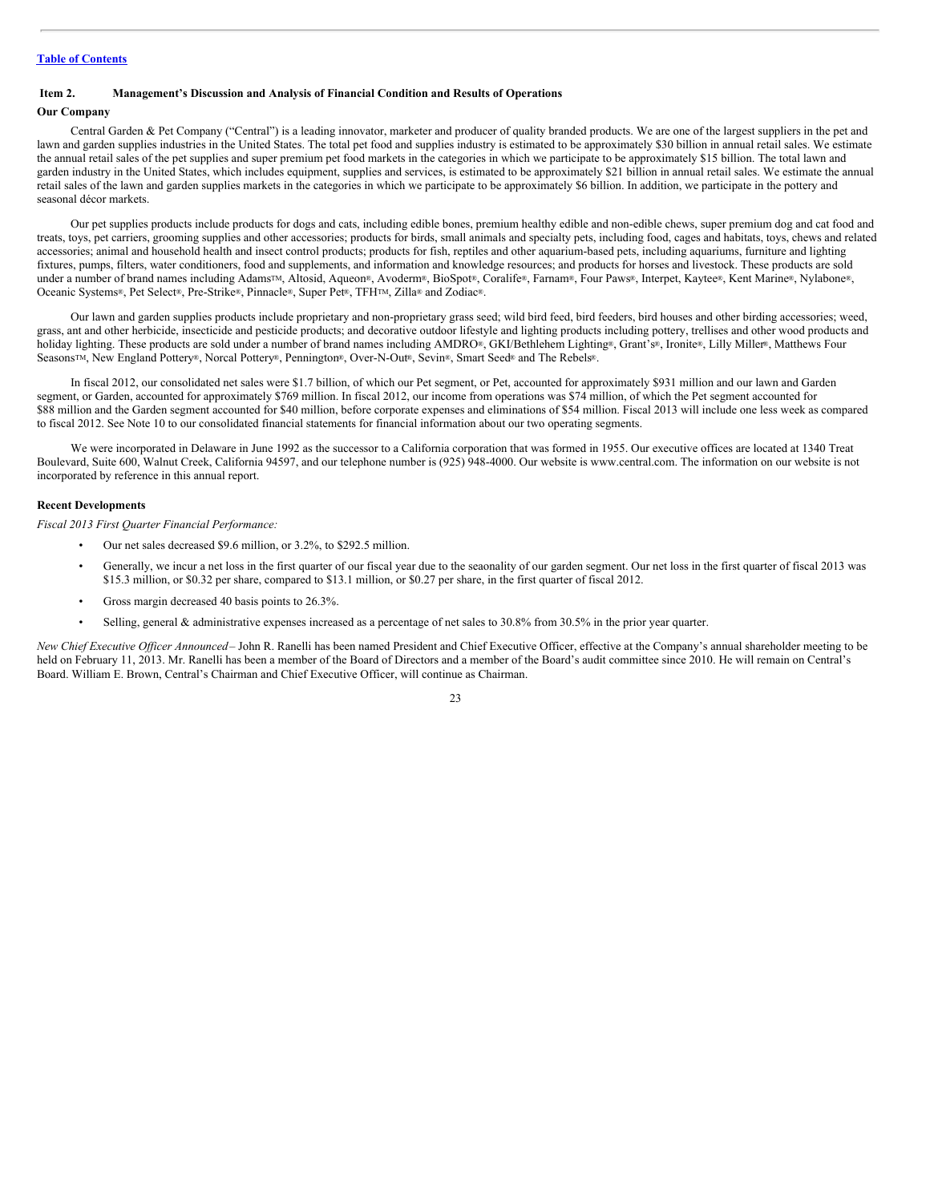[Table of Contents](#)

### Item 2. Management's Discussion and Analysis of Financial Condition and Results of Operations

**Our Company**

Central Garden & Pet Company ("Central") is a leading innovator, marketer and producer of quality branded products. We are one of the largest suppliers in the pet and lawn and garden supplies industries in the United States. The total pet food and supplies industry is estimated to be approximately $30 billion in annual retail sales. We estimate the annual retail sales of the pet supplies and super premium pet food markets in the categories in which we participate to be approximately $15 billion. The total lawn and garden industry in the United States, which includes equipment, supplies and services, is estimated to be approximately $21 billion in annual retail sales. We estimate the annual retail sales of the lawn and garden supplies markets in the categories in which we participate to be approximately $6 billion. In addition, we participate in the pottery and seasonal décor markets.

Our pet supplies products include products for dogs and cats, including edible bones, premium healthy edible and non-edible chews, super premium dog and cat food and treats, toys, pet carriers, grooming supplies and other accessories; products for birds, small animals and specialty pets, including food, cages and habitats, toys, chews and related accessories; animal and household health and insect control products; products for fish, reptiles and other aquarium-based pets, including aquariums, furniture and lighting fixtures, pumps, filters, water conditioners, food and supplements, and information and knowledge resources; and products for horses and livestock. These products are sold under a number of brand names including Adams™, Altosid, Aqueon®, Avoderm®, BioSpot®, Coralife®, Farnam®, Four Paws®, Interpet, Kaytee®, Kent Marine®, Nylabone®, Oceanic Systems®, Pet Select®, Pre-Strike®, Pinnacle®, Super Pet®, TFH™, Zilla® and Zodiac®.

Our lawn and garden supplies products include proprietary and non-proprietary grass seed; wild bird feed, bird feeders, bird houses and other birding accessories; weed, grass, ant and other herbicide, insecticide and pesticide products; and decorative outdoor lifestyle and lighting products including pottery, trellises and other wood products and holiday lighting. These products are sold under a number of brand names including AMDRO®, GKI/Bethlehem Lighting®, Grant's®, Ironite®, Lilly Miller®, Matthews Four Seasons™, New England Pottery®, Norcal Pottery®, Pennington®, Over-N-Out®, Sevin®, Smart Seed® and The Rebels®.

In fiscal 2012, our consolidated net sales were $1.7 billion, of which our Pet segment, or Pet, accounted for approximately $931 million and our lawn and Garden segment, or Garden, accounted for approximately $769 million. In fiscal 2012, our income from operations was $74 million, of which the Pet segment accounted for $88 million and the Garden segment accounted for $40 million, before corporate expenses and eliminations of $54 million. Fiscal 2013 will include one less week as compared to fiscal 2012. See Note 10 to our consolidated financial statements for financial information about our two operating segments.

We were incorporated in Delaware in June 1992 as the successor to a California corporation that was formed in 1955. Our executive offices are located at 1340 Treat Boulevard, Suite 600, Walnut Creek, California 94597, and our telephone number is (925) 948-4000. Our website is www.central.com. The information on our website is not incorporated by reference in this annual report.

**Recent Developments**

*Fiscal 2013 First Quarter Financial Performance:*

- Our net sales decreased $9.6 million, or 3.2%, to $292.5 million.
- Generally, we incur a net loss in the first quarter of our fiscal year due to the seaonality of our garden segment. Our net loss in the first quarter of fiscal 2013 was $15.3 million, or $0.32 per share, compared to $13.1 million, or $0.27 per share, in the first quarter of fiscal 2012.
- Gross margin decreased 40 basis points to 26.3%.
- Selling, general & administrative expenses increased as a percentage of net sales to 30.8% from 30.5% in the prior year quarter.

*New Chief Executive Officer Announced* – John R. Ranelli has been named President and Chief Executive Officer, effective at the Company's annual shareholder meeting to be held on February 11, 2013. Mr. Ranelli has been a member of the Board of Directors and a member of the Board's audit committee since 2010. He will remain on Central's Board. William E. Brown, Central's Chairman and Chief Executive Officer, will continue as Chairman.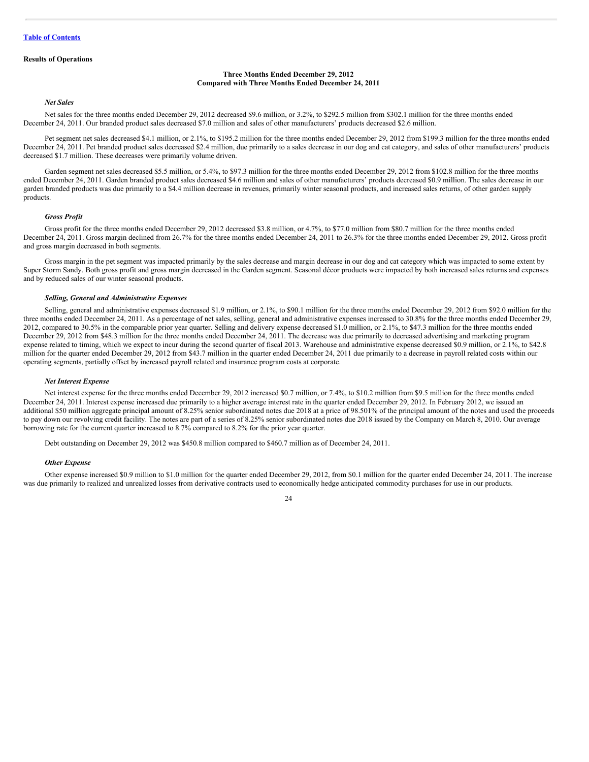[Table of Contents](#)

**Results of Operations**

**Three Months Ended December 29, 2012**
**Compared with Three Months Ended December 24, 2011**

***Net Sales***

Net sales for the three months ended December 29, 2012 decreased $9.6 million, or 3.2%, to $292.5 million from $302.1 million for the three months ended December 24, 2011. Our branded product sales decreased $7.0 million and sales of other manufacturers' products decreased $2.6 million.

Pet segment net sales decreased $4.1 million, or 2.1%, to $195.2 million for the three months ended December 29, 2012 from $199.3 million for the three months ended December 24, 2011. Pet branded product sales decreased $2.4 million, due primarily to a sales decrease in our dog and cat category, and sales of other manufacturers' products decreased $1.7 million. These decreases were primarily volume driven.

Garden segment net sales decreased $5.5 million, or 5.4%, to $97.3 million for the three months ended December 29, 2012 from $102.8 million for the three months ended December 24, 2011. Garden branded product sales decreased $4.6 million and sales of other manufacturers' products decreased $0.9 million. The sales decrease in our garden branded products was due primarily to a $4.4 million decrease in revenues, primarily winter seasonal products, and increased sales returns, of other garden supply products.

***Gross Profit***

Gross profit for the three months ended December 29, 2012 decreased $3.8 million, or 4.7%, to $77.0 million from $80.7 million for the three months ended December 24, 2011. Gross margin declined from 26.7% for the three months ended December 24, 2011 to 26.3% for the three months ended December 29, 2012. Gross profit and gross margin decreased in both segments.

Gross margin in the pet segment was impacted primarily by the sales decrease and margin decrease in our dog and cat category which was impacted to some extent by Super Storm Sandy. Both gross profit and gross margin decreased in the Garden segment. Seasonal décor products were impacted by both increased sales returns and expenses and by reduced sales of our winter seasonal products.

***Selling, General and Administrative Expenses***

Selling, general and administrative expenses decreased $1.9 million, or 2.1%, to $90.1 million for the three months ended December 29, 2012 from $92.0 million for the three months ended December 24, 2011. As a percentage of net sales, selling, general and administrative expenses increased to 30.8% for the three months ended December 29, 2012, compared to 30.5% in the comparable prior year quarter. Selling and delivery expense decreased $1.0 million, or 2.1%, to $47.3 million for the three months ended December 29, 2012 from $48.3 million for the three months ended December 24, 2011. The decrease was due primarily to decreased advertising and marketing program expense related to timing, which we expect to incur during the second quarter of fiscal 2013. Warehouse and administrative expense decreased $0.9 million, or 2.1%, to $42.8 million for the quarter ended December 29, 2012 from $43.7 million in the quarter ended December 24, 2011 due primarily to a decrease in payroll related costs within our operating segments, partially offset by increased payroll related and insurance program costs at corporate.

***Net Interest Expense***

Net interest expense for the three months ended December 29, 2012 increased $0.7 million, or 7.4%, to $10.2 million from $9.5 million for the three months ended December 24, 2011. Interest expense increased due primarily to a higher average interest rate in the quarter ended December 29, 2012. In February 2012, we issued an additional $50 million aggregate principal amount of 8.25% senior subordinated notes due 2018 at a price of 98.501% of the principal amount of the notes and used the proceeds to pay down our revolving credit facility. The notes are part of a series of 8.25% senior subordinated notes due 2018 issued by the Company on March 8, 2010. Our average borrowing rate for the current quarter increased to 8.7% compared to 8.2% for the prior year quarter.

Debt outstanding on December 29, 2012 was $450.8 million compared to $460.7 million as of December 24, 2011.

***Other Expense***

Other expense increased $0.9 million to $1.0 million for the quarter ended December 29, 2012, from $0.1 million for the quarter ended December 24, 2011. The increase was due primarily to realized and unrealized losses from derivative contracts used to economically hedge anticipated commodity purchases for use in our products.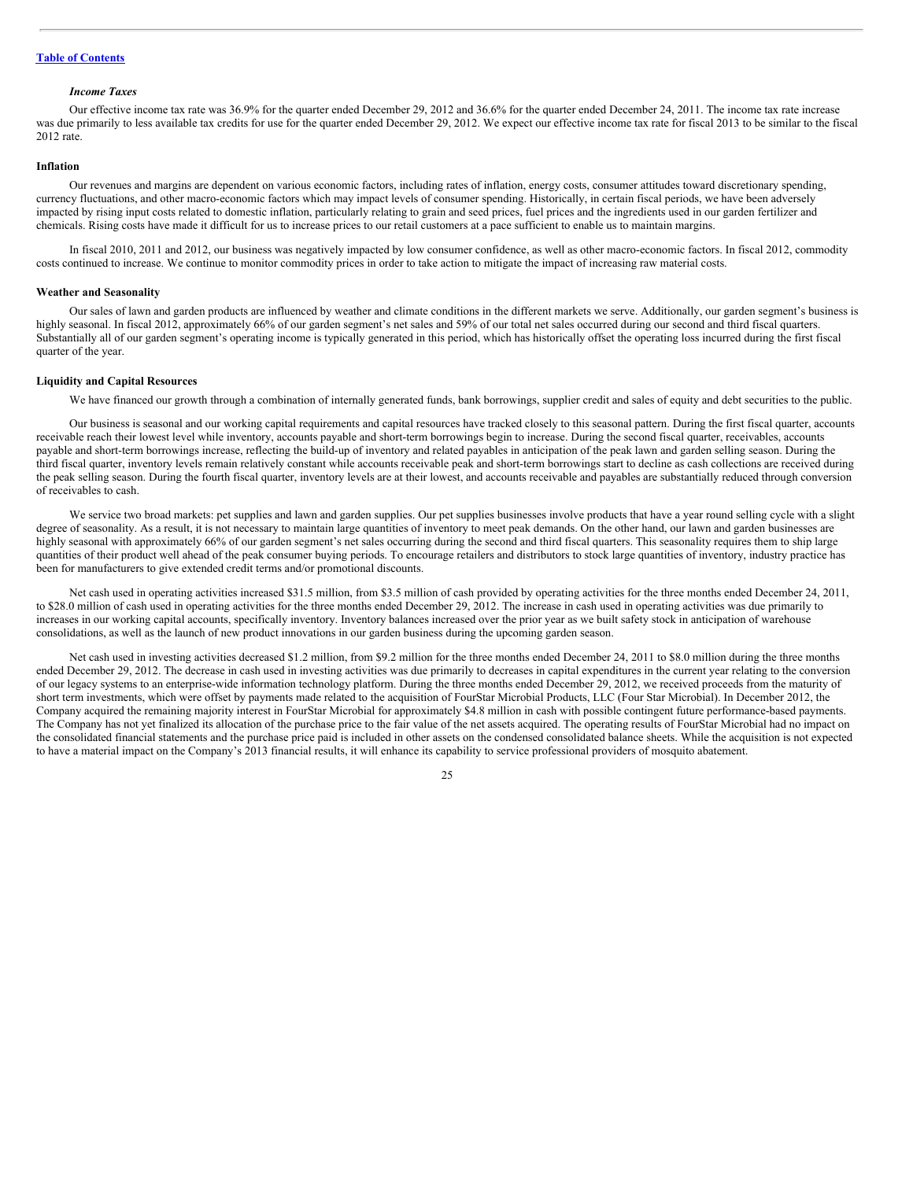*Income Taxes*

Our effective income tax rate was 36.9% for the quarter ended December 29, 2012 and 36.6% for the quarter ended December 24, 2011. The income tax rate increase was due primarily to less available tax credits for use for the quarter ended December 29, 2012. We expect our effective income tax rate for fiscal 2013 to be similar to the fiscal 2012 rate.

**Inflation**

Our revenues and margins are dependent on various economic factors, including rates of inflation, energy costs, consumer attitudes toward discretionary spending, currency fluctuations, and other macro-economic factors which may impact levels of consumer spending. Historically, in certain fiscal periods, we have been adversely impacted by rising input costs related to domestic inflation, particularly relating to grain and seed prices, fuel prices and the ingredients used in our garden fertilizer and chemicals. Rising costs have made it difficult for us to increase prices to our retail customers at a pace sufficient to enable us to maintain margins.

In fiscal 2010, 2011 and 2012, our business was negatively impacted by low consumer confidence, as well as other macro-economic factors. In fiscal 2012, commodity costs continued to increase. We continue to monitor commodity prices in order to take action to mitigate the impact of increasing raw material costs.

**Weather and Seasonality**

Our sales of lawn and garden products are influenced by weather and climate conditions in the different markets we serve. Additionally, our garden segment's business is highly seasonal. In fiscal 2012, approximately 66% of our garden segment's net sales and 59% of our total net sales occurred during our second and third fiscal quarters. Substantially all of our garden segment's operating income is typically generated in this period, which has historically offset the operating loss incurred during the first fiscal quarter of the year.

**Liquidity and Capital Resources**

We have financed our growth through a combination of internally generated funds, bank borrowings, supplier credit and sales of equity and debt securities to the public.

Our business is seasonal and our working capital requirements and capital resources have tracked closely to this seasonal pattern. During the first fiscal quarter, accounts receivable reach their lowest level while inventory, accounts payable and short-term borrowings begin to increase. During the second fiscal quarter, receivables, accounts payable and short-term borrowings increase, reflecting the build-up of inventory and related payables in anticipation of the peak lawn and garden selling season. During the third fiscal quarter, inventory levels remain relatively constant while accounts receivable peak and short-term borrowings start to decline as cash collections are received during the peak selling season. During the fourth fiscal quarter, inventory levels are at their lowest, and accounts receivable and payables are substantially reduced through conversion of receivables to cash.

We service two broad markets: pet supplies and lawn and garden supplies. Our pet supplies businesses involve products that have a year round selling cycle with a slight degree of seasonality. As a result, it is not necessary to maintain large quantities of inventory to meet peak demands. On the other hand, our lawn and garden businesses are highly seasonal with approximately 66% of our garden segment's net sales occurring during the second and third fiscal quarters. This seasonality requires them to ship large quantities of their product well ahead of the peak consumer buying periods. To encourage retailers and distributors to stock large quantities of inventory, industry practice has been for manufacturers to give extended credit terms and/or promotional discounts.

Net cash used in operating activities increased $31.5 million, from $3.5 million of cash provided by operating activities for the three months ended December 24, 2011, to $28.0 million of cash used in operating activities for the three months ended December 29, 2012. The increase in cash used in operating activities was due primarily to increases in our working capital accounts, specifically inventory. Inventory balances increased over the prior year as we built safety stock in anticipation of warehouse consolidations, as well as the launch of new product innovations in our garden business during the upcoming garden season.

Net cash used in investing activities decreased $1.2 million, from $9.2 million for the three months ended December 24, 2011 to $8.0 million during the three months ended December 29, 2012. The decrease in cash used in investing activities was due primarily to decreases in capital expenditures in the current year relating to the conversion of our legacy systems to an enterprise-wide information technology platform. During the three months ended December 29, 2012, we received proceeds from the maturity of short term investments, which were offset by payments made related to the acquisition of FourStar Microbial Products, LLC (Four Star Microbial). In December 2012, the Company acquired the remaining majority interest in FourStar Microbial for approximately $4.8 million in cash with possible contingent future performance-based payments. The Company has not yet finalized its allocation of the purchase price to the fair value of the net assets acquired. The operating results of FourStar Microbial had no impact on the consolidated financial statements and the purchase price paid is included in other assets on the condensed consolidated balance sheets. While the acquisition is not expected to have a material impact on the Company's 2013 financial results, it will enhance its capability to service professional providers of mosquito abatement.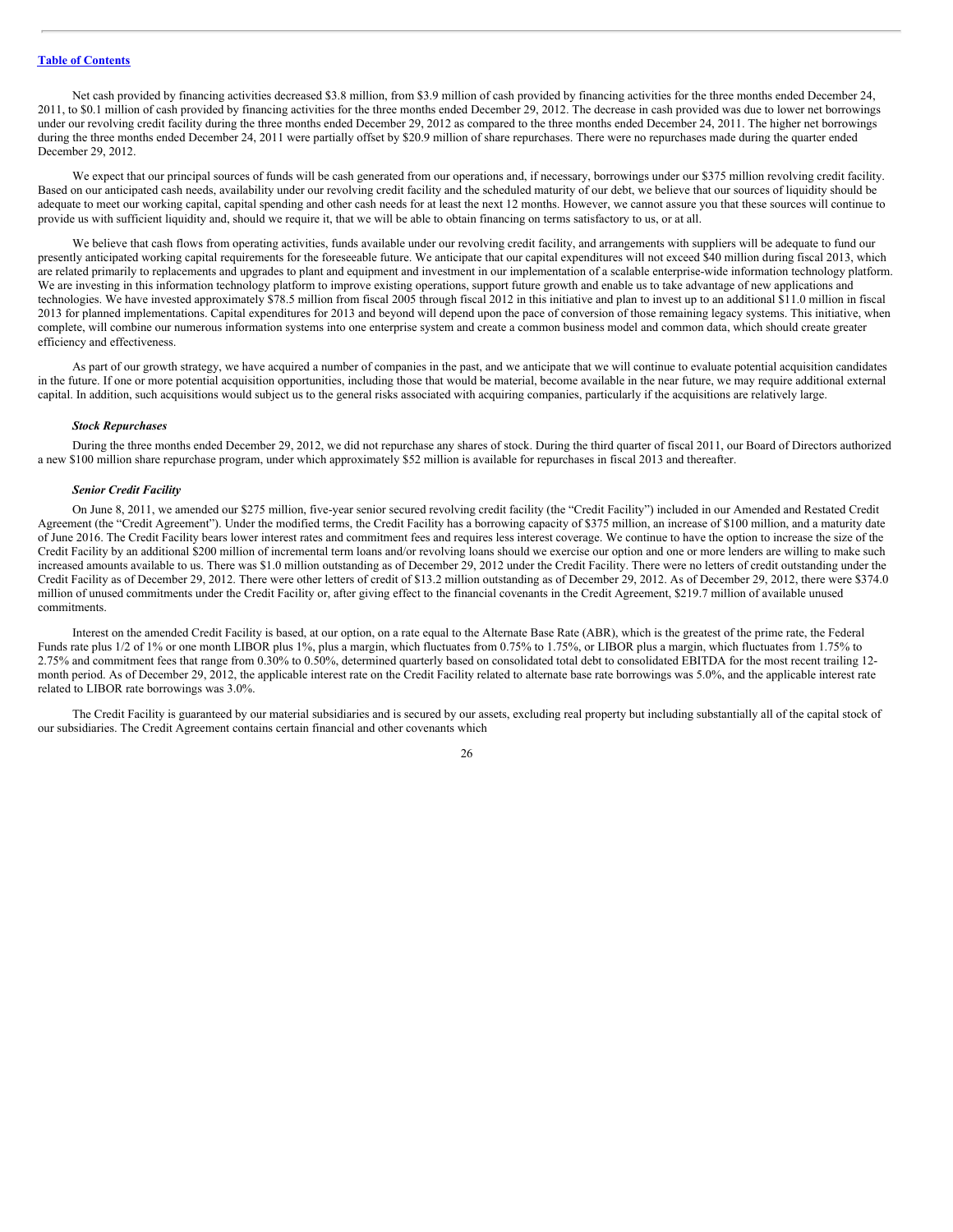Net cash provided by financing activities decreased $3.8 million, from $3.9 million of cash provided by financing activities for the three months ended December 24, 2011, to $0.1 million of cash provided by financing activities for the three months ended December 29, 2012. The decrease in cash provided was due to lower net borrowings under our revolving credit facility during the three months ended December 29, 2012 as compared to the three months ended December 24, 2011. The higher net borrowings during the three months ended December 24, 2011 were partially offset by $20.9 million of share repurchases. There were no repurchases made during the quarter ended December 29, 2012.

We expect that our principal sources of funds will be cash generated from our operations and, if necessary, borrowings under our $375 million revolving credit facility. Based on our anticipated cash needs, availability under our revolving credit facility and the scheduled maturity of our debt, we believe that our sources of liquidity should be adequate to meet our working capital, capital spending and other cash needs for at least the next 12 months. However, we cannot assure you that these sources will continue to provide us with sufficient liquidity and, should we require it, that we will be able to obtain financing on terms satisfactory to us, or at all.

We believe that cash flows from operating activities, funds available under our revolving credit facility, and arrangements with suppliers will be adequate to fund our presently anticipated working capital requirements for the foreseeable future. We anticipate that our capital expenditures will not exceed $40 million during fiscal 2013, which are related primarily to replacements and upgrades to plant and equipment and investment in our implementation of a scalable enterprise-wide information technology platform. We are investing in this information technology platform to improve existing operations, support future growth and enable us to take advantage of new applications and technologies. We have invested approximately $78.5 million from fiscal 2005 through fiscal 2012 in this initiative and plan to invest up to an additional $11.0 million in fiscal 2013 for planned implementations. Capital expenditures for 2013 and beyond will depend upon the pace of conversion of those remaining legacy systems. This initiative, when complete, will combine our numerous information systems into one enterprise system and create a common business model and common data, which should create greater efficiency and effectiveness.

As part of our growth strategy, we have acquired a number of companies in the past, and we anticipate that we will continue to evaluate potential acquisition candidates in the future. If one or more potential acquisition opportunities, including those that would be material, become available in the near future, we may require additional external capital. In addition, such acquisitions would subject us to the general risks associated with acquiring companies, particularly if the acquisitions are relatively large.

***Stock Repurchases***

During the three months ended December 29, 2012, we did not repurchase any shares of stock. During the third quarter of fiscal 2011, our Board of Directors authorized a new $100 million share repurchase program, under which approximately $52 million is available for repurchases in fiscal 2013 and thereafter.

***Senior Credit Facility***

On June 8, 2011, we amended our $275 million, five-year senior secured revolving credit facility (the "Credit Facility") included in our Amended and Restated Credit Agreement (the "Credit Agreement"). Under the modified terms, the Credit Facility has a borrowing capacity of $375 million, an increase of $100 million, and a maturity date of June 2016. The Credit Facility bears lower interest rates and commitment fees and requires less interest coverage. We continue to have the option to increase the size of the Credit Facility by an additional $200 million of incremental term loans and/or revolving loans should we exercise our option and one or more lenders are willing to make such increased amounts available to us. There was $1.0 million outstanding as of December 29, 2012 under the Credit Facility. There were no letters of credit outstanding under the Credit Facility as of December 29, 2012. There were other letters of credit of $13.2 million outstanding as of December 29, 2012. As of December 29, 2012, there were $374.0 million of unused commitments under the Credit Facility or, after giving effect to the financial covenants in the Credit Agreement, $219.7 million of available unused commitments.

Interest on the amended Credit Facility is based, at our option, on a rate equal to the Alternate Base Rate (ABR), which is the greatest of the prime rate, the Federal Funds rate plus 1/2 of 1% or one month LIBOR plus 1%, plus a margin, which fluctuates from 0.75% to 1.75%, or LIBOR plus a margin, which fluctuates from 1.75% to 2.75% and commitment fees that range from 0.30% to 0.50%, determined quarterly based on consolidated total debt to consolidated EBITDA for the most recent trailing 12-month period. As of December 29, 2012, the applicable interest rate on the Credit Facility related to alternate base rate borrowings was 5.0%, and the applicable interest rate related to LIBOR rate borrowings was 3.0%.

The Credit Facility is guaranteed by our material subsidiaries and is secured by our assets, excluding real property but including substantially all of the capital stock of our subsidiaries. The Credit Agreement contains certain financial and other covenants which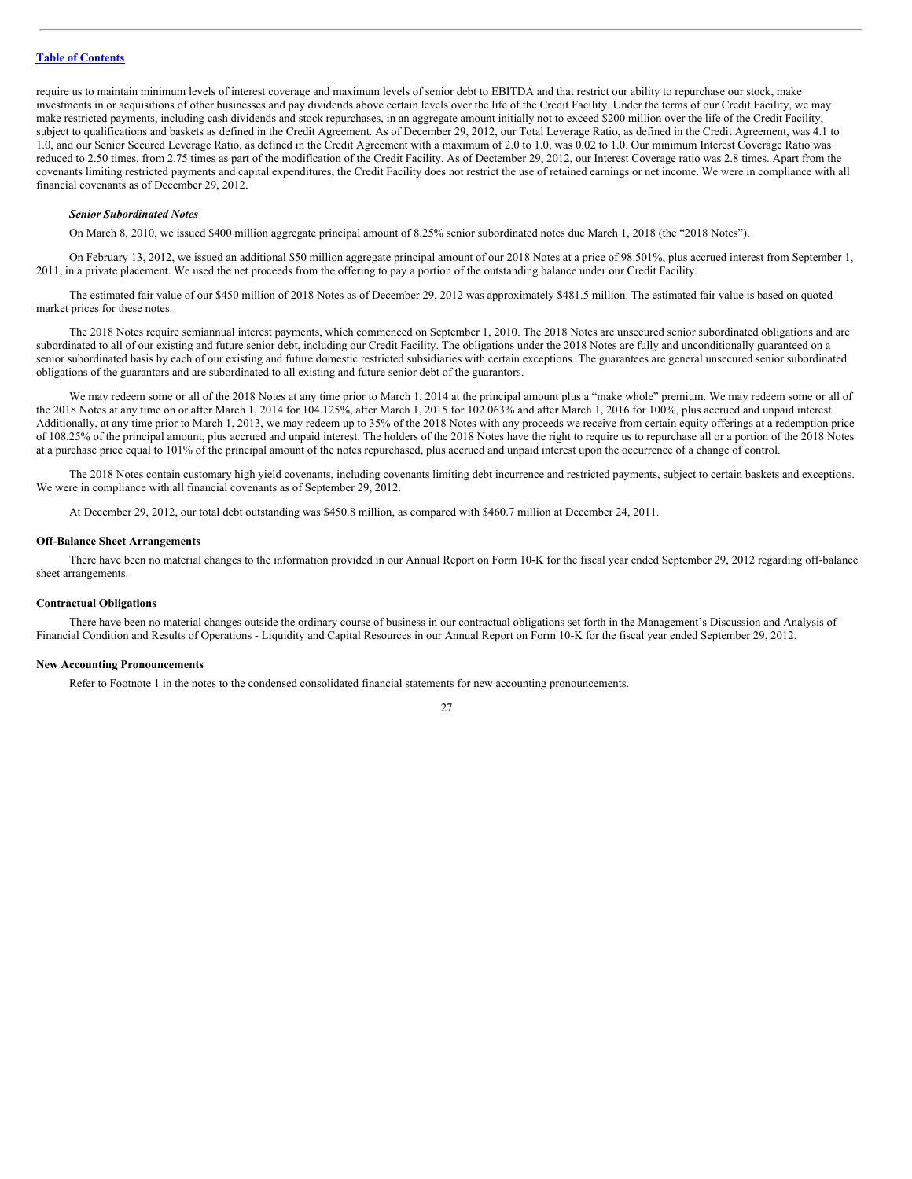require us to maintain minimum levels of interest coverage and maximum levels of senior debt to EBITDA and that restrict our ability to repurchase our stock, make investments in or acquisitions of other businesses and pay dividends above certain levels over the life of the Credit Facility. Under the terms of our Credit Facility, we may make restricted payments, including cash dividends and stock repurchases, in an aggregate amount initially not to exceed $200 million over the life of the Credit Facility, subject to qualifications and baskets as defined in the Credit Agreement. As of December 29, 2012, our Total Leverage Ratio, as defined in the Credit Agreement, was 4.1 to 1.0, and our Senior Secured Leverage Ratio, as defined in the Credit Agreement with a maximum of 2.0 to 1.0, was 0.02 to 1.0. Our minimum Interest Coverage Ratio was reduced to 2.50 times, from 2.75 times as part of the modification of the Credit Facility. As of December 29, 2012, our Interest Coverage ratio was 2.8 times. Apart from the covenants limiting restricted payments and capital expenditures, the Credit Facility does not restrict the use of retained earnings or net income. We were in compliance with all financial covenants as of December 29, 2012.

***Senior Subordinated Notes***

On March 8, 2010, we issued $400 million aggregate principal amount of 8.25% senior subordinated notes due March 1, 2018 (the "2018 Notes").

On February 13, 2012, we issued an additional $50 million aggregate principal amount of our 2018 Notes at a price of 98.501%, plus accrued interest from September 1, 2011, in a private placement. We used the net proceeds from the offering to pay a portion of the outstanding balance under our Credit Facility.

The estimated fair value of our $450 million of 2018 Notes as of December 29, 2012 was approximately $481.5 million. The estimated fair value is based on quoted market prices for these notes.

The 2018 Notes require semiannual interest payments, which commenced on September 1, 2010. The 2018 Notes are unsecured senior subordinated obligations and are subordinated to all of our existing and future senior debt, including our Credit Facility. The obligations under the 2018 Notes are fully and unconditionally guaranteed on a senior subordinated basis by each of our existing and future domestic restricted subsidiaries with certain exceptions. The guarantees are general unsecured senior subordinated obligations of the guarantors and are subordinated to all existing and future senior debt of the guarantors.

We may redeem some or all of the 2018 Notes at any time prior to March 1, 2014 at the principal amount plus a "make whole" premium. We may redeem some or all of the 2018 Notes at any time on or after March 1, 2014 for 104.125%, after March 1, 2015 for 102.063% and after March 1, 2016 for 100%, plus accrued and unpaid interest. Additionally, at any time prior to March 1, 2013, we may redeem up to 35% of the 2018 Notes with any proceeds we receive from certain equity offerings at a redemption price of 108.25% of the principal amount, plus accrued and unpaid interest. The holders of the 2018 Notes have the right to require us to repurchase all or a portion of the 2018 Notes at a purchase price equal to 101% of the principal amount of the notes repurchased, plus accrued and unpaid interest upon the occurrence of a change of control.

The 2018 Notes contain customary high yield covenants, including covenants limiting debt incurrence and restricted payments, subject to certain baskets and exceptions. We were in compliance with all financial covenants as of September 29, 2012.

At December 29, 2012, our total debt outstanding was $450.8 million, as compared with $460.7 million at December 24, 2011.

**Off-Balance Sheet Arrangements**

There have been no material changes to the information provided in our Annual Report on Form 10-K for the fiscal year ended September 29, 2012 regarding off-balance sheet arrangements.

**Contractual Obligations**

There have been no material changes outside the ordinary course of business in our contractual obligations set forth in the Management's Discussion and Analysis of Financial Condition and Results of Operations - Liquidity and Capital Resources in our Annual Report on Form 10-K for the fiscal year ended September 29, 2012.

**New Accounting Pronouncements**

Refer to Footnote 1 in the notes to the condensed consolidated financial statements for new accounting pronouncements.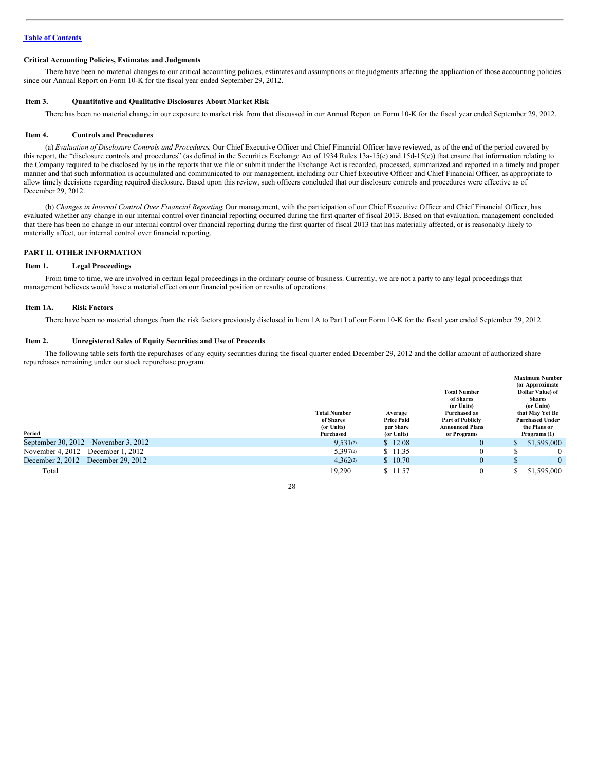Table of Contents

### Critical Accounting Policies, Estimates and Judgments

There have been no material changes to our critical accounting policies, estimates and assumptions or the judgments affecting the application of those accounting policies since our Annual Report on Form 10-K for the fiscal year ended September 29, 2012.

### Item 3. Quantitative and Qualitative Disclosures About Market Risk

There has been no material change in our exposure to market risk from that discussed in our Annual Report on Form 10-K for the fiscal year ended September 29, 2012.

### Item 4. Controls and Procedures

(a) *Evaluation of Disclosure Controls and Procedures*. Our Chief Executive Officer and Chief Financial Officer have reviewed, as of the end of the period covered by this report, the "disclosure controls and procedures" (as defined in the Securities Exchange Act of 1934 Rules 13a-15(e) and 15d-15(e)) that ensure that information relating to the Company required to be disclosed by us in the reports that we file or submit under the Exchange Act is recorded, processed, summarized and reported in a timely and proper manner and that such information is accumulated and communicated to our management, including our Chief Executive Officer and Chief Financial Officer, as appropriate to allow timely decisions regarding required disclosure. Based upon this review, such officers concluded that our disclosure controls and procedures were effective as of December 29, 2012.

(b) *Changes in Internal Control Over Financial Reporting*. Our management, with the participation of our Chief Executive Officer and Chief Financial Officer, has evaluated whether any change in our internal control over financial reporting occurred during the first quarter of fiscal 2013. Based on that evaluation, management concluded that there has been no change in our internal control over financial reporting during the first quarter of fiscal 2013 that has materially affected, or is reasonably likely to materially affect, our internal control over financial reporting.

## PART II. OTHER INFORMATION

### Item 1. Legal Proceedings

From time to time, we are involved in certain legal proceedings in the ordinary course of business. Currently, we are not a party to any legal proceedings that management believes would have a material effect on our financial position or results of operations.

### Item 1A. Risk Factors

There have been no material changes from the risk factors previously disclosed in Item 1A to Part I of our Form 10-K for the fiscal year ended September 29, 2012.

### Item 2. Unregistered Sales of Equity Securities and Use of Proceeds

The following table sets forth the repurchases of any equity securities during the fiscal quarter ended December 29, 2012 and the dollar amount of authorized share repurchases remaining under our stock repurchase program.

| Period | Total Number of Shares (or Units) Purchased | Average Price Paid per Share (or Units) | Total Number of Shares (or Units) Purchased as Part of Publicly Announced Plans or Programs | Maximum Number (or Approximate Dollar Value) of Shares (or Units) that May Yet Be Purchased Under the Plans or Programs (1) |
|---|---|---|---|---|
| September 30, 2012 – November 3, 2012 | 9,531(2) | $ 12.08 | 0 | $ 51,595,000 |
| November 4, 2012 – December 1, 2012 | 5,397(2) | $ 11.35 | 0 | $ 0 |
| December 2, 2012 – December 29, 2012 | 4,362(2) | $ 10.70 | 0 | $ 0 |
| Total | 19,290 | $ 11.57 | 0 | $ 51,595,000 |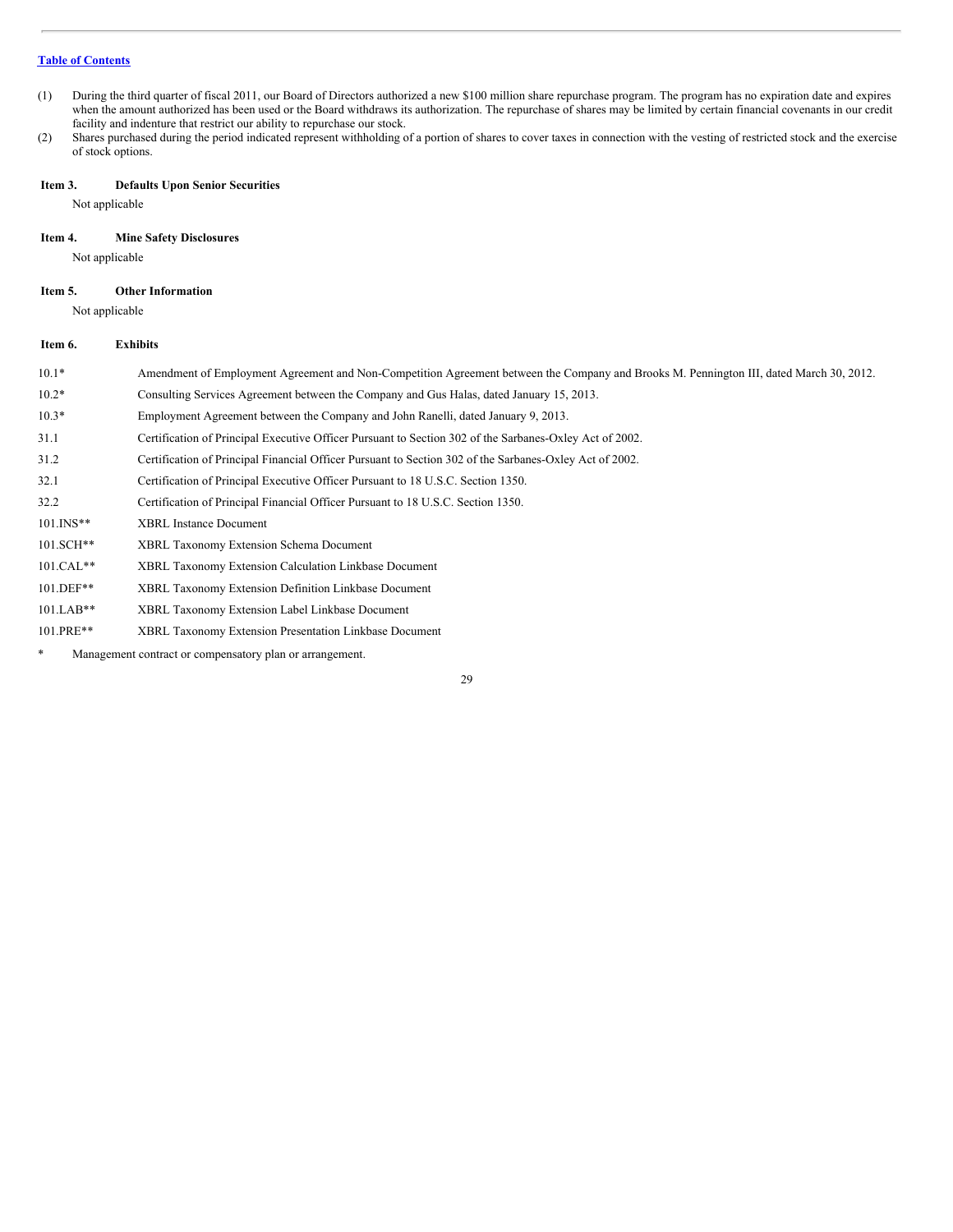(1) During the third quarter of fiscal 2011, our Board of Directors authorized a new $100 million share repurchase program. The program has no expiration date and expires when the amount authorized has been used or the Board withdraws its authorization. The repurchase of shares may be limited by certain financial covenants in our credit facility and indenture that restrict our ability to repurchase our stock.

(2) Shares purchased during the period indicated represent withholding of a portion of shares to cover taxes in connection with the vesting of restricted stock and the exercise of stock options.

### Item 3. Defaults Upon Senior Securities

Not applicable

### Item 4. Mine Safety Disclosures

Not applicable

### Item 5. Other Information

Not applicable

### Item 6. Exhibits

| | |
|---|---|
| 10.1* | Amendment of Employment Agreement and Non-Competition Agreement between the Company and Brooks M. Pennington III, dated March 30, 2012. |
| 10.2* | Consulting Services Agreement between the Company and Gus Halas, dated January 15, 2013. |
| 10.3* | Employment Agreement between the Company and John Ranelli, dated January 9, 2013. |
| 31.1 | Certification of Principal Executive Officer Pursuant to Section 302 of the Sarbanes-Oxley Act of 2002. |
| 31.2 | Certification of Principal Financial Officer Pursuant to Section 302 of the Sarbanes-Oxley Act of 2002. |
| 32.1 | Certification of Principal Executive Officer Pursuant to 18 U.S.C. Section 1350. |
| 32.2 | Certification of Principal Financial Officer Pursuant to 18 U.S.C. Section 1350. |
| 101.INS** | XBRL Instance Document |
| 101.SCH** | XBRL Taxonomy Extension Schema Document |
| 101.CAL** | XBRL Taxonomy Extension Calculation Linkbase Document |
| 101.DEF** | XBRL Taxonomy Extension Definition Linkbase Document |
| 101.LAB** | XBRL Taxonomy Extension Label Linkbase Document |
| 101.PRE** | XBRL Taxonomy Extension Presentation Linkbase Document |

\* Management contract or compensatory plan or arrangement.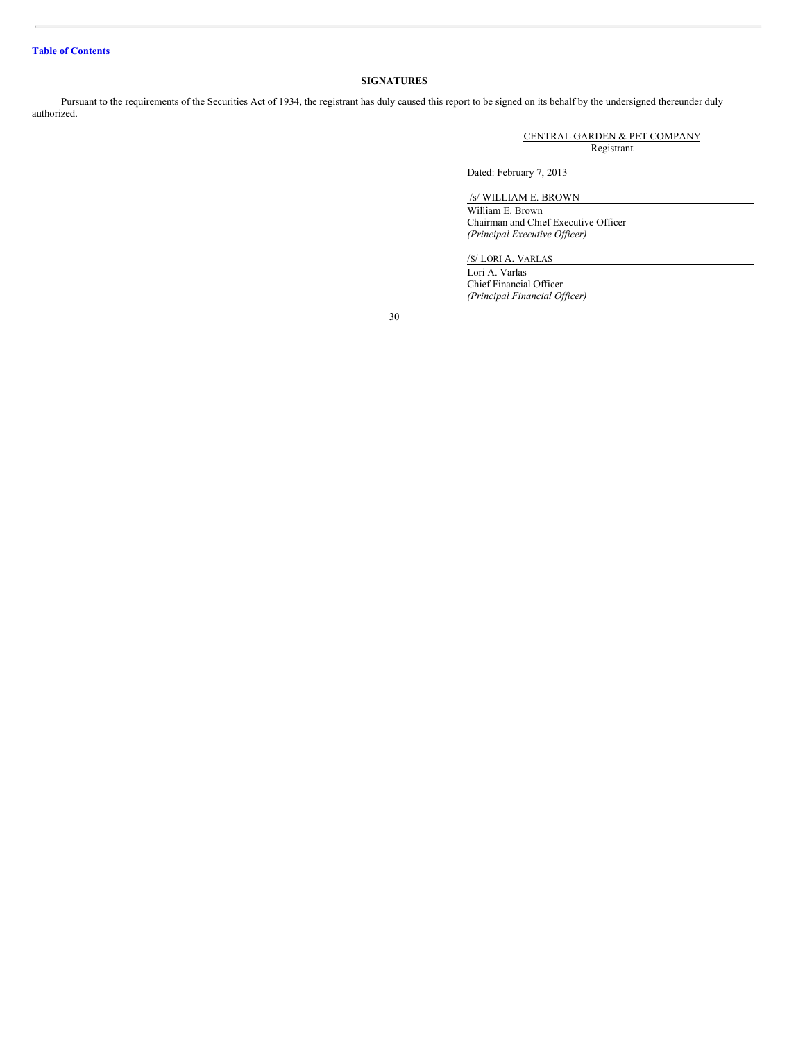[Table of Contents]

## SIGNATURES

Pursuant to the requirements of the Securities Act of 1934, the registrant has duly caused this report to be signed on its behalf by the undersigned thereunder duly authorized.

CENTRAL GARDEN & PET COMPANY
Registrant

Dated: February 7, 2013

/s/ WILLIAM E. BROWN
William E. Brown
Chairman and Chief Executive Officer
*(Principal Executive Officer)*

/S/ LORI A. VARLAS
Lori A. Varlas
Chief Financial Officer
*(Principal Financial Officer)*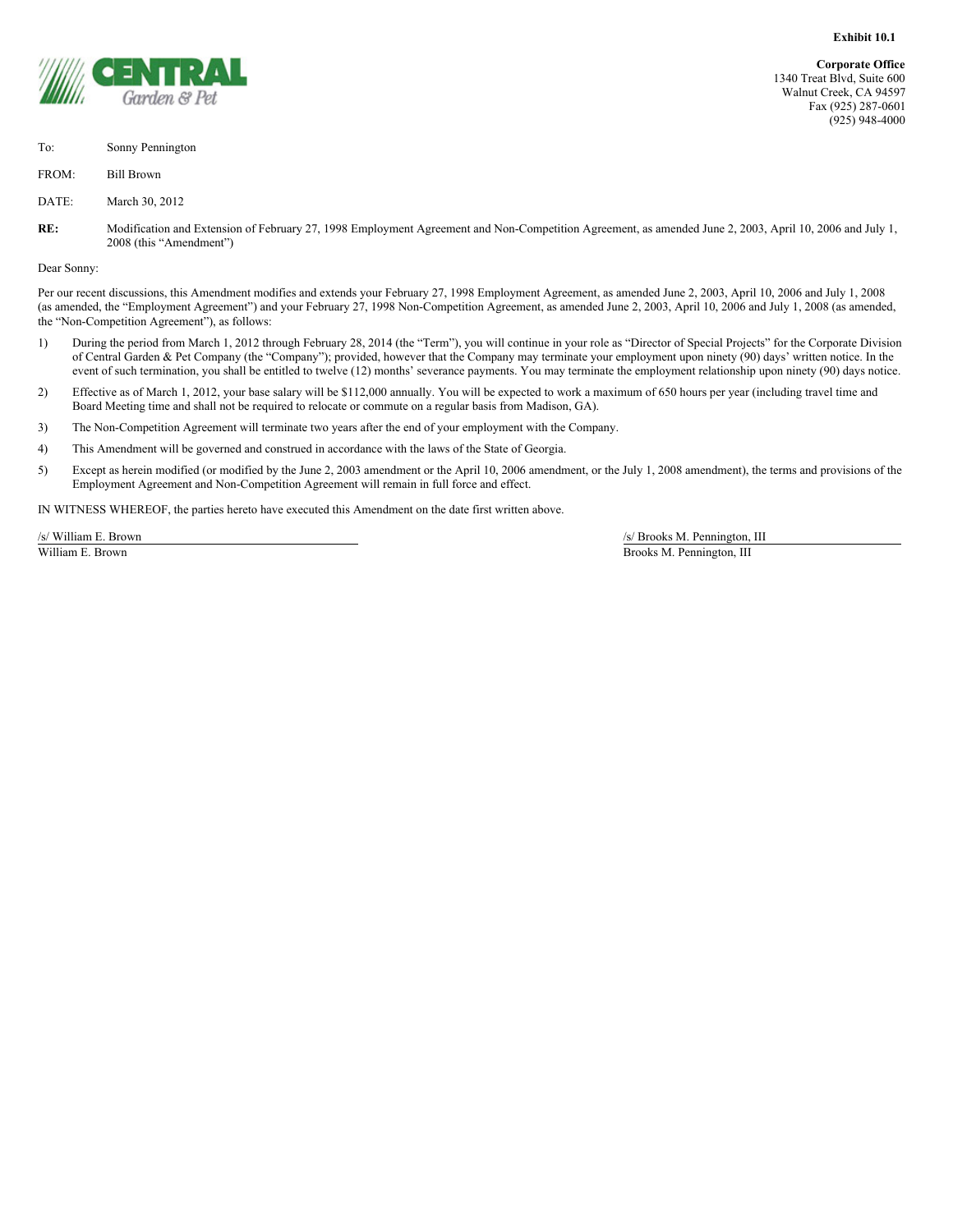**Exhibit 10.1**

CENTRAL Garden & Pet

**Corporate Office**
1340 Treat Blvd, Suite 600
Walnut Creek, CA 94597
Fax (925) 287-0601
(925) 948-4000

To: Sonny Pennington

FROM: Bill Brown

DATE: March 30, 2012

**RE:** Modification and Extension of February 27, 1998 Employment Agreement and Non-Competition Agreement, as amended June 2, 2003, April 10, 2006 and July 1, 2008 (this "Amendment")

Dear Sonny:

Per our recent discussions, this Amendment modifies and extends your February 27, 1998 Employment Agreement, as amended June 2, 2003, April 10, 2006 and July 1, 2008 (as amended, the "Employment Agreement") and your February 27, 1998 Non-Competition Agreement, as amended June 2, 2003, April 10, 2006 and July 1, 2008 (as amended, the "Non-Competition Agreement"), as follows:

1) During the period from March 1, 2012 through February 28, 2014 (the "Term"), you will continue in your role as "Director of Special Projects" for the Corporate Division of Central Garden & Pet Company (the "Company"); provided, however that the Company may terminate your employment upon ninety (90) days' written notice. In the event of such termination, you shall be entitled to twelve (12) months' severance payments. You may terminate the employment relationship upon ninety (90) days notice.

2) Effective as of March 1, 2012, your base salary will be $112,000 annually. You will be expected to work a maximum of 650 hours per year (including travel time and Board Meeting time and shall not be required to relocate or commute on a regular basis from Madison, GA).

3) The Non-Competition Agreement will terminate two years after the end of your employment with the Company.

4) This Amendment will be governed and construed in accordance with the laws of the State of Georgia.

5) Except as herein modified (or modified by the June 2, 2003 amendment or the April 10, 2006 amendment, or the July 1, 2008 amendment), the terms and provisions of the Employment Agreement and Non-Competition Agreement will remain in full force and effect.

IN WITNESS WHEREOF, the parties hereto have executed this Amendment on the date first written above.

/s/ William E. Brown
William E. Brown

/s/ Brooks M. Pennington, III
Brooks M. Pennington, III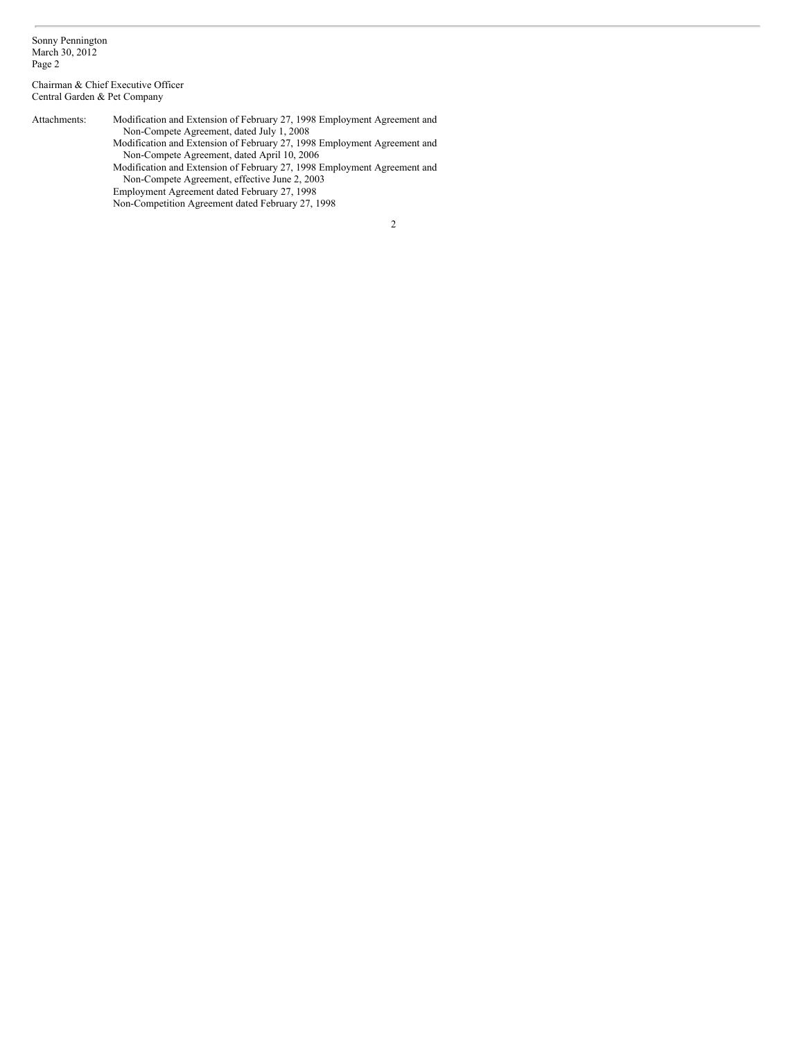Sonny Pennington
March 30, 2012
Page 2

Chairman & Chief Executive Officer
Central Garden & Pet Company

Attachments:

- Modification and Extension of February 27, 1998 Employment Agreement and Non-Compete Agreement, dated July 1, 2008
- Modification and Extension of February 27, 1998 Employment Agreement and Non-Compete Agreement, dated April 10, 2006
- Modification and Extension of February 27, 1998 Employment Agreement and Non-Compete Agreement, effective June 2, 2003
- Employment Agreement dated February 27, 1998
- Non-Competition Agreement dated February 27, 1998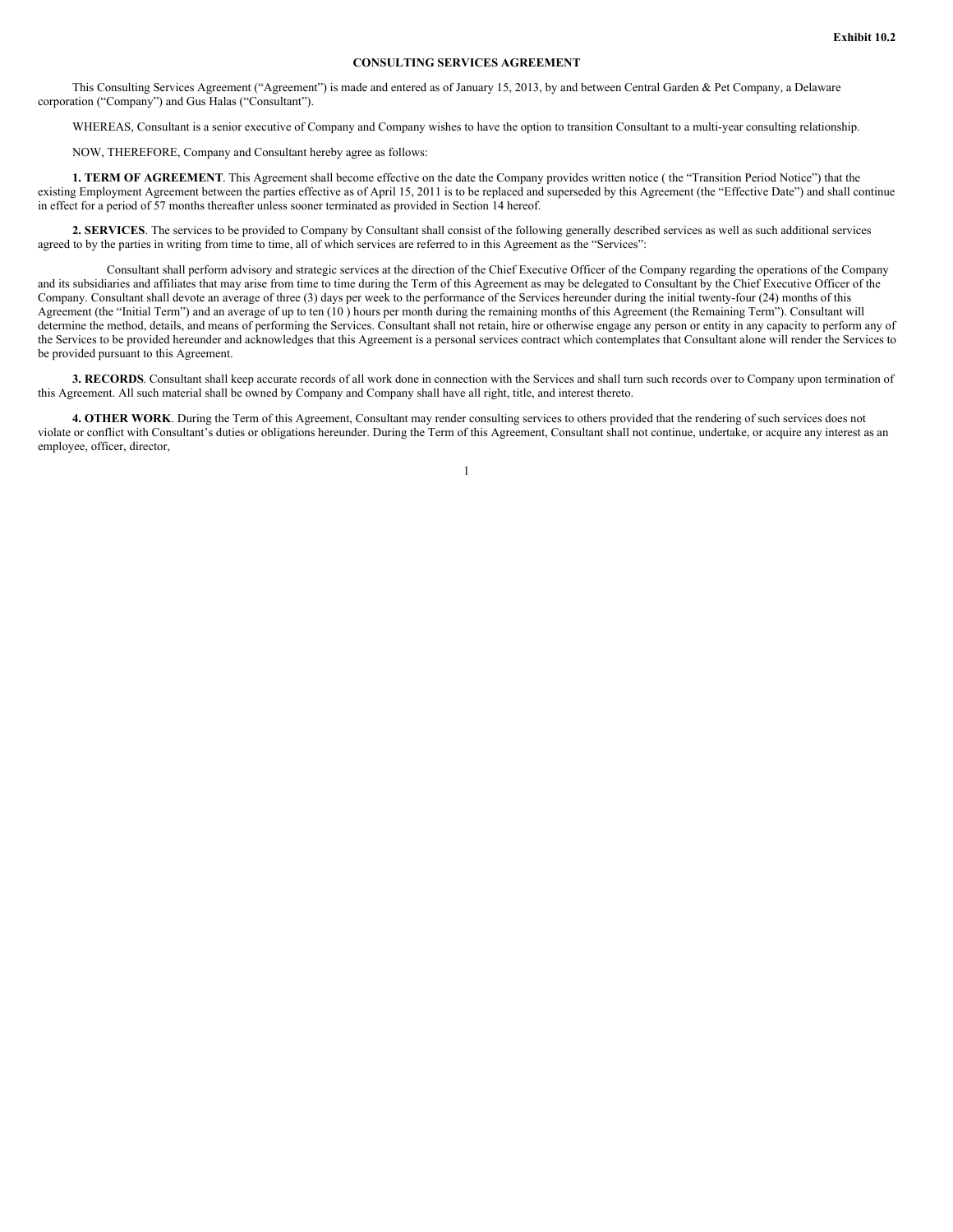Exhibit 10.2

**CONSULTING SERVICES AGREEMENT**

This Consulting Services Agreement (“Agreement”) is made and entered as of January 15, 2013, by and between Central Garden & Pet Company, a Delaware corporation (“Company”) and Gus Halas (“Consultant”).

WHEREAS, Consultant is a senior executive of Company and Company wishes to have the option to transition Consultant to a multi-year consulting relationship.

NOW, THEREFORE, Company and Consultant hereby agree as follows:

**1. TERM OF AGREEMENT**. This Agreement shall become effective on the date the Company provides written notice ( the “Transition Period Notice”) that the existing Employment Agreement between the parties effective as of April 15, 2011 is to be replaced and superseded by this Agreement (the “Effective Date”) and shall continue in effect for a period of 57 months thereafter unless sooner terminated as provided in Section 14 hereof.

**2. SERVICES**. The services to be provided to Company by Consultant shall consist of the following generally described services as well as such additional services agreed to by the parties in writing from time to time, all of which services are referred to in this Agreement as the “Services”:

Consultant shall perform advisory and strategic services at the direction of the Chief Executive Officer of the Company regarding the operations of the Company and its subsidiaries and affiliates that may arise from time to time during the Term of this Agreement as may be delegated to Consultant by the Chief Executive Officer of the Company. Consultant shall devote an average of three (3) days per week to the performance of the Services hereunder during the initial twenty-four (24) months of this Agreement (the “Initial Term”) and an average of up to ten (10 ) hours per month during the remaining months of this Agreement (the Remaining Term”). Consultant will determine the method, details, and means of performing the Services. Consultant shall not retain, hire or otherwise engage any person or entity in any capacity to perform any of the Services to be provided hereunder and acknowledges that this Agreement is a personal services contract which contemplates that Consultant alone will render the Services to be provided pursuant to this Agreement.

**3. RECORDS**. Consultant shall keep accurate records of all work done in connection with the Services and shall turn such records over to Company upon termination of this Agreement. All such material shall be owned by Company and Company shall have all right, title, and interest thereto.

**4. OTHER WORK**. During the Term of this Agreement, Consultant may render consulting services to others provided that the rendering of such services does not violate or conflict with Consultant’s duties or obligations hereunder. During the Term of this Agreement, Consultant shall not continue, undertake, or acquire any interest as an employee, officer, director,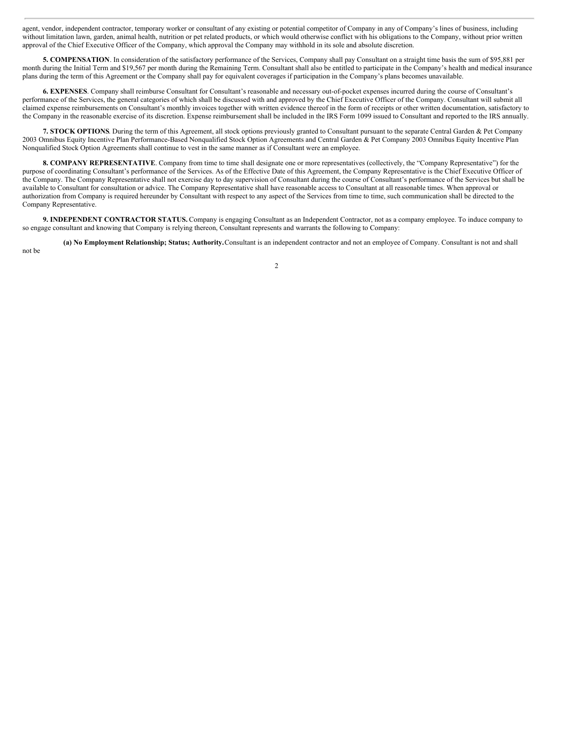agent, vendor, independent contractor, temporary worker or consultant of any existing or potential competitor of Company in any of Company's lines of business, including without limitation lawn, garden, animal health, nutrition or pet related products, or which would otherwise conflict with his obligations to the Company, without prior written approval of the Chief Executive Officer of the Company, which approval the Company may withhold in its sole and absolute discretion.

**5. COMPENSATION**. In consideration of the satisfactory performance of the Services, Company shall pay Consultant on a straight time basis the sum of $95,881 per month during the Initial Term and $19,567 per month during the Remaining Term. Consultant shall also be entitled to participate in the Company's health and medical insurance plans during the term of this Agreement or the Company shall pay for equivalent coverages if participation in the Company's plans becomes unavailable.

**6. EXPENSES**. Company shall reimburse Consultant for Consultant's reasonable and necessary out-of-pocket expenses incurred during the course of Consultant's performance of the Services, the general categories of which shall be discussed with and approved by the Chief Executive Officer of the Company. Consultant will submit all claimed expense reimbursements on Consultant's monthly invoices together with written evidence thereof in the form of receipts or other written documentation, satisfactory to the Company in the reasonable exercise of its discretion. Expense reimbursement shall be included in the IRS Form 1099 issued to Consultant and reported to the IRS annually.

**7. STOCK OPTIONS**. During the term of this Agreement, all stock options previously granted to Consultant pursuant to the separate Central Garden & Pet Company 2003 Omnibus Equity Incentive Plan Performance-Based Nonqualified Stock Option Agreements and Central Garden & Pet Company 2003 Omnibus Equity Incentive Plan Nonqualified Stock Option Agreements shall continue to vest in the same manner as if Consultant were an employee.

**8. COMPANY REPRESENTATIVE**. Company from time to time shall designate one or more representatives (collectively, the "Company Representative") for the purpose of coordinating Consultant's performance of the Services. As of the Effective Date of this Agreement, the Company Representative is the Chief Executive Officer of the Company. The Company Representative shall not exercise day to day supervision of Consultant during the course of Consultant's performance of the Services but shall be available to Consultant for consultation or advice. The Company Representative shall have reasonable access to Consultant at all reasonable times. When approval or authorization from Company is required hereunder by Consultant with respect to any aspect of the Services from time to time, such communication shall be directed to the Company Representative.

**9. INDEPENDENT CONTRACTOR STATUS.** Company is engaging Consultant as an Independent Contractor, not as a company employee. To induce company to so engage consultant and knowing that Company is relying thereon, Consultant represents and warrants the following to Company:

**(a) No Employment Relationship; Status; Authority.** Consultant is an independent contractor and not an employee of Company. Consultant is not and shall not be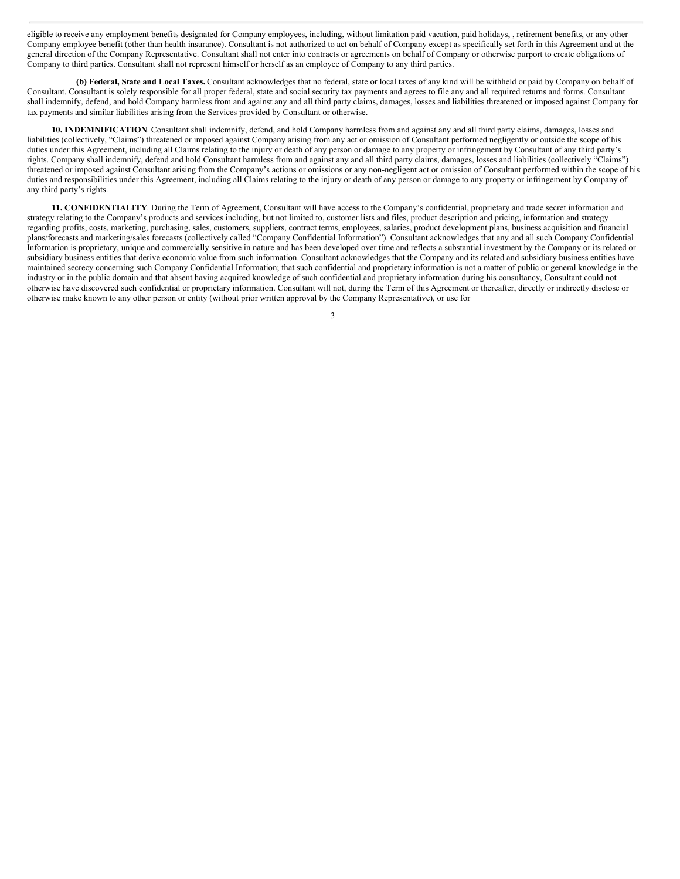eligible to receive any employment benefits designated for Company employees, including, without limitation paid vacation, paid holidays, , retirement benefits, or any other Company employee benefit (other than health insurance). Consultant is not authorized to act on behalf of Company except as specifically set forth in this Agreement and at the general direction of the Company Representative. Consultant shall not enter into contracts or agreements on behalf of Company or otherwise purport to create obligations of Company to third parties. Consultant shall not represent himself or herself as an employee of Company to any third parties.

**(b) Federal, State and Local Taxes.** Consultant acknowledges that no federal, state or local taxes of any kind will be withheld or paid by Company on behalf of Consultant. Consultant is solely responsible for all proper federal, state and social security tax payments and agrees to file any and all required returns and forms. Consultant shall indemnify, defend, and hold Company harmless from and against any and all third party claims, damages, losses and liabilities threatened or imposed against Company for tax payments and similar liabilities arising from the Services provided by Consultant or otherwise.

**10. INDEMNIFICATION**. Consultant shall indemnify, defend, and hold Company harmless from and against any and all third party claims, damages, losses and liabilities (collectively, "Claims") threatened or imposed against Company arising from any act or omission of Consultant performed negligently or outside the scope of his duties under this Agreement, including all Claims relating to the injury or death of any person or damage to any property or infringement by Consultant of any third party's rights. Company shall indemnify, defend and hold Consultant harmless from and against any and all third party claims, damages, losses and liabilities (collectively "Claims") threatened or imposed against Consultant arising from the Company's actions or omissions or any non-negligent act or omission of Consultant performed within the scope of his duties and responsibilities under this Agreement, including all Claims relating to the injury or death of any person or damage to any property or infringement by Company of any third party's rights.

**11. CONFIDENTIALITY**. During the Term of Agreement, Consultant will have access to the Company's confidential, proprietary and trade secret information and strategy relating to the Company's products and services including, but not limited to, customer lists and files, product description and pricing, information and strategy regarding profits, costs, marketing, purchasing, sales, customers, suppliers, contract terms, employees, salaries, product development plans, business acquisition and financial plans/forecasts and marketing/sales forecasts (collectively called "Company Confidential Information"). Consultant acknowledges that any and all such Company Confidential Information is proprietary, unique and commercially sensitive in nature and has been developed over time and reflects a substantial investment by the Company or its related or subsidiary business entities that derive economic value from such information. Consultant acknowledges that the Company and its related and subsidiary business entities have maintained secrecy concerning such Company Confidential Information; that such confidential and proprietary information is not a matter of public or general knowledge in the industry or in the public domain and that absent having acquired knowledge of such confidential and proprietary information during his consultancy, Consultant could not otherwise have discovered such confidential or proprietary information. Consultant will not, during the Term of this Agreement or thereafter, directly or indirectly disclose or otherwise make known to any other person or entity (without prior written approval by the Company Representative), or use for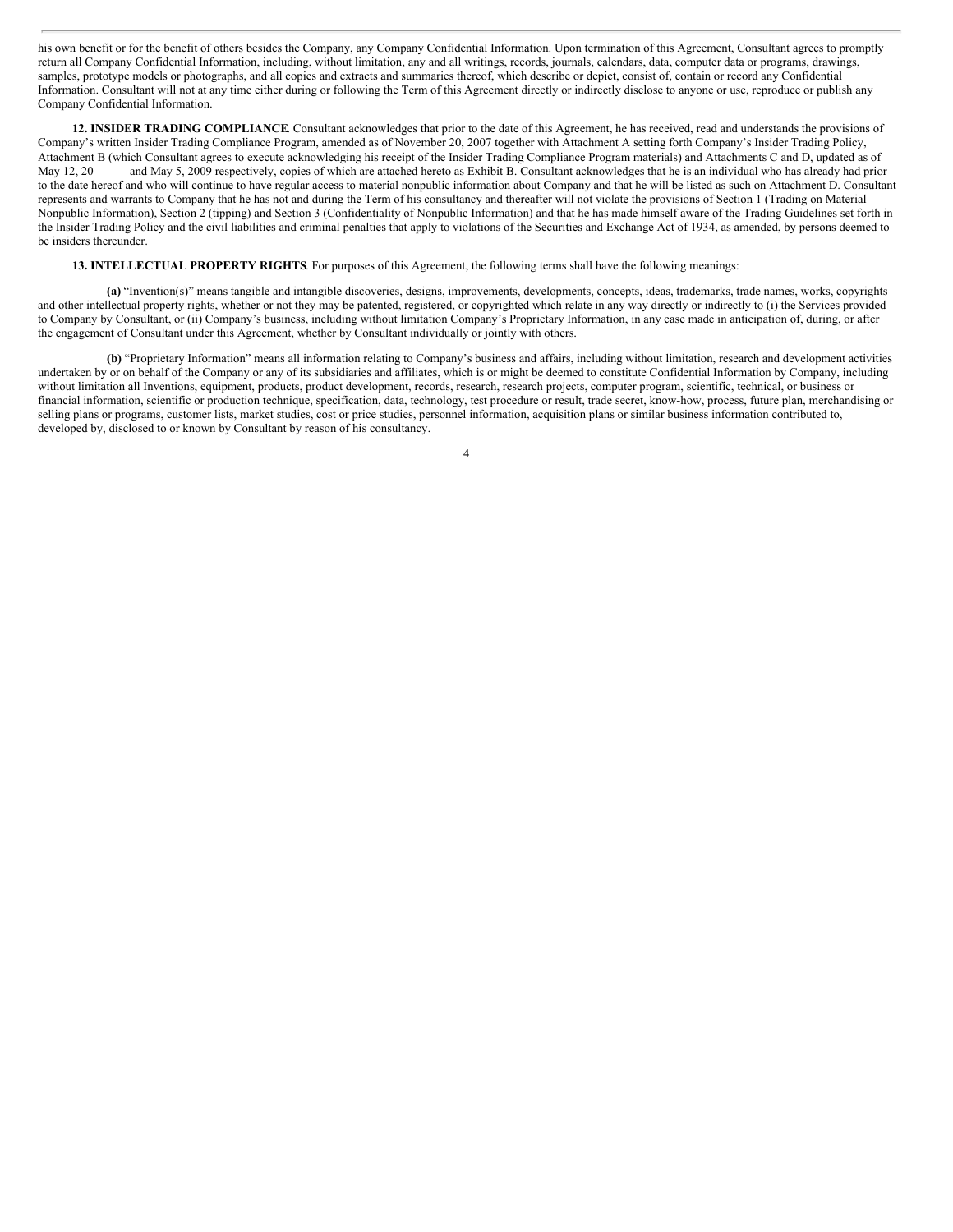his own benefit or for the benefit of others besides the Company, any Company Confidential Information. Upon termination of this Agreement, Consultant agrees to promptly return all Company Confidential Information, including, without limitation, any and all writings, records, journals, calendars, data, computer data or programs, drawings, samples, prototype models or photographs, and all copies and extracts and summaries thereof, which describe or depict, consist of, contain or record any Confidential Information. Consultant will not at any time either during or following the Term of this Agreement directly or indirectly disclose to anyone or use, reproduce or publish any Company Confidential Information.

**12. INSIDER TRADING COMPLIANCE**. Consultant acknowledges that prior to the date of this Agreement, he has received, read and understands the provisions of Company's written Insider Trading Compliance Program, amended as of November 20, 2007 together with Attachment A setting forth Company's Insider Trading Policy, Attachment B (which Consultant agrees to execute acknowledging his receipt of the Insider Trading Compliance Program materials) and Attachments C and D, updated as of May 12, 20 and May 5, 2009 respectively, copies of which are attached hereto as Exhibit B. Consultant acknowledges that he is an individual who has already had prior to the date hereof and who will continue to have regular access to material nonpublic information about Company and that he will be listed as such on Attachment D. Consultant represents and warrants to Company that he has not and during the Term of his consultancy and thereafter will not violate the provisions of Section 1 (Trading on Material Nonpublic Information), Section 2 (tipping) and Section 3 (Confidentiality of Nonpublic Information) and that he has made himself aware of the Trading Guidelines set forth in the Insider Trading Policy and the civil liabilities and criminal penalties that apply to violations of the Securities and Exchange Act of 1934, as amended, by persons deemed to be insiders thereunder.

**13. INTELLECTUAL PROPERTY RIGHTS**. For purposes of this Agreement, the following terms shall have the following meanings:

**(a)** "Invention(s)" means tangible and intangible discoveries, designs, improvements, developments, concepts, ideas, trademarks, trade names, works, copyrights and other intellectual property rights, whether or not they may be patented, registered, or copyrighted which relate in any way directly or indirectly to (i) the Services provided to Company by Consultant, or (ii) Company's business, including without limitation Company's Proprietary Information, in any case made in anticipation of, during, or after the engagement of Consultant under this Agreement, whether by Consultant individually or jointly with others.

**(b)** "Proprietary Information" means all information relating to Company's business and affairs, including without limitation, research and development activities undertaken by or on behalf of the Company or any of its subsidiaries and affiliates, which is or might be deemed to constitute Confidential Information by Company, including without limitation all Inventions, equipment, products, product development, records, research, research projects, computer program, scientific, technical, or business or financial information, scientific or production technique, specification, data, technology, test procedure or result, trade secret, know-how, process, future plan, merchandising or selling plans or programs, customer lists, market studies, cost or price studies, personnel information, acquisition plans or similar business information contributed to, developed by, disclosed to or known by Consultant by reason of his consultancy.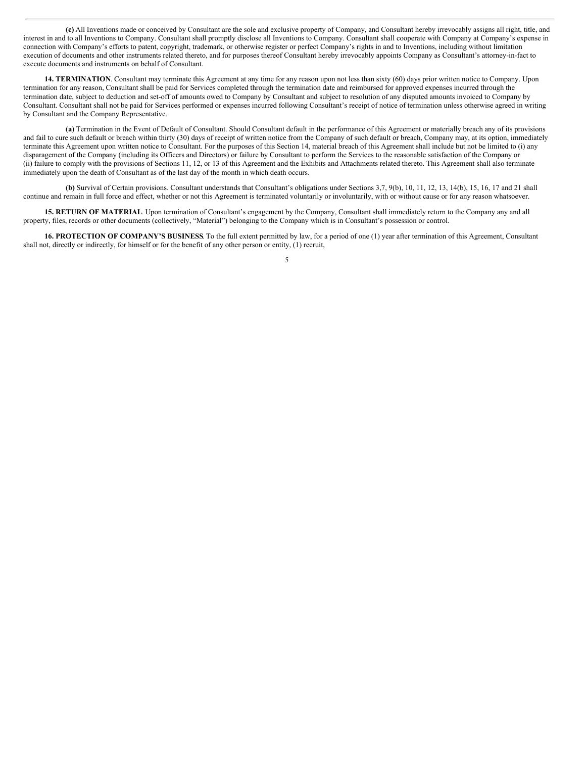**(c)** All Inventions made or conceived by Consultant are the sole and exclusive property of Company, and Consultant hereby irrevocably assigns all right, title, and interest in and to all Inventions to Company. Consultant shall promptly disclose all Inventions to Company. Consultant shall cooperate with Company at Company's expense in connection with Company's efforts to patent, copyright, trademark, or otherwise register or perfect Company's rights in and to Inventions, including without limitation execution of documents and other instruments related thereto, and for purposes thereof Consultant hereby irrevocably appoints Company as Consultant's attorney-in-fact to execute documents and instruments on behalf of Consultant.

**14. TERMINATION**. Consultant may terminate this Agreement at any time for any reason upon not less than sixty (60) days prior written notice to Company. Upon termination for any reason, Consultant shall be paid for Services completed through the termination date and reimbursed for approved expenses incurred through the termination date, subject to deduction and set-off of amounts owed to Company by Consultant and subject to resolution of any disputed amounts invoiced to Company by Consultant. Consultant shall not be paid for Services performed or expenses incurred following Consultant's receipt of notice of termination unless otherwise agreed in writing by Consultant and the Company Representative.

**(a)** Termination in the Event of Default of Consultant. Should Consultant default in the performance of this Agreement or materially breach any of its provisions and fail to cure such default or breach within thirty (30) days of receipt of written notice from the Company of such default or breach, Company may, at its option, immediately terminate this Agreement upon written notice to Consultant. For the purposes of this Section 14, material breach of this Agreement shall include but not be limited to (i) any disparagement of the Company (including its Officers and Directors) or failure by Consultant to perform the Services to the reasonable satisfaction of the Company or (ii) failure to comply with the provisions of Sections 11, 12, or 13 of this Agreement and the Exhibits and Attachments related thereto. This Agreement shall also terminate immediately upon the death of Consultant as of the last day of the month in which death occurs.

**(b)** Survival of Certain provisions. Consultant understands that Consultant's obligations under Sections 3,7, 9(b), 10, 11, 12, 13, 14(b), 15, 16, 17 and 21 shall continue and remain in full force and effect, whether or not this Agreement is terminated voluntarily or involuntarily, with or without cause or for any reason whatsoever.

**15. RETURN OF MATERIAL**. Upon termination of Consultant's engagement by the Company, Consultant shall immediately return to the Company any and all property, files, records or other documents (collectively, "Material") belonging to the Company which is in Consultant's possession or control.

**16. PROTECTION OF COMPANY'S BUSINESS**. To the full extent permitted by law, for a period of one (1) year after termination of this Agreement, Consultant shall not, directly or indirectly, for himself or for the benefit of any other person or entity, (1) recruit,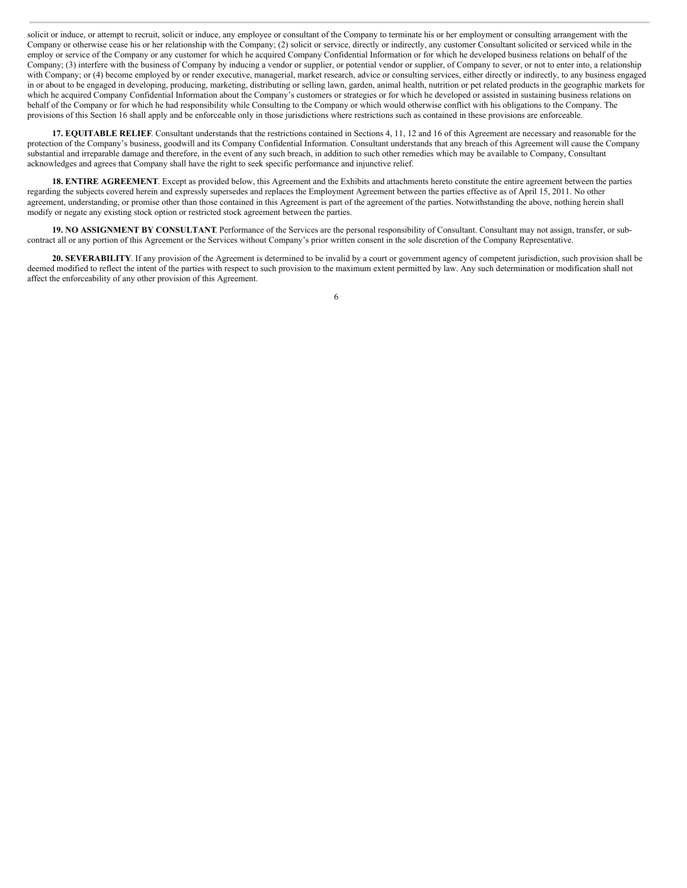solicit or induce, or attempt to recruit, solicit or induce, any employee or consultant of the Company to terminate his or her employment or consulting arrangement with the Company or otherwise cease his or her relationship with the Company; (2) solicit or service, directly or indirectly, any customer Consultant solicited or serviced while in the employ or service of the Company or any customer for which he acquired Company Confidential Information or for which he developed business relations on behalf of the Company; (3) interfere with the business of Company by inducing a vendor or supplier, or potential vendor or supplier, of Company to sever, or not to enter into, a relationship with Company; or (4) become employed by or render executive, managerial, market research, advice or consulting services, either directly or indirectly, to any business engaged in or about to be engaged in developing, producing, marketing, distributing or selling lawn, garden, animal health, nutrition or pet related products in the geographic markets for which he acquired Company Confidential Information about the Company's customers or strategies or for which he developed or assisted in sustaining business relations on behalf of the Company or for which he had responsibility while Consulting to the Company or which would otherwise conflict with his obligations to the Company. The provisions of this Section 16 shall apply and be enforceable only in those jurisdictions where restrictions such as contained in these provisions are enforceable.

**17. EQUITABLE RELIEF**. Consultant understands that the restrictions contained in Sections 4, 11, 12 and 16 of this Agreement are necessary and reasonable for the protection of the Company's business, goodwill and its Company Confidential Information. Consultant understands that any breach of this Agreement will cause the Company substantial and irreparable damage and therefore, in the event of any such breach, in addition to such other remedies which may be available to Company, Consultant acknowledges and agrees that Company shall have the right to seek specific performance and injunctive relief.

**18. ENTIRE AGREEMENT**. Except as provided below, this Agreement and the Exhibits and attachments hereto constitute the entire agreement between the parties regarding the subjects covered herein and expressly supersedes and replaces the Employment Agreement between the parties effective as of April 15, 2011. No other agreement, understanding, or promise other than those contained in this Agreement is part of the agreement of the parties. Notwithstanding the above, nothing herein shall modify or negate any existing stock option or restricted stock agreement between the parties.

**19. NO ASSIGNMENT BY CONSULTANT**. Performance of the Services are the personal responsibility of Consultant. Consultant may not assign, transfer, or sub-contract all or any portion of this Agreement or the Services without Company's prior written consent in the sole discretion of the Company Representative.

**20. SEVERABILITY**. If any provision of the Agreement is determined to be invalid by a court or government agency of competent jurisdiction, such provision shall be deemed modified to reflect the intent of the parties with respect to such provision to the maximum extent permitted by law. Any such determination or modification shall not affect the enforceability of any other provision of this Agreement.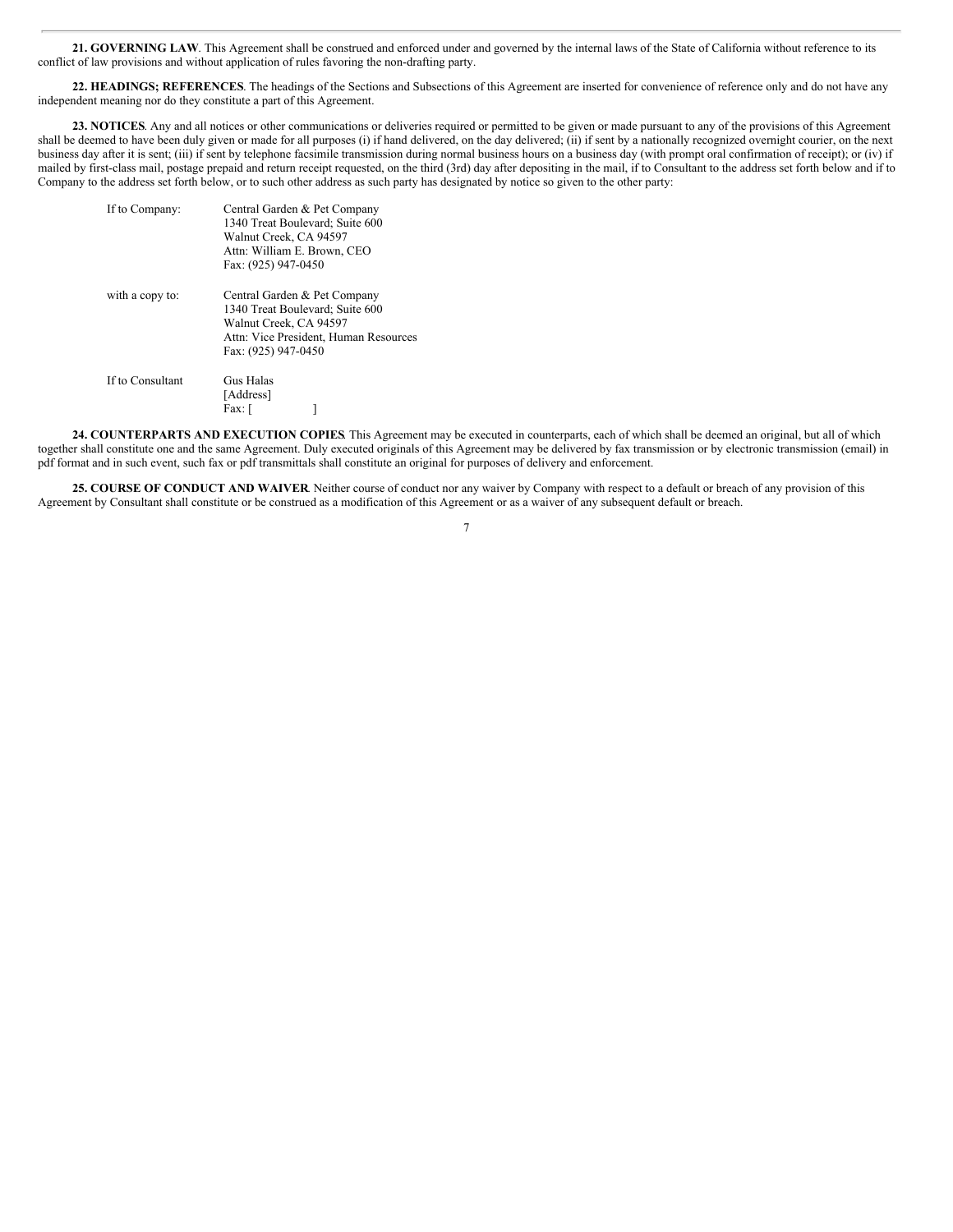**21. GOVERNING LAW**. This Agreement shall be construed and enforced under and governed by the internal laws of the State of California without reference to its conflict of law provisions and without application of rules favoring the non-drafting party.

**22. HEADINGS; REFERENCES**. The headings of the Sections and Subsections of this Agreement are inserted for convenience of reference only and do not have any independent meaning nor do they constitute a part of this Agreement.

**23. NOTICES**. Any and all notices or other communications or deliveries required or permitted to be given or made pursuant to any of the provisions of this Agreement shall be deemed to have been duly given or made for all purposes (i) if hand delivered, on the day delivered; (ii) if sent by a nationally recognized overnight courier, on the next business day after it is sent; (iii) if sent by telephone facsimile transmission during normal business hours on a business day (with prompt oral confirmation of receipt); or (iv) if mailed by first-class mail, postage prepaid and return receipt requested, on the third (3rd) day after depositing in the mail, if to Consultant to the address set forth below and if to Company to the address set forth below, or to such other address as such party has designated by notice so given to the other party:

| | |
|---|---|
| If to Company: | Central Garden & Pet Company<br>1340 Treat Boulevard; Suite 600<br>Walnut Creek, CA 94597<br>Attn: William E. Brown, CEO<br>Fax: (925) 947-0450 |
| with a copy to: | Central Garden & Pet Company<br>1340 Treat Boulevard; Suite 600<br>Walnut Creek, CA 94597<br>Attn: Vice President, Human Resources<br>Fax: (925) 947-0450 |
| If to Consultant | Gus Halas<br>[Address]<br>Fax: [ ] |

**24. COUNTERPARTS AND EXECUTION COPIES**. This Agreement may be executed in counterparts, each of which shall be deemed an original, but all of which together shall constitute one and the same Agreement. Duly executed originals of this Agreement may be delivered by fax transmission or by electronic transmission (email) in pdf format and in such event, such fax or pdf transmittals shall constitute an original for purposes of delivery and enforcement.

**25. COURSE OF CONDUCT AND WAIVER**. Neither course of conduct nor any waiver by Company with respect to a default or breach of any provision of this Agreement by Consultant shall constitute or be construed as a modification of this Agreement or as a waiver of any subsequent default or breach.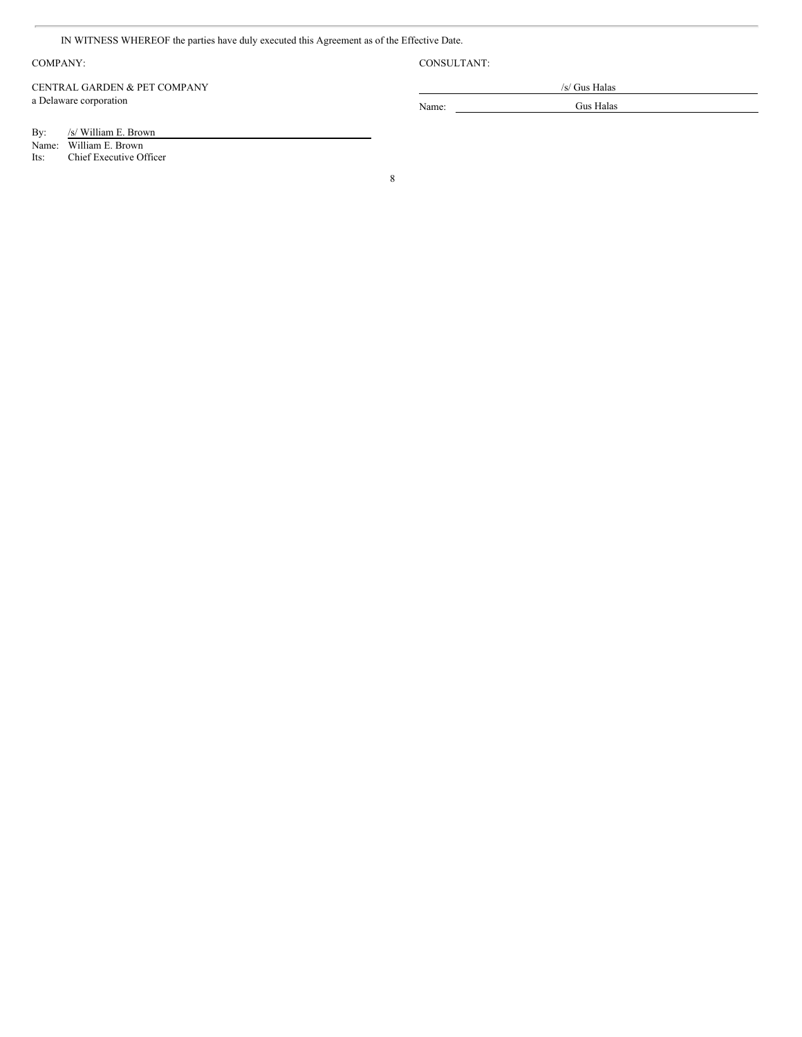IN WITNESS WHEREOF the parties have duly executed this Agreement as of the Effective Date.

COMPANY:

CENTRAL GARDEN & PET COMPANY
a Delaware corporation

By: /s/ William E. Brown
Name: William E. Brown
Its: Chief Executive Officer

CONSULTANT:

/s/ Gus Halas

Name: Gus Halas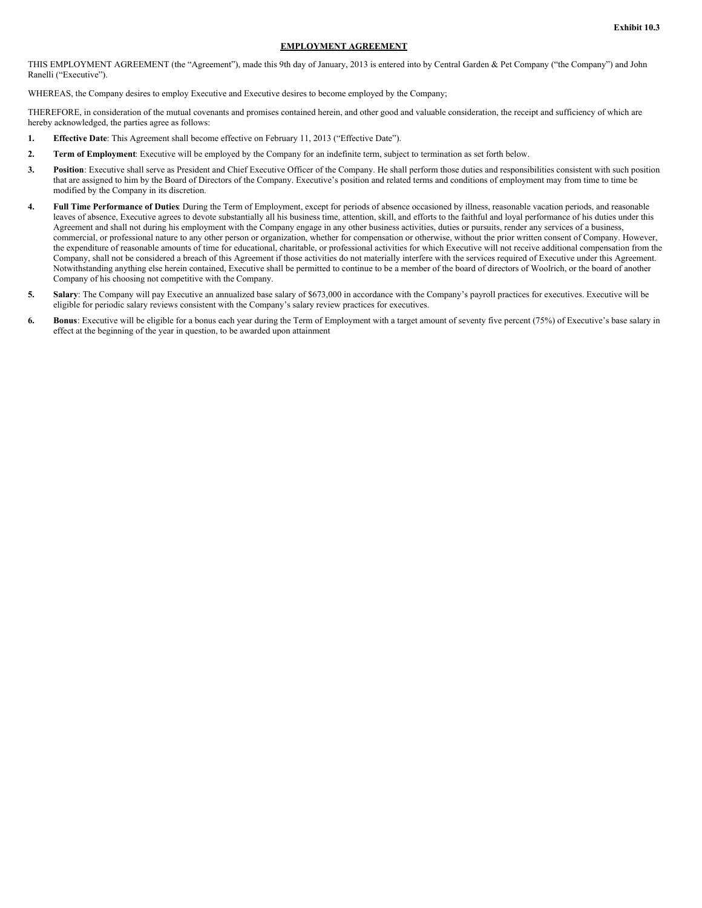Exhibit 10.3

**EMPLOYMENT AGREEMENT**

THIS EMPLOYMENT AGREEMENT (the "Agreement"), made this 9th day of January, 2013 is entered into by Central Garden & Pet Company ("the Company") and John Ranelli ("Executive").

WHEREAS, the Company desires to employ Executive and Executive desires to become employed by the Company;

THEREFORE, in consideration of the mutual covenants and promises contained herein, and other good and valuable consideration, the receipt and sufficiency of which are hereby acknowledged, the parties agree as follows:

1. **Effective Date**: This Agreement shall become effective on February 11, 2013 ("Effective Date").

2. **Term of Employment**: Executive will be employed by the Company for an indefinite term, subject to termination as set forth below.

3. **Position**: Executive shall serve as President and Chief Executive Officer of the Company. He shall perform those duties and responsibilities consistent with such position that are assigned to him by the Board of Directors of the Company. Executive's position and related terms and conditions of employment may from time to time be modified by the Company in its discretion.

4. **Full Time Performance of Duties**: During the Term of Employment, except for periods of absence occasioned by illness, reasonable vacation periods, and reasonable leaves of absence, Executive agrees to devote substantially all his business time, attention, skill, and efforts to the faithful and loyal performance of his duties under this Agreement and shall not during his employment with the Company engage in any other business activities, duties or pursuits, render any services of a business, commercial, or professional nature to any other person or organization, whether for compensation or otherwise, without the prior written consent of Company. However, the expenditure of reasonable amounts of time for educational, charitable, or professional activities for which Executive will not receive additional compensation from the Company, shall not be considered a breach of this Agreement if those activities do not materially interfere with the services required of Executive under this Agreement. Notwithstanding anything else herein contained, Executive shall be permitted to continue to be a member of the board of directors of Woolrich, or the board of another Company of his choosing not competitive with the Company.

5. **Salary**: The Company will pay Executive an annualized base salary of $673,000 in accordance with the Company's payroll practices for executives. Executive will be eligible for periodic salary reviews consistent with the Company's salary review practices for executives.

6. **Bonus**: Executive will be eligible for a bonus each year during the Term of Employment with a target amount of seventy five percent (75%) of Executive's base salary in effect at the beginning of the year in question, to be awarded upon attainment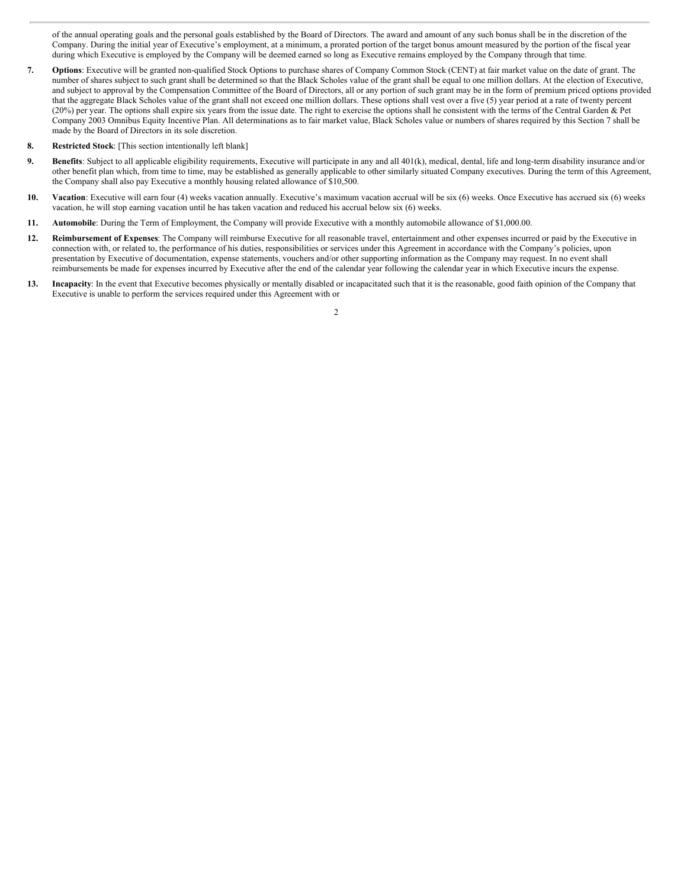of the annual operating goals and the personal goals established by the Board of Directors. The award and amount of any such bonus shall be in the discretion of the Company. During the initial year of Executive's employment, at a minimum, a prorated portion of the target bonus amount measured by the portion of the fiscal year during which Executive is employed by the Company will be deemed earned so long as Executive remains employed by the Company through that time.

7. **Options**: Executive will be granted non-qualified Stock Options to purchase shares of Company Common Stock (CENT) at fair market value on the date of grant. The number of shares subject to such grant shall be determined so that the Black Scholes value of the grant shall be equal to one million dollars. At the election of Executive, and subject to approval by the Compensation Committee of the Board of Directors, all or any portion of such grant may be in the form of premium priced options provided that the aggregate Black Scholes value of the grant shall not exceed one million dollars. These options shall vest over a five (5) year period at a rate of twenty percent (20%) per year. The options shall expire six years from the issue date. The right to exercise the options shall he consistent with the terms of the Central Garden & Pet Company 2003 Omnibus Equity Incentive Plan. All determinations as to fair market value, Black Scholes value or numbers of shares required by this Section 7 shall be made by the Board of Directors in its sole discretion.

8. **Restricted Stock**: [This section intentionally left blank]

9. **Benefits**: Subject to all applicable eligibility requirements, Executive will participate in any and all 401(k), medical, dental, life and long-term disability insurance and/or other benefit plan which, from time to time, may be established as generally applicable to other similarly situated Company executives. During the term of this Agreement, the Company shall also pay Executive a monthly housing related allowance of $10,500.

10. **Vacation**: Executive will earn four (4) weeks vacation annually. Executive's maximum vacation accrual will be six (6) weeks. Once Executive has accrued six (6) weeks vacation, he will stop earning vacation until he has taken vacation and reduced his accrual below six (6) weeks.

11. **Automobile**: During the Term of Employment, the Company will provide Executive with a monthly automobile allowance of $1,000.00.

12. **Reimbursement of Expenses**: The Company will reimburse Executive for all reasonable travel, entertainment and other expenses incurred or paid by the Executive in connection with, or related to, the performance of his duties, responsibilities or services under this Agreement in accordance with the Company's policies, upon presentation by Executive of documentation, expense statements, vouchers and/or other supporting information as the Company may request. In no event shall reimbursements be made for expenses incurred by Executive after the end of the calendar year following the calendar year in which Executive incurs the expense.

13. **Incapacity**: In the event that Executive becomes physically or mentally disabled or incapacitated such that it is the reasonable, good faith opinion of the Company that Executive is unable to perform the services required under this Agreement with or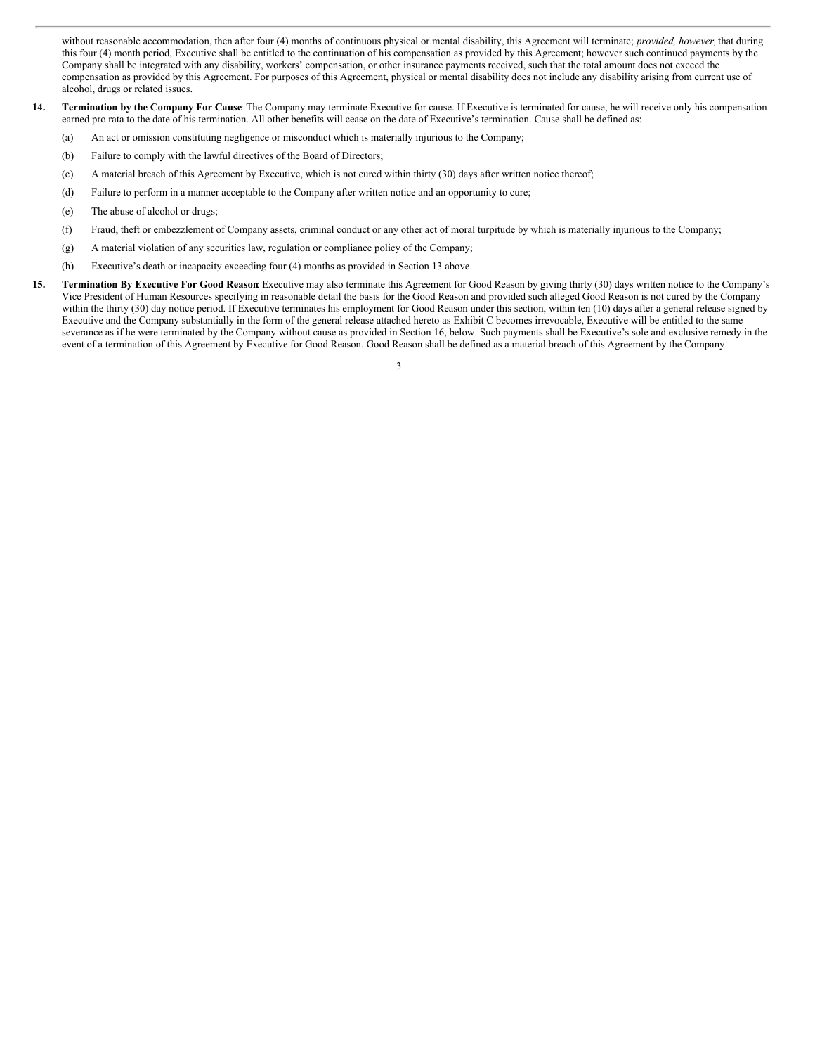without reasonable accommodation, then after four (4) months of continuous physical or mental disability, this Agreement will terminate; *provided, however,* that during this four (4) month period, Executive shall be entitled to the continuation of his compensation as provided by this Agreement; however such continued payments by the Company shall be integrated with any disability, workers' compensation, or other insurance payments received, such that the total amount does not exceed the compensation as provided by this Agreement. For purposes of this Agreement, physical or mental disability does not include any disability arising from current use of alcohol, drugs or related issues.

**14. Termination by the Company For Cause**: The Company may terminate Executive for cause. If Executive is terminated for cause, he will receive only his compensation earned pro rata to the date of his termination. All other benefits will cease on the date of Executive's termination. Cause shall be defined as:

(a) An act or omission constituting negligence or misconduct which is materially injurious to the Company;

(b) Failure to comply with the lawful directives of the Board of Directors;

(c) A material breach of this Agreement by Executive, which is not cured within thirty (30) days after written notice thereof;

(d) Failure to perform in a manner acceptable to the Company after written notice and an opportunity to cure;

(e) The abuse of alcohol or drugs;

(f) Fraud, theft or embezzlement of Company assets, criminal conduct or any other act of moral turpitude by which is materially injurious to the Company;

(g) A material violation of any securities law, regulation or compliance policy of the Company;

(h) Executive's death or incapacity exceeding four (4) months as provided in Section 13 above.

**15. Termination By Executive For Good Reason**: Executive may also terminate this Agreement for Good Reason by giving thirty (30) days written notice to the Company's Vice President of Human Resources specifying in reasonable detail the basis for the Good Reason and provided such alleged Good Reason is not cured by the Company within the thirty (30) day notice period. If Executive terminates his employment for Good Reason under this section, within ten (10) days after a general release signed by Executive and the Company substantially in the form of the general release attached hereto as Exhibit C becomes irrevocable, Executive will be entitled to the same severance as if he were terminated by the Company without cause as provided in Section 16, below. Such payments shall be Executive's sole and exclusive remedy in the event of a termination of this Agreement by Executive for Good Reason. Good Reason shall be defined as a material breach of this Agreement by the Company.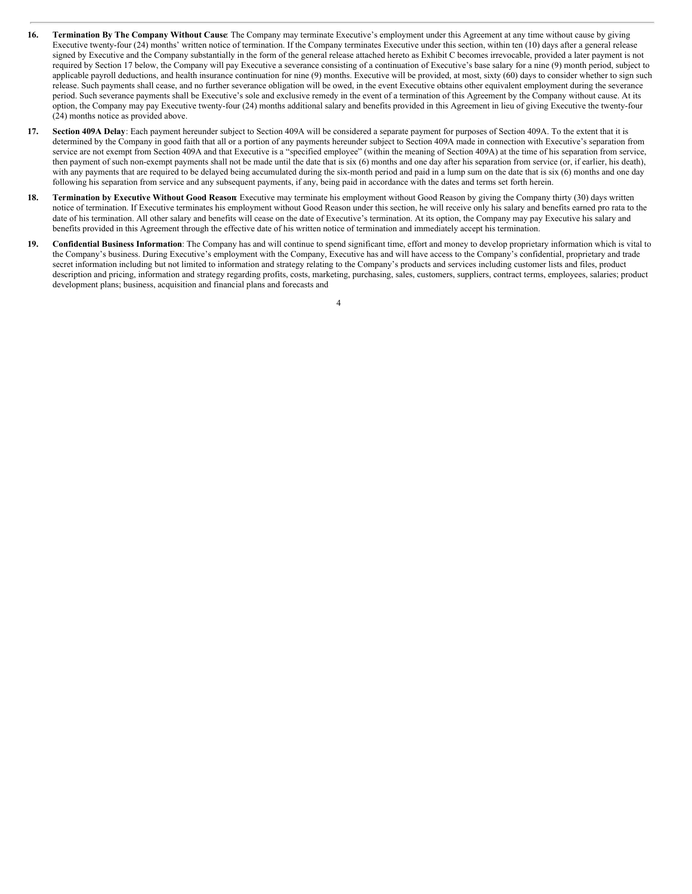16. **Termination By The Company Without Cause**: The Company may terminate Executive's employment under this Agreement at any time without cause by giving Executive twenty-four (24) months' written notice of termination. If the Company terminates Executive under this section, within ten (10) days after a general release signed by Executive and the Company substantially in the form of the general release attached hereto as Exhibit C becomes irrevocable, provided a later payment is not required by Section 17 below, the Company will pay Executive a severance consisting of a continuation of Executive's base salary for a nine (9) month period, subject to applicable payroll deductions, and health insurance continuation for nine (9) months. Executive will be provided, at most, sixty (60) days to consider whether to sign such release. Such payments shall cease, and no further severance obligation will be owed, in the event Executive obtains other equivalent employment during the severance period. Such severance payments shall be Executive's sole and exclusive remedy in the event of a termination of this Agreement by the Company without cause. At its option, the Company may pay Executive twenty-four (24) months additional salary and benefits provided in this Agreement in lieu of giving Executive the twenty-four (24) months notice as provided above.

17. **Section 409A Delay**: Each payment hereunder subject to Section 409A will be considered a separate payment for purposes of Section 409A. To the extent that it is determined by the Company in good faith that all or a portion of any payments hereunder subject to Section 409A made in connection with Executive's separation from service are not exempt from Section 409A and that Executive is a "specified employee" (within the meaning of Section 409A) at the time of his separation from service, then payment of such non-exempt payments shall not be made until the date that is six (6) months and one day after his separation from service (or, if earlier, his death), with any payments that are required to be delayed being accumulated during the six-month period and paid in a lump sum on the date that is six (6) months and one day following his separation from service and any subsequent payments, if any, being paid in accordance with the dates and terms set forth herein.

18. **Termination by Executive Without Good Reason**: Executive may terminate his employment without Good Reason by giving the Company thirty (30) days written notice of termination. If Executive terminates his employment without Good Reason under this section, he will receive only his salary and benefits earned pro rata to the date of his termination. All other salary and benefits will cease on the date of Executive's termination. At its option, the Company may pay Executive his salary and benefits provided in this Agreement through the effective date of his written notice of termination and immediately accept his termination.

19. **Confidential Business Information**: The Company has and will continue to spend significant time, effort and money to develop proprietary information which is vital to the Company's business. During Executive's employment with the Company, Executive has and will have access to the Company's confidential, proprietary and trade secret information including but not limited to information and strategy relating to the Company's products and services including customer lists and files, product description and pricing, information and strategy regarding profits, costs, marketing, purchasing, sales, customers, suppliers, contract terms, employees, salaries; product development plans; business, acquisition and financial plans and forecasts and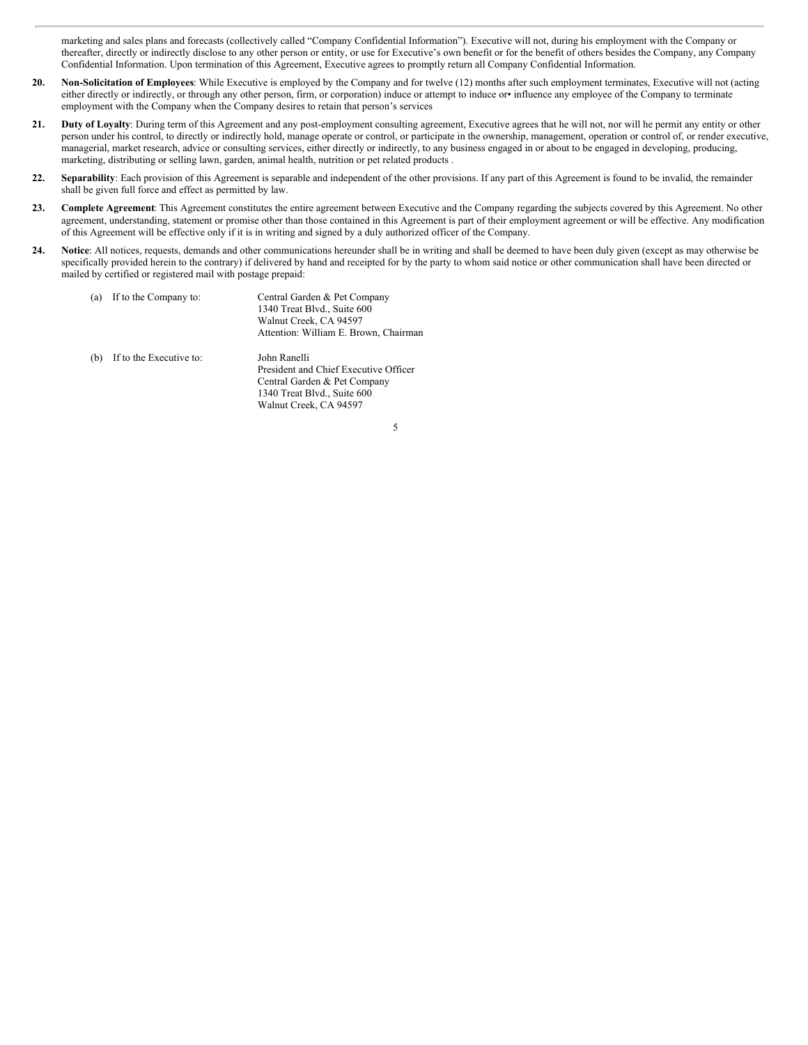marketing and sales plans and forecasts (collectively called "Company Confidential Information"). Executive will not, during his employment with the Company or thereafter, directly or indirectly disclose to any other person or entity, or use for Executive's own benefit or for the benefit of others besides the Company, any Company Confidential Information. Upon termination of this Agreement, Executive agrees to promptly return all Company Confidential Information.

**20. Non-Solicitation of Employees**: While Executive is employed by the Company and for twelve (12) months after such employment terminates, Executive will not (acting either directly or indirectly, or through any other person, firm, or corporation) induce or attempt to induce or• influence any employee of the Company to terminate employment with the Company when the Company desires to retain that person's services

**21. Duty of Loyalty**: During term of this Agreement and any post-employment consulting agreement, Executive agrees that he will not, nor will he permit any entity or other person under his control, to directly or indirectly hold, manage operate or control, or participate in the ownership, management, operation or control of, or render executive, managerial, market research, advice or consulting services, either directly or indirectly, to any business engaged in or about to be engaged in developing, producing, marketing, distributing or selling lawn, garden, animal health, nutrition or pet related products .

**22. Separability**: Each provision of this Agreement is separable and independent of the other provisions. If any part of this Agreement is found to be invalid, the remainder shall be given full force and effect as permitted by law.

**23. Complete Agreement**: This Agreement constitutes the entire agreement between Executive and the Company regarding the subjects covered by this Agreement. No other agreement, understanding, statement or promise other than those contained in this Agreement is part of their employment agreement or will be effective. Any modification of this Agreement will be effective only if it is in writing and signed by a duly authorized officer of the Company.

**24. Notice**: All notices, requests, demands and other communications hereunder shall be in writing and shall be deemed to have been duly given (except as may otherwise be specifically provided herein to the contrary) if delivered by hand and receipted for by the party to whom said notice or other communication shall have been directed or mailed by certified or registered mail with postage prepaid:

(a) If to the Company to:

Central Garden & Pet Company
1340 Treat Blvd., Suite 600
Walnut Creek, CA 94597
Attention: William E. Brown, Chairman

(b) If to the Executive to:

John Ranelli
President and Chief Executive Officer
Central Garden & Pet Company
1340 Treat Blvd., Suite 600
Walnut Creek, CA 94597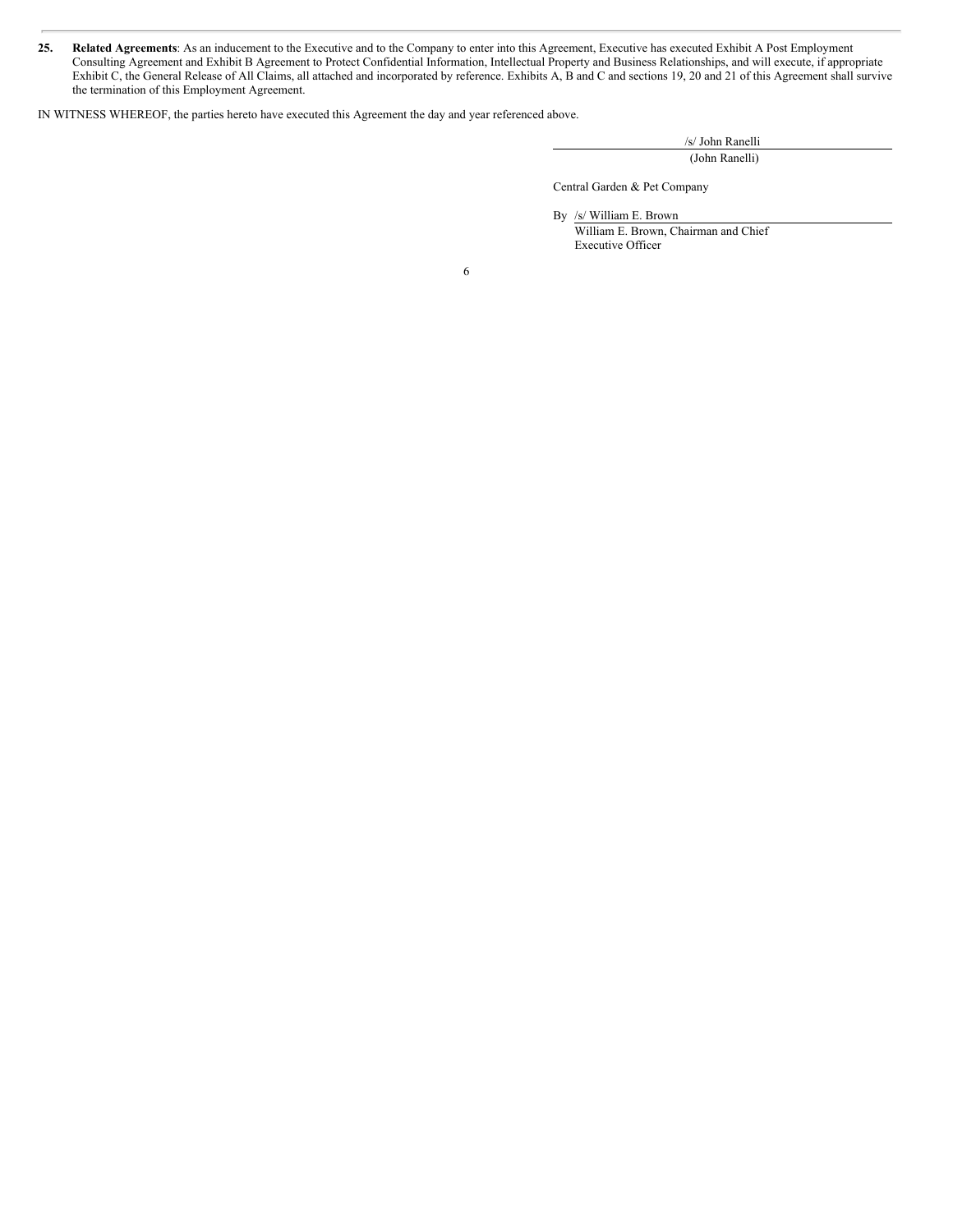25. **Related Agreements**: As an inducement to the Executive and to the Company to enter into this Agreement, Executive has executed Exhibit A Post Employment Consulting Agreement and Exhibit B Agreement to Protect Confidential Information, Intellectual Property and Business Relationships, and will execute, if appropriate Exhibit C, the General Release of All Claims, all attached and incorporated by reference. Exhibits A, B and C and sections 19, 20 and 21 of this Agreement shall survive the termination of this Employment Agreement.

IN WITNESS WHEREOF, the parties hereto have executed this Agreement the day and year referenced above.

/s/ John Ranelli
(John Ranelli)

Central Garden & Pet Company

By /s/ William E. Brown
William E. Brown, Chairman and Chief Executive Officer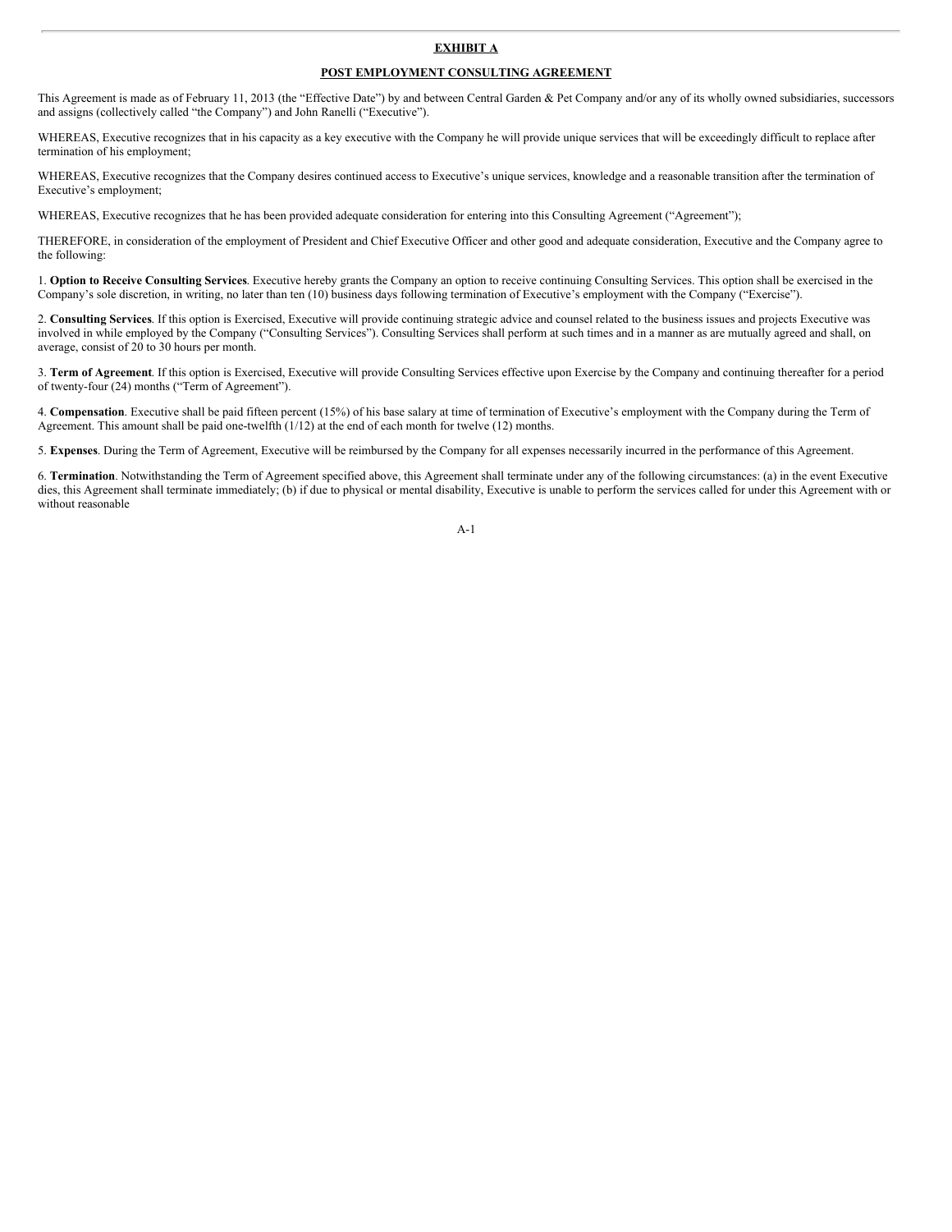**EXHIBIT A**

**POST EMPLOYMENT CONSULTING AGREEMENT**

This Agreement is made as of February 11, 2013 (the "Effective Date") by and between Central Garden & Pet Company and/or any of its wholly owned subsidiaries, successors and assigns (collectively called "the Company") and John Ranelli ("Executive").

WHEREAS, Executive recognizes that in his capacity as a key executive with the Company he will provide unique services that will be exceedingly difficult to replace after termination of his employment;

WHEREAS, Executive recognizes that the Company desires continued access to Executive's unique services, knowledge and a reasonable transition after the termination of Executive's employment;

WHEREAS, Executive recognizes that he has been provided adequate consideration for entering into this Consulting Agreement ("Agreement");

THEREFORE, in consideration of the employment of President and Chief Executive Officer and other good and adequate consideration, Executive and the Company agree to the following:

1. **Option to Receive Consulting Services**. Executive hereby grants the Company an option to receive continuing Consulting Services. This option shall be exercised in the Company's sole discretion, in writing, no later than ten (10) business days following termination of Executive's employment with the Company ("Exercise").

2. **Consulting Services**. If this option is Exercised, Executive will provide continuing strategic advice and counsel related to the business issues and projects Executive was involved in while employed by the Company ("Consulting Services"). Consulting Services shall perform at such times and in a manner as are mutually agreed and shall, on average, consist of 20 to 30 hours per month.

3. **Term of Agreement**. If this option is Exercised, Executive will provide Consulting Services effective upon Exercise by the Company and continuing thereafter for a period of twenty-four (24) months ("Term of Agreement").

4. **Compensation**. Executive shall be paid fifteen percent (15%) of his base salary at time of termination of Executive's employment with the Company during the Term of Agreement. This amount shall be paid one-twelfth (1/12) at the end of each month for twelve (12) months.

5. **Expenses**. During the Term of Agreement, Executive will be reimbursed by the Company for all expenses necessarily incurred in the performance of this Agreement.

6. **Termination**. Notwithstanding the Term of Agreement specified above, this Agreement shall terminate under any of the following circumstances: (a) in the event Executive dies, this Agreement shall terminate immediately; (b) if due to physical or mental disability, Executive is unable to perform the services called for under this Agreement with or without reasonable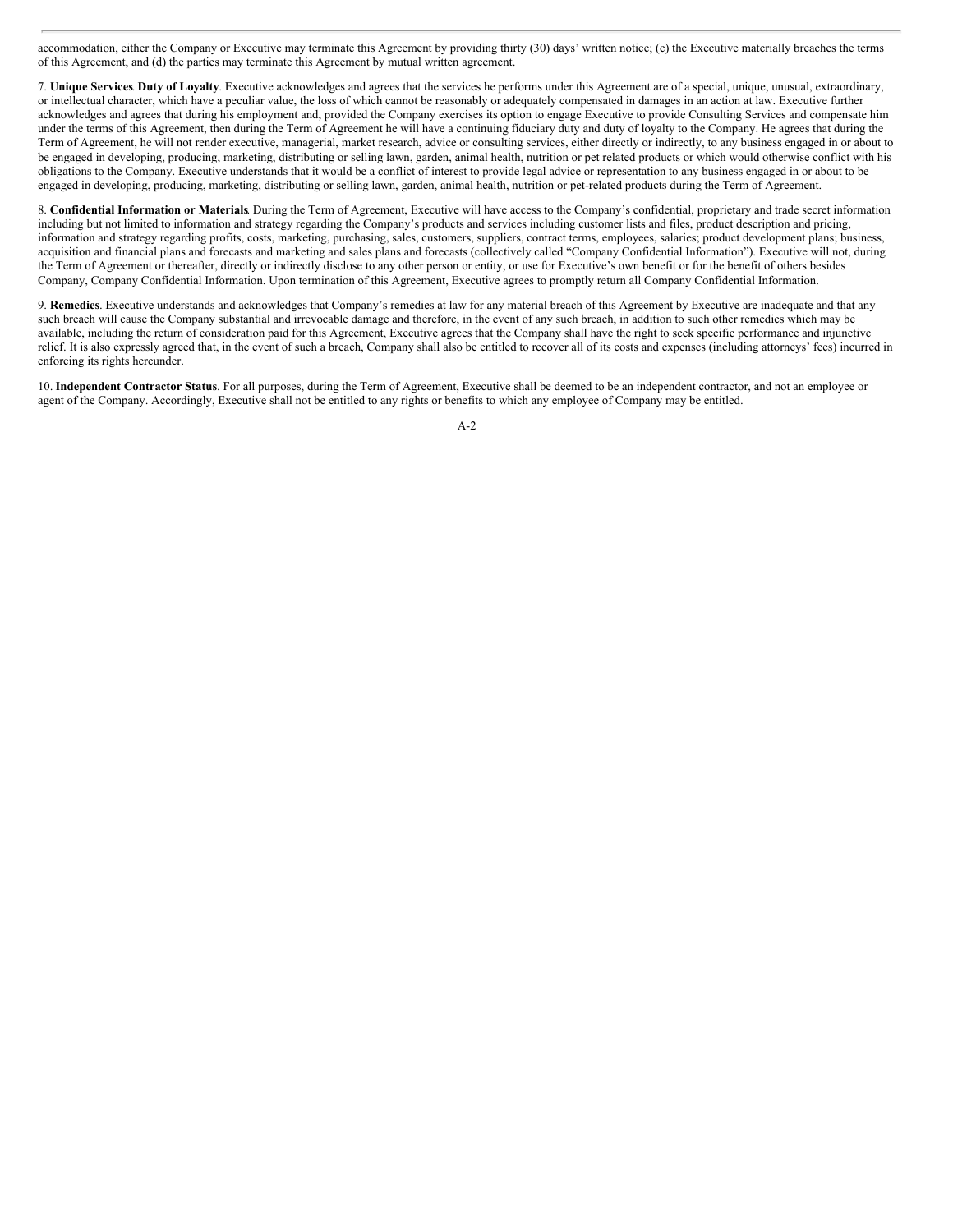accommodation, either the Company or Executive may terminate this Agreement by providing thirty (30) days' written notice; (c) the Executive materially breaches the terms of this Agreement, and (d) the parties may terminate this Agreement by mutual written agreement.

7. **Unique Services**. **Duty of Loyalty**. Executive acknowledges and agrees that the services he performs under this Agreement are of a special, unique, unusual, extraordinary, or intellectual character, which have a peculiar value, the loss of which cannot be reasonably or adequately compensated in damages in an action at law. Executive further acknowledges and agrees that during his employment and, provided the Company exercises its option to engage Executive to provide Consulting Services and compensate him under the terms of this Agreement, then during the Term of Agreement he will have a continuing fiduciary duty and duty of loyalty to the Company. He agrees that during the Term of Agreement, he will not render executive, managerial, market research, advice or consulting services, either directly or indirectly, to any business engaged in or about to be engaged in developing, producing, marketing, distributing or selling lawn, garden, animal health, nutrition or pet related products or which would otherwise conflict with his obligations to the Company. Executive understands that it would be a conflict of interest to provide legal advice or representation to any business engaged in or about to be engaged in developing, producing, marketing, distributing or selling lawn, garden, animal health, nutrition or pet-related products during the Term of Agreement.

8. **Confidential Information or Materials**. During the Term of Agreement, Executive will have access to the Company's confidential, proprietary and trade secret information including but not limited to information and strategy regarding the Company's products and services including customer lists and files, product description and pricing, information and strategy regarding profits, costs, marketing, purchasing, sales, customers, suppliers, contract terms, employees, salaries; product development plans; business, acquisition and financial plans and forecasts and marketing and sales plans and forecasts (collectively called "Company Confidential Information"). Executive will not, during the Term of Agreement or thereafter, directly or indirectly disclose to any other person or entity, or use for Executive's own benefit or for the benefit of others besides Company, Company Confidential Information. Upon termination of this Agreement, Executive agrees to promptly return all Company Confidential Information.

9. **Remedies**. Executive understands and acknowledges that Company's remedies at law for any material breach of this Agreement by Executive are inadequate and that any such breach will cause the Company substantial and irrevocable damage and therefore, in the event of any such breach, in addition to such other remedies which may be available, including the return of consideration paid for this Agreement, Executive agrees that the Company shall have the right to seek specific performance and injunctive relief. It is also expressly agreed that, in the event of such a breach, Company shall also be entitled to recover all of its costs and expenses (including attorneys' fees) incurred in enforcing its rights hereunder.

10. **Independent Contractor Status**. For all purposes, during the Term of Agreement, Executive shall be deemed to be an independent contractor, and not an employee or agent of the Company. Accordingly, Executive shall not be entitled to any rights or benefits to which any employee of Company may be entitled.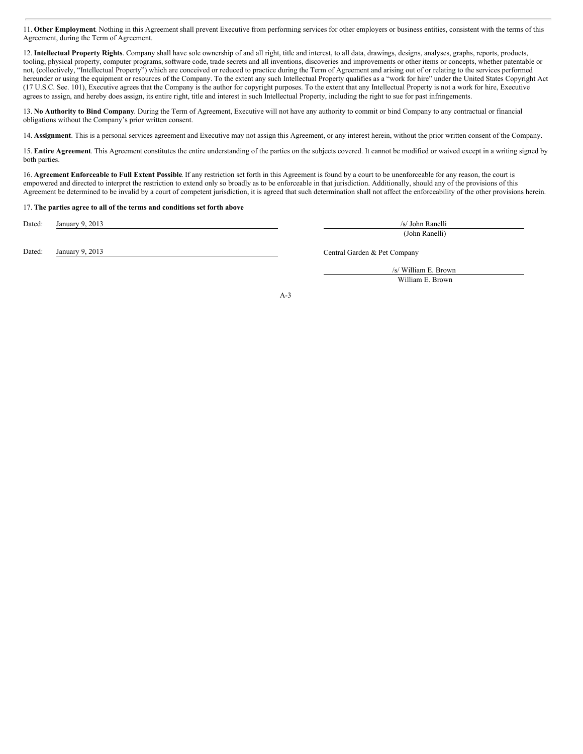11. **Other Employment**. Nothing in this Agreement shall prevent Executive from performing services for other employers or business entities, consistent with the terms of this Agreement, during the Term of Agreement.

12. **Intellectual Property Rights**. Company shall have sole ownership of and all right, title and interest, to all data, drawings, designs, analyses, graphs, reports, products, tooling, physical property, computer programs, software code, trade secrets and all inventions, discoveries and improvements or other items or concepts, whether patentable or not, (collectively, "Intellectual Property") which are conceived or reduced to practice during the Term of Agreement and arising out of or relating to the services performed hereunder or using the equipment or resources of the Company. To the extent any such Intellectual Property qualifies as a "work for hire" under the United States Copyright Act (17 U.S.C. Sec. 101), Executive agrees that the Company is the author for copyright purposes. To the extent that any Intellectual Property is not a work for hire, Executive agrees to assign, and hereby does assign, its entire right, title and interest in such Intellectual Property, including the right to sue for past infringements.

13. **No Authority to Bind Company**. During the Term of Agreement, Executive will not have any authority to commit or bind Company to any contractual or financial obligations without the Company's prior written consent.

14. **Assignment**. This is a personal services agreement and Executive may not assign this Agreement, or any interest herein, without the prior written consent of the Company.

15. **Entire Agreement**. This Agreement constitutes the entire understanding of the parties on the subjects covered. It cannot be modified or waived except in a writing signed by both parties.

16. **Agreement Enforceable to Full Extent Possible**. If any restriction set forth in this Agreement is found by a court to be unenforceable for any reason, the court is empowered and directed to interpret the restriction to extend only so broadly as to be enforceable in that jurisdiction. Additionally, should any of the provisions of this Agreement be determined to be invalid by a court of competent jurisdiction, it is agreed that such determination shall not affect the enforceability of the other provisions herein.

17. **The parties agree to all of the terms and conditions set forth above**

Dated: January 9, 2013

/s/ John Ranelli
(John Ranelli)

Dated: January 9, 2013

Central Garden & Pet Company

/s/ William E. Brown
William E. Brown

A-3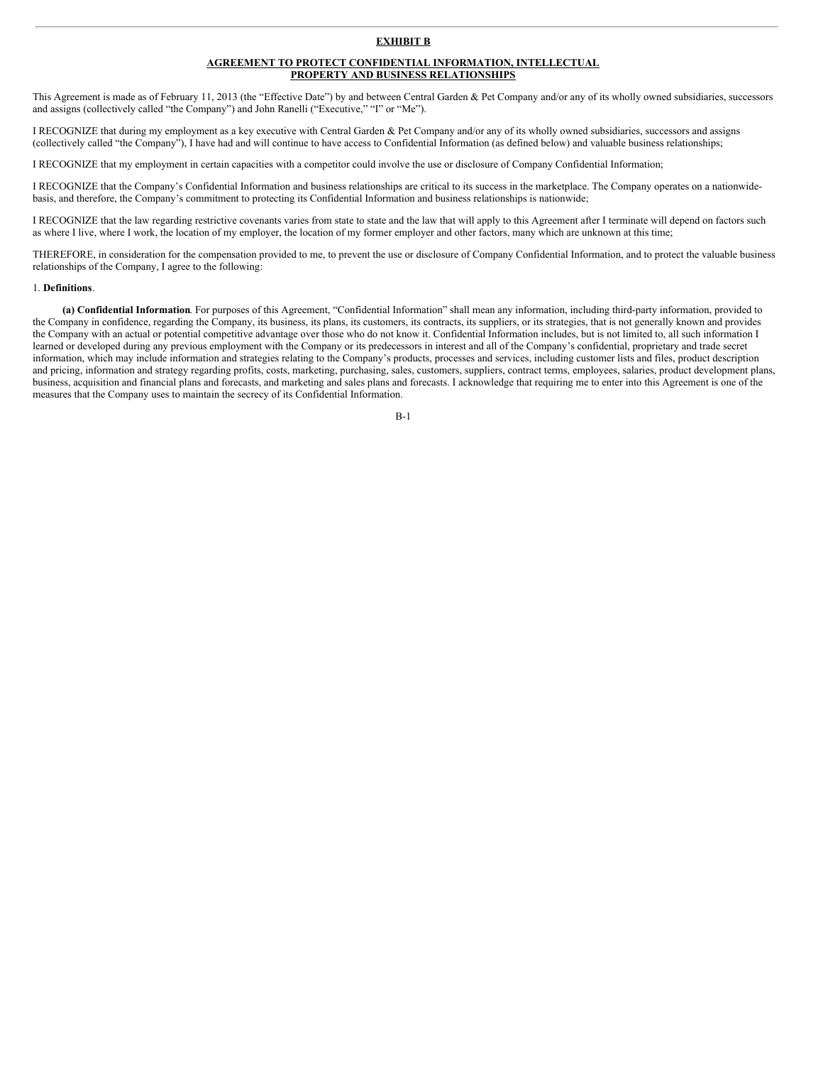**EXHIBIT B**

**AGREEMENT TO PROTECT CONFIDENTIAL INFORMATION, INTELLECTUAL PROPERTY AND BUSINESS RELATIONSHIPS**

This Agreement is made as of February 11, 2013 (the "Effective Date") by and between Central Garden & Pet Company and/or any of its wholly owned subsidiaries, successors and assigns (collectively called "the Company") and John Ranelli ("Executive," "I" or "Me").

I RECOGNIZE that during my employment as a key executive with Central Garden & Pet Company and/or any of its wholly owned subsidiaries, successors and assigns (collectively called "the Company"), I have had and will continue to have access to Confidential Information (as defined below) and valuable business relationships;

I RECOGNIZE that my employment in certain capacities with a competitor could involve the use or disclosure of Company Confidential Information;

I RECOGNIZE that the Company's Confidential Information and business relationships are critical to its success in the marketplace. The Company operates on a nationwide-basis, and therefore, the Company's commitment to protecting its Confidential Information and business relationships is nationwide;

I RECOGNIZE that the law regarding restrictive covenants varies from state to state and the law that will apply to this Agreement after I terminate will depend on factors such as where I live, where I work, the location of my employer, the location of my former employer and other factors, many which are unknown at this time;

THEREFORE, in consideration for the compensation provided to me, to prevent the use or disclosure of Company Confidential Information, and to protect the valuable business relationships of the Company, I agree to the following:

1. **Definitions**.

**(a) Confidential Information**. For purposes of this Agreement, "Confidential Information" shall mean any information, including third-party information, provided to the Company in confidence, regarding the Company, its business, its plans, its customers, its contracts, its suppliers, or its strategies, that is not generally known and provides the Company with an actual or potential competitive advantage over those who do not know it. Confidential Information includes, but is not limited to, all such information I learned or developed during any previous employment with the Company or its predecessors in interest and all of the Company's confidential, proprietary and trade secret information, which may include information and strategies relating to the Company's products, processes and services, including customer lists and files, product description and pricing, information and strategy regarding profits, costs, marketing, purchasing, sales, customers, suppliers, contract terms, employees, salaries, product development plans, business, acquisition and financial plans and forecasts, and marketing and sales plans and forecasts. I acknowledge that requiring me to enter into this Agreement is one of the measures that the Company uses to maintain the secrecy of its Confidential Information.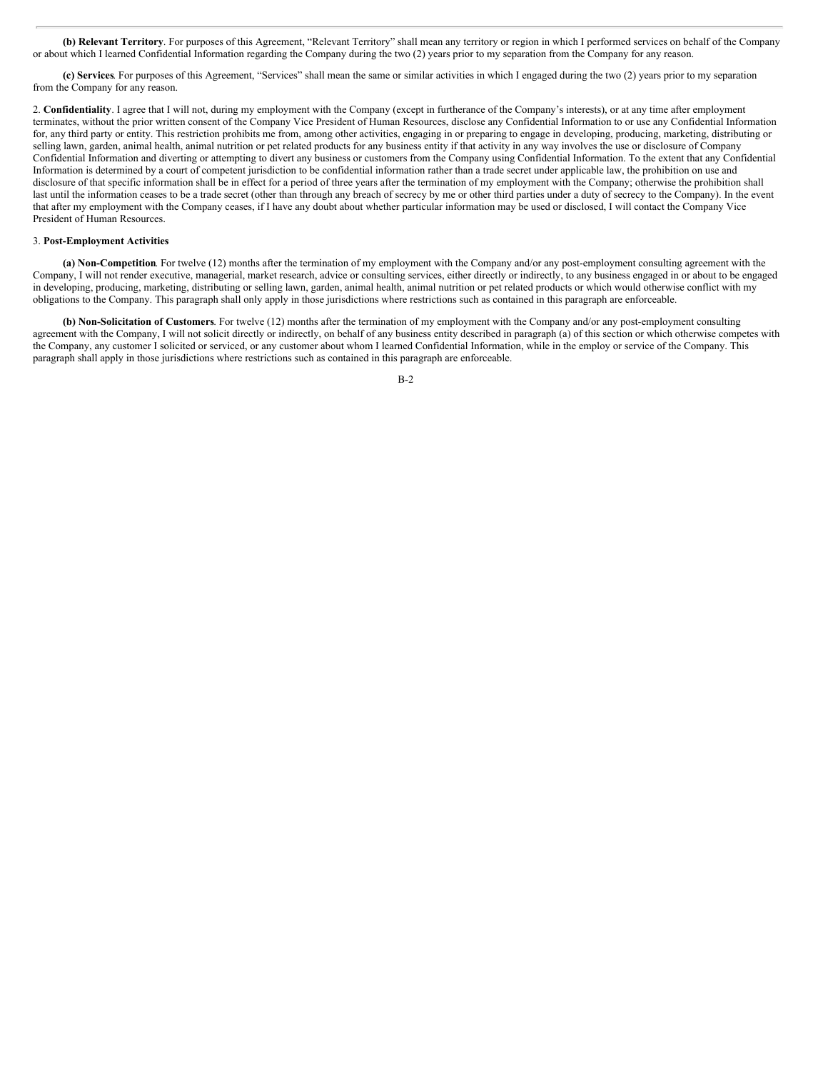**(b) Relevant Territory**. For purposes of this Agreement, "Relevant Territory" shall mean any territory or region in which I performed services on behalf of the Company or about which I learned Confidential Information regarding the Company during the two (2) years prior to my separation from the Company for any reason.

**(c) Services**. For purposes of this Agreement, "Services" shall mean the same or similar activities in which I engaged during the two (2) years prior to my separation from the Company for any reason.

2. **Confidentiality**. I agree that I will not, during my employment with the Company (except in furtherance of the Company's interests), or at any time after employment terminates, without the prior written consent of the Company Vice President of Human Resources, disclose any Confidential Information to or use any Confidential Information for, any third party or entity. This restriction prohibits me from, among other activities, engaging in or preparing to engage in developing, producing, marketing, distributing or selling lawn, garden, animal health, animal nutrition or pet related products for any business entity if that activity in any way involves the use or disclosure of Company Confidential Information and diverting or attempting to divert any business or customers from the Company using Confidential Information. To the extent that any Confidential Information is determined by a court of competent jurisdiction to be confidential information rather than a trade secret under applicable law, the prohibition on use and disclosure of that specific information shall be in effect for a period of three years after the termination of my employment with the Company; otherwise the prohibition shall last until the information ceases to be a trade secret (other than through any breach of secrecy by me or other third parties under a duty of secrecy to the Company). In the event that after my employment with the Company ceases, if I have any doubt about whether particular information may be used or disclosed, I will contact the Company Vice President of Human Resources.

3. **Post-Employment Activities**

**(a) Non-Competition**. For twelve (12) months after the termination of my employment with the Company and/or any post-employment consulting agreement with the Company, I will not render executive, managerial, market research, advice or consulting services, either directly or indirectly, to any business engaged in or about to be engaged in developing, producing, marketing, distributing or selling lawn, garden, animal health, animal nutrition or pet related products or which would otherwise conflict with my obligations to the Company. This paragraph shall only apply in those jurisdictions where restrictions such as contained in this paragraph are enforceable.

**(b) Non-Solicitation of Customers**. For twelve (12) months after the termination of my employment with the Company and/or any post-employment consulting agreement with the Company, I will not solicit directly or indirectly, on behalf of any business entity described in paragraph (a) of this section or which otherwise competes with the Company, any customer I solicited or serviced, or any customer about whom I learned Confidential Information, while in the employ or service of the Company. This paragraph shall apply in those jurisdictions where restrictions such as contained in this paragraph are enforceable.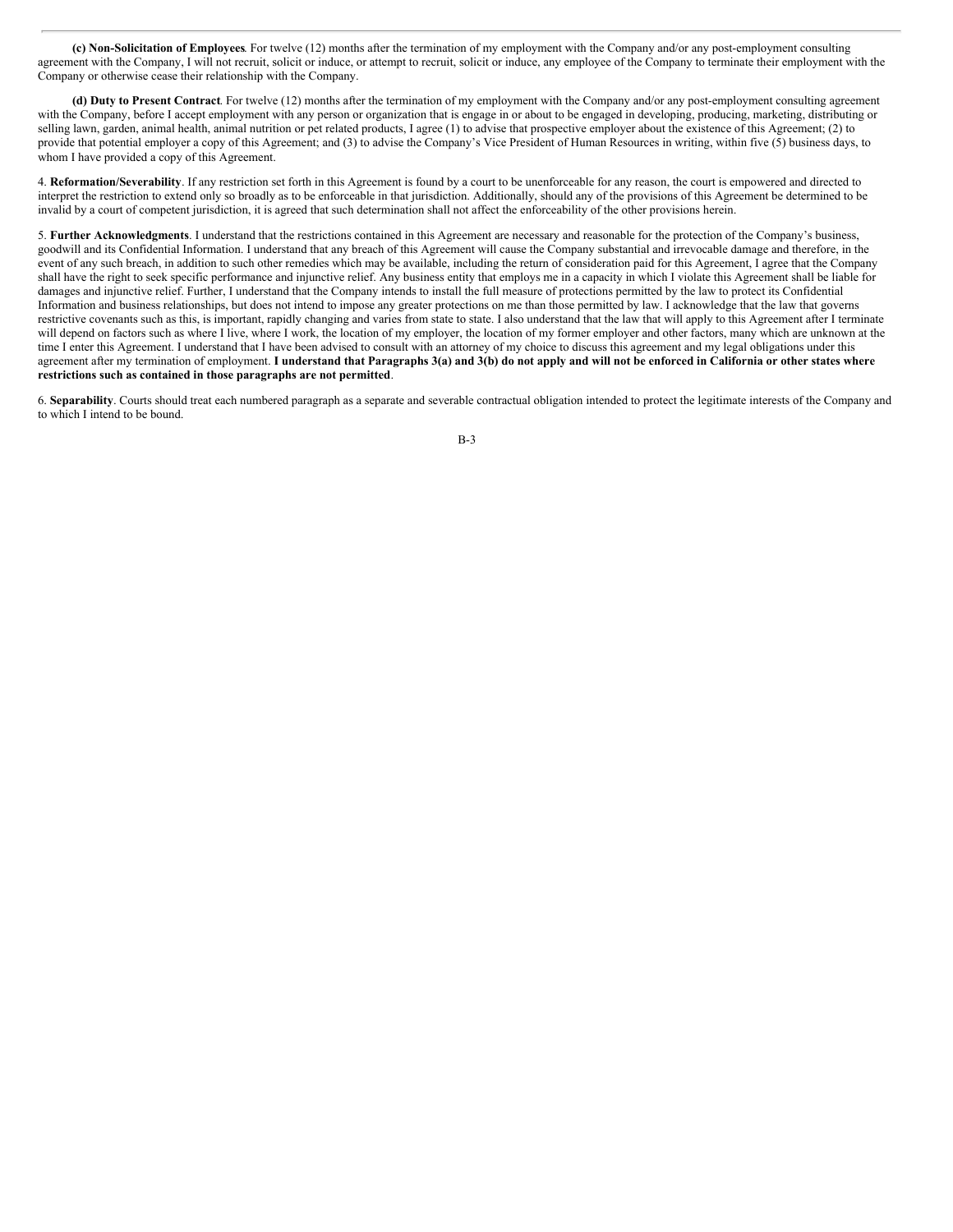**(c) Non-Solicitation of Employees**. For twelve (12) months after the termination of my employment with the Company and/or any post-employment consulting agreement with the Company, I will not recruit, solicit or induce, or attempt to recruit, solicit or induce, any employee of the Company to terminate their employment with the Company or otherwise cease their relationship with the Company.

**(d) Duty to Present Contract**. For twelve (12) months after the termination of my employment with the Company and/or any post-employment consulting agreement with the Company, before I accept employment with any person or organization that is engage in or about to be engaged in developing, producing, marketing, distributing or selling lawn, garden, animal health, animal nutrition or pet related products, I agree (1) to advise that prospective employer about the existence of this Agreement; (2) to provide that potential employer a copy of this Agreement; and (3) to advise the Company's Vice President of Human Resources in writing, within five (5) business days, to whom I have provided a copy of this Agreement.

4. **Reformation/Severability**. If any restriction set forth in this Agreement is found by a court to be unenforceable for any reason, the court is empowered and directed to interpret the restriction to extend only so broadly as to be enforceable in that jurisdiction. Additionally, should any of the provisions of this Agreement be determined to be invalid by a court of competent jurisdiction, it is agreed that such determination shall not affect the enforceability of the other provisions herein.

5. **Further Acknowledgments**. I understand that the restrictions contained in this Agreement are necessary and reasonable for the protection of the Company's business, goodwill and its Confidential Information. I understand that any breach of this Agreement will cause the Company substantial and irrevocable damage and therefore, in the event of any such breach, in addition to such other remedies which may be available, including the return of consideration paid for this Agreement, I agree that the Company shall have the right to seek specific performance and injunctive relief. Any business entity that employs me in a capacity in which I violate this Agreement shall be liable for damages and injunctive relief. Further, I understand that the Company intends to install the full measure of protections permitted by the law to protect its Confidential Information and business relationships, but does not intend to impose any greater protections on me than those permitted by law. I acknowledge that the law that governs restrictive covenants such as this, is important, rapidly changing and varies from state to state. I also understand that the law that will apply to this Agreement after I terminate will depend on factors such as where I live, where I work, the location of my employer, the location of my former employer and other factors, many which are unknown at the time I enter this Agreement. I understand that I have been advised to consult with an attorney of my choice to discuss this agreement and my legal obligations under this agreement after my termination of employment. **I understand that Paragraphs 3(a) and 3(b) do not apply and will not be enforced in California or other states where restrictions such as contained in those paragraphs are not permitted**.

6. **Separability**. Courts should treat each numbered paragraph as a separate and severable contractual obligation intended to protect the legitimate interests of the Company and to which I intend to be bound.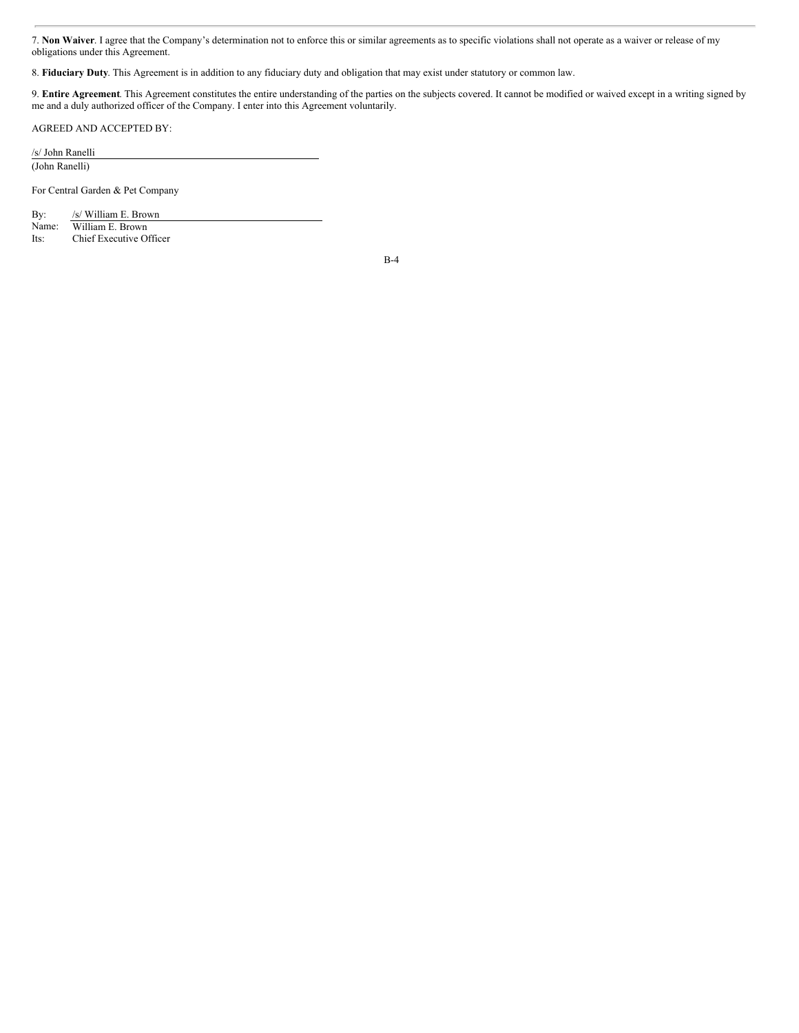7. **Non Waiver**. I agree that the Company's determination not to enforce this or similar agreements as to specific violations shall not operate as a waiver or release of my obligations under this Agreement.

8. **Fiduciary Duty**. This Agreement is in addition to any fiduciary duty and obligation that may exist under statutory or common law.

9. **Entire Agreement**. This Agreement constitutes the entire understanding of the parties on the subjects covered. It cannot be modified or waived except in a writing signed by me and a duly authorized officer of the Company. I enter into this Agreement voluntarily.

AGREED AND ACCEPTED BY:

/s/ John Ranelli
(John Ranelli)

For Central Garden & Pet Company

By: /s/ William E. Brown
Name: William E. Brown
Its: Chief Executive Officer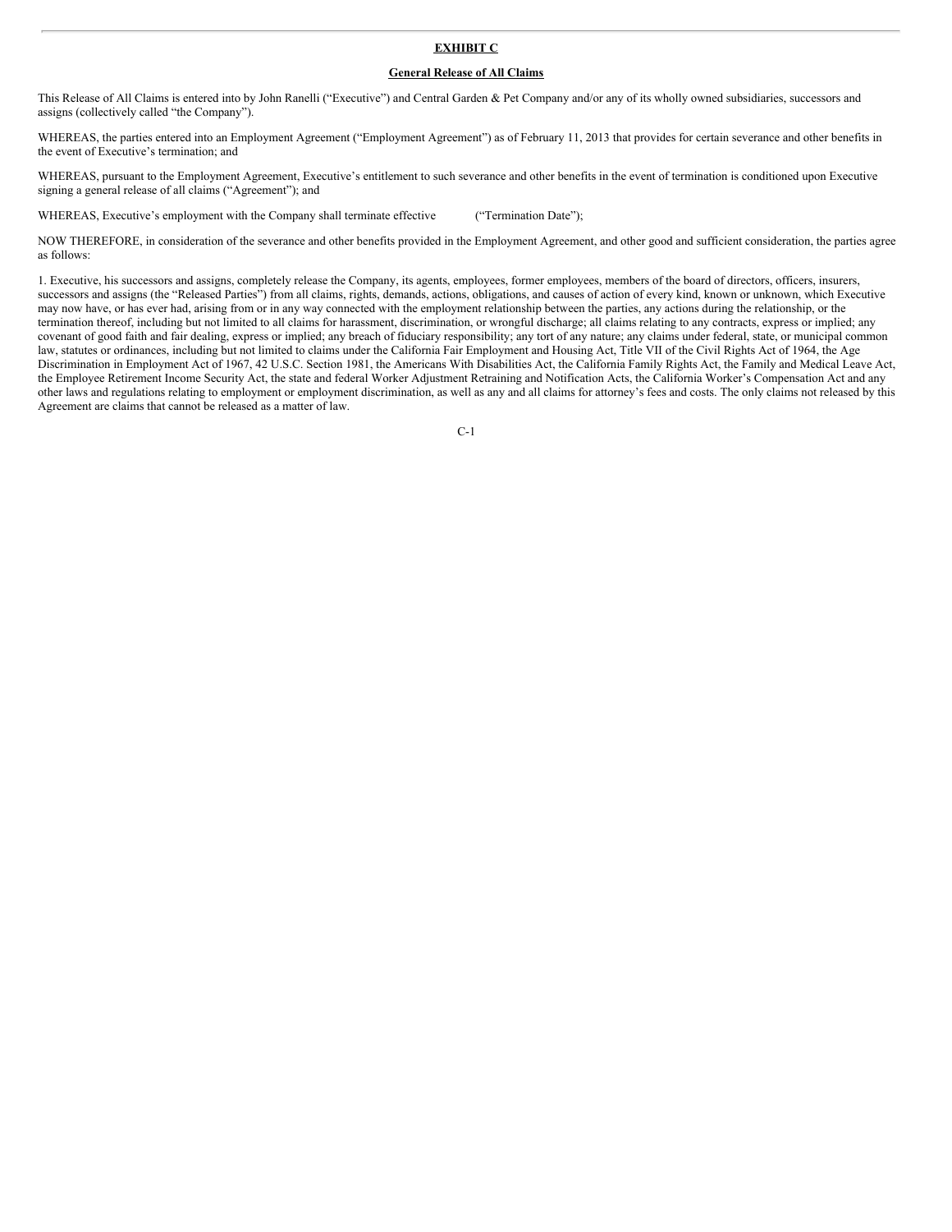**EXHIBIT C**

**General Release of All Claims**

This Release of All Claims is entered into by John Ranelli ("Executive") and Central Garden & Pet Company and/or any of its wholly owned subsidiaries, successors and assigns (collectively called "the Company").

WHEREAS, the parties entered into an Employment Agreement ("Employment Agreement") as of February 11, 2013 that provides for certain severance and other benefits in the event of Executive's termination; and

WHEREAS, pursuant to the Employment Agreement, Executive's entitlement to such severance and other benefits in the event of termination is conditioned upon Executive signing a general release of all claims ("Agreement"); and

WHEREAS, Executive's employment with the Company shall terminate effective            ("Termination Date");

NOW THEREFORE, in consideration of the severance and other benefits provided in the Employment Agreement, and other good and sufficient consideration, the parties agree as follows:

1. Executive, his successors and assigns, completely release the Company, its agents, employees, former employees, members of the board of directors, officers, insurers, successors and assigns (the "Released Parties") from all claims, rights, demands, actions, obligations, and causes of action of every kind, known or unknown, which Executive may now have, or has ever had, arising from or in any way connected with the employment relationship between the parties, any actions during the relationship, or the termination thereof, including but not limited to all claims for harassment, discrimination, or wrongful discharge; all claims relating to any contracts, express or implied; any covenant of good faith and fair dealing, express or implied; any breach of fiduciary responsibility; any tort of any nature; any claims under federal, state, or municipal common law, statutes or ordinances, including but not limited to claims under the California Fair Employment and Housing Act, Title VII of the Civil Rights Act of 1964, the Age Discrimination in Employment Act of 1967, 42 U.S.C. Section 1981, the Americans With Disabilities Act, the California Family Rights Act, the Family and Medical Leave Act, the Employee Retirement Income Security Act, the state and federal Worker Adjustment Retraining and Notification Acts, the California Worker's Compensation Act and any other laws and regulations relating to employment or employment discrimination, as well as any and all claims for attorney's fees and costs. The only claims not released by this Agreement are claims that cannot be released as a matter of law.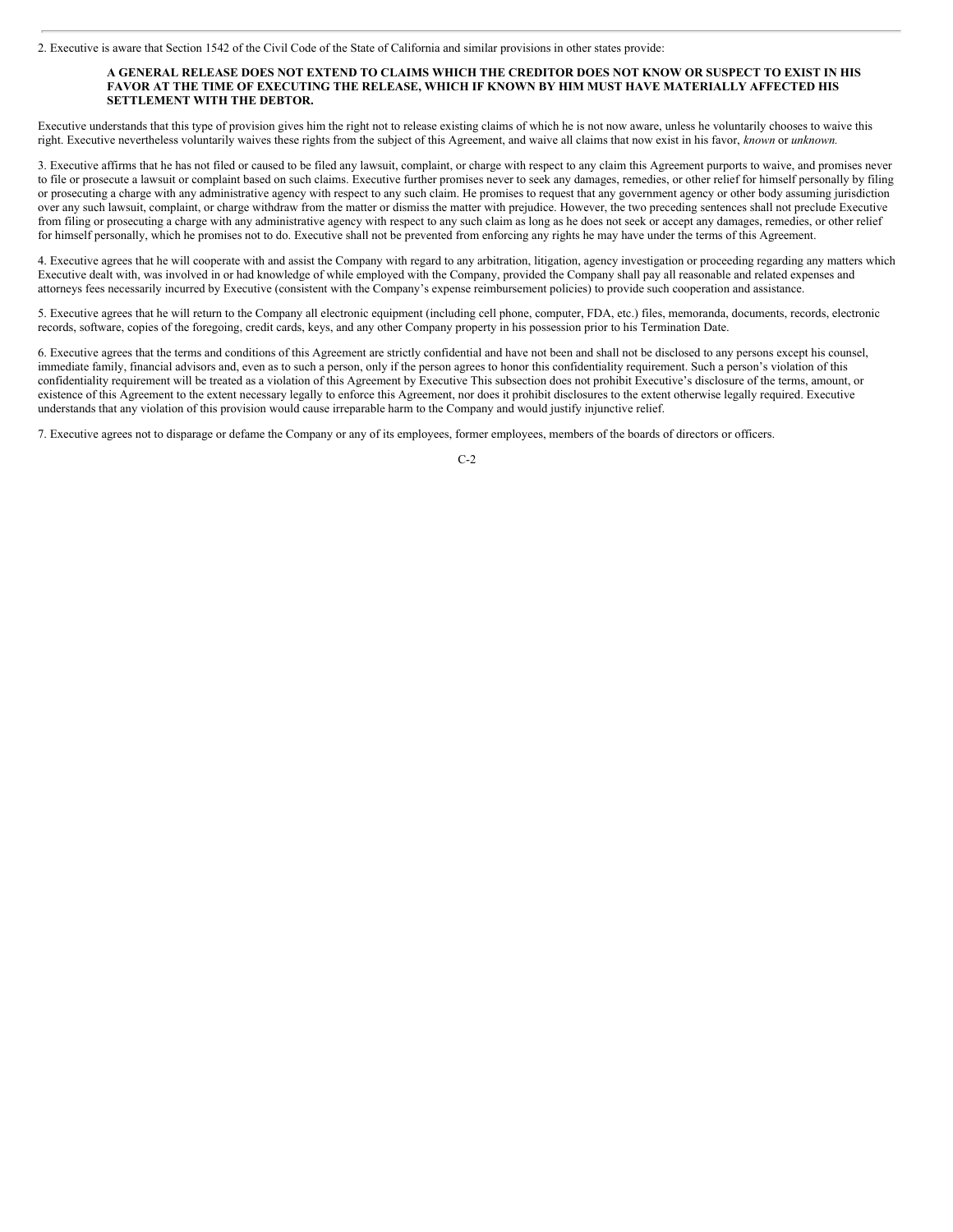2. Executive is aware that Section 1542 of the Civil Code of the State of California and similar provisions in other states provide:

> **A GENERAL RELEASE DOES NOT EXTEND TO CLAIMS WHICH THE CREDITOR DOES NOT KNOW OR SUSPECT TO EXIST IN HIS FAVOR AT THE TIME OF EXECUTING THE RELEASE, WHICH IF KNOWN BY HIM MUST HAVE MATERIALLY AFFECTED HIS SETTLEMENT WITH THE DEBTOR.**

Executive understands that this type of provision gives him the right not to release existing claims of which he is not now aware, unless he voluntarily chooses to waive this right. Executive nevertheless voluntarily waives these rights from the subject of this Agreement, and waive all claims that now exist in his favor, *known* or *unknown.*

3. Executive affirms that he has not filed or caused to be filed any lawsuit, complaint, or charge with respect to any claim this Agreement purports to waive, and promises never to file or prosecute a lawsuit or complaint based on such claims. Executive further promises never to seek any damages, remedies, or other relief for himself personally by filing or prosecuting a charge with any administrative agency with respect to any such claim. He promises to request that any government agency or other body assuming jurisdiction over any such lawsuit, complaint, or charge withdraw from the matter or dismiss the matter with prejudice. However, the two preceding sentences shall not preclude Executive from filing or prosecuting a charge with any administrative agency with respect to any such claim as long as he does not seek or accept any damages, remedies, or other relief for himself personally, which he promises not to do. Executive shall not be prevented from enforcing any rights he may have under the terms of this Agreement.

4. Executive agrees that he will cooperate with and assist the Company with regard to any arbitration, litigation, agency investigation or proceeding regarding any matters which Executive dealt with, was involved in or had knowledge of while employed with the Company, provided the Company shall pay all reasonable and related expenses and attorneys fees necessarily incurred by Executive (consistent with the Company's expense reimbursement policies) to provide such cooperation and assistance.

5. Executive agrees that he will return to the Company all electronic equipment (including cell phone, computer, FDA, etc.) files, memoranda, documents, records, electronic records, software, copies of the foregoing, credit cards, keys, and any other Company property in his possession prior to his Termination Date.

6. Executive agrees that the terms and conditions of this Agreement are strictly confidential and have not been and shall not be disclosed to any persons except his counsel, immediate family, financial advisors and, even as to such a person, only if the person agrees to honor this confidentiality requirement. Such a person's violation of this confidentiality requirement will be treated as a violation of this Agreement by Executive This subsection does not prohibit Executive's disclosure of the terms, amount, or existence of this Agreement to the extent necessary legally to enforce this Agreement, nor does it prohibit disclosures to the extent otherwise legally required. Executive understands that any violation of this provision would cause irreparable harm to the Company and would justify injunctive relief.

7. Executive agrees not to disparage or defame the Company or any of its employees, former employees, members of the boards of directors or officers.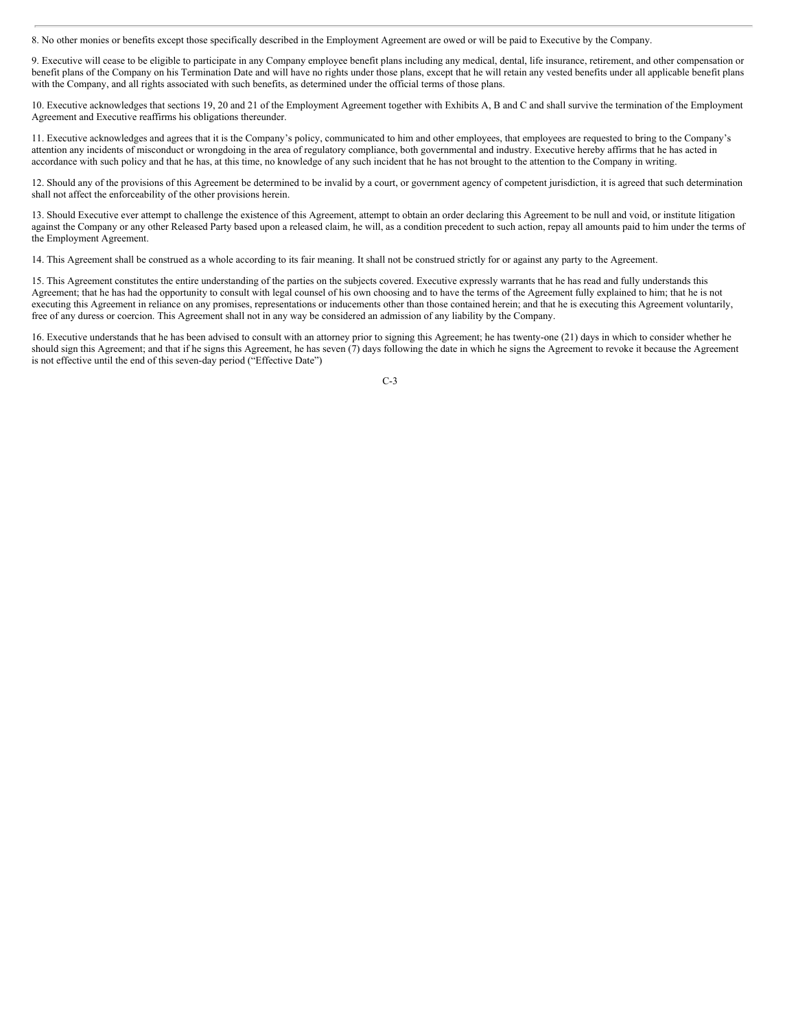8. No other monies or benefits except those specifically described in the Employment Agreement are owed or will be paid to Executive by the Company.

9. Executive will cease to be eligible to participate in any Company employee benefit plans including any medical, dental, life insurance, retirement, and other compensation or benefit plans of the Company on his Termination Date and will have no rights under those plans, except that he will retain any vested benefits under all applicable benefit plans with the Company, and all rights associated with such benefits, as determined under the official terms of those plans.

10. Executive acknowledges that sections 19, 20 and 21 of the Employment Agreement together with Exhibits A, B and C and shall survive the termination of the Employment Agreement and Executive reaffirms his obligations thereunder.

11. Executive acknowledges and agrees that it is the Company's policy, communicated to him and other employees, that employees are requested to bring to the Company's attention any incidents of misconduct or wrongdoing in the area of regulatory compliance, both governmental and industry. Executive hereby affirms that he has acted in accordance with such policy and that he has, at this time, no knowledge of any such incident that he has not brought to the attention to the Company in writing.

12. Should any of the provisions of this Agreement be determined to be invalid by a court, or government agency of competent jurisdiction, it is agreed that such determination shall not affect the enforceability of the other provisions herein.

13. Should Executive ever attempt to challenge the existence of this Agreement, attempt to obtain an order declaring this Agreement to be null and void, or institute litigation against the Company or any other Released Party based upon a released claim, he will, as a condition precedent to such action, repay all amounts paid to him under the terms of the Employment Agreement.

14. This Agreement shall be construed as a whole according to its fair meaning. It shall not be construed strictly for or against any party to the Agreement.

15. This Agreement constitutes the entire understanding of the parties on the subjects covered. Executive expressly warrants that he has read and fully understands this Agreement; that he has had the opportunity to consult with legal counsel of his own choosing and to have the terms of the Agreement fully explained to him; that he is not executing this Agreement in reliance on any promises, representations or inducements other than those contained herein; and that he is executing this Agreement voluntarily, free of any duress or coercion. This Agreement shall not in any way be considered an admission of any liability by the Company.

16. Executive understands that he has been advised to consult with an attorney prior to signing this Agreement; he has twenty-one (21) days in which to consider whether he should sign this Agreement; and that if he signs this Agreement, he has seven (7) days following the date in which he signs the Agreement to revoke it because the Agreement is not effective until the end of this seven-day period ("Effective Date")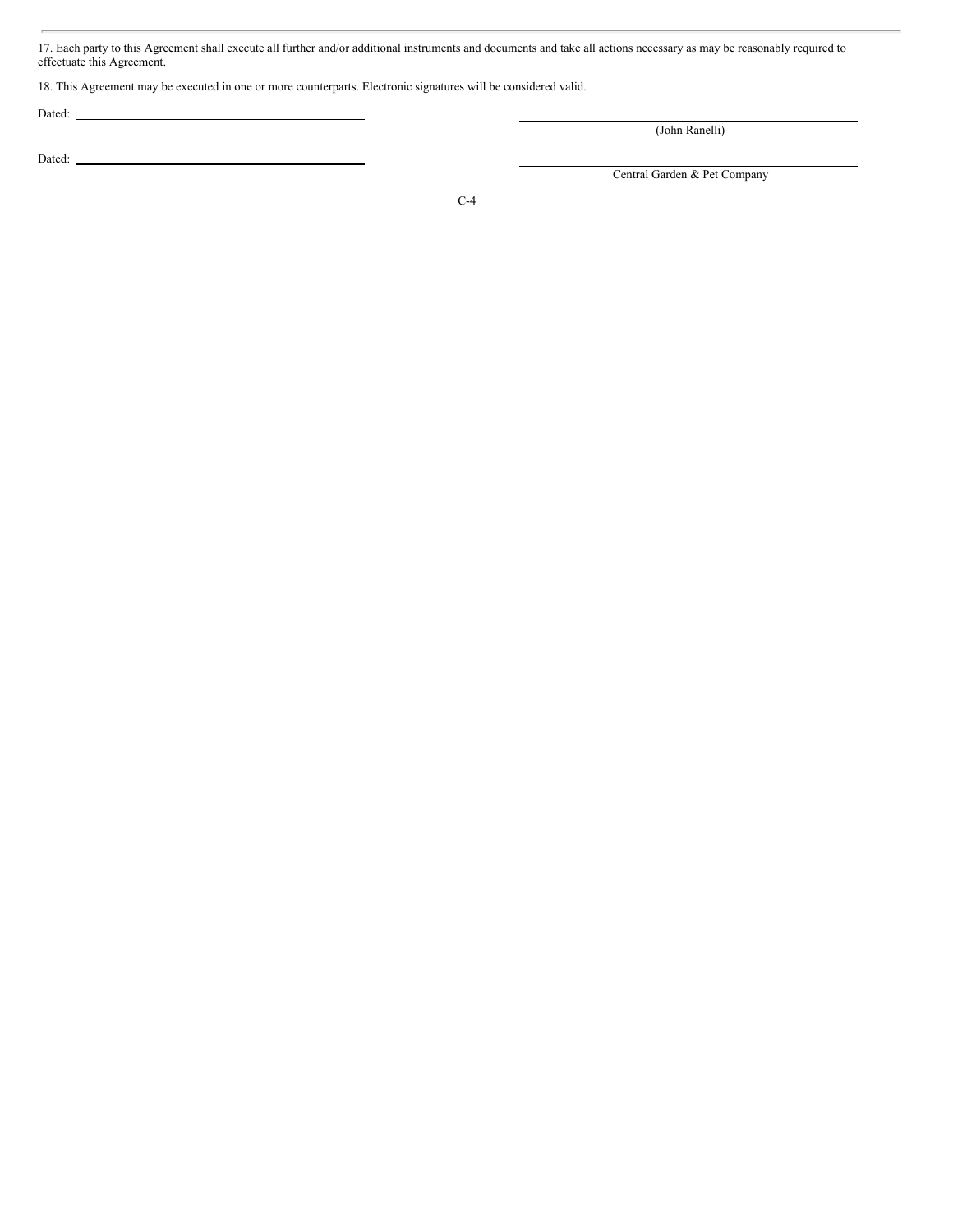17. Each party to this Agreement shall execute all further and/or additional instruments and documents and take all actions necessary as may be reasonably required to effectuate this Agreement.

18. This Agreement may be executed in one or more counterparts. Electronic signatures will be considered valid.

Dated: \_\_\_\_\_\_\_\_\_\_\_\_\_\_\_\_\_\_\_\_\_\_\_\_\_\_\_\_\_\_ \_\_\_\_\_\_\_\_\_\_\_\_\_\_\_\_\_\_\_\_\_\_\_\_\_\_\_\_\_\_

(John Ranelli)

Dated: \_\_\_\_\_\_\_\_\_\_\_\_\_\_\_\_\_\_\_\_\_\_\_\_\_\_\_\_\_\_ \_\_\_\_\_\_\_\_\_\_\_\_\_\_\_\_\_\_\_\_\_\_\_\_\_\_\_\_\_\_

Central Garden & Pet Company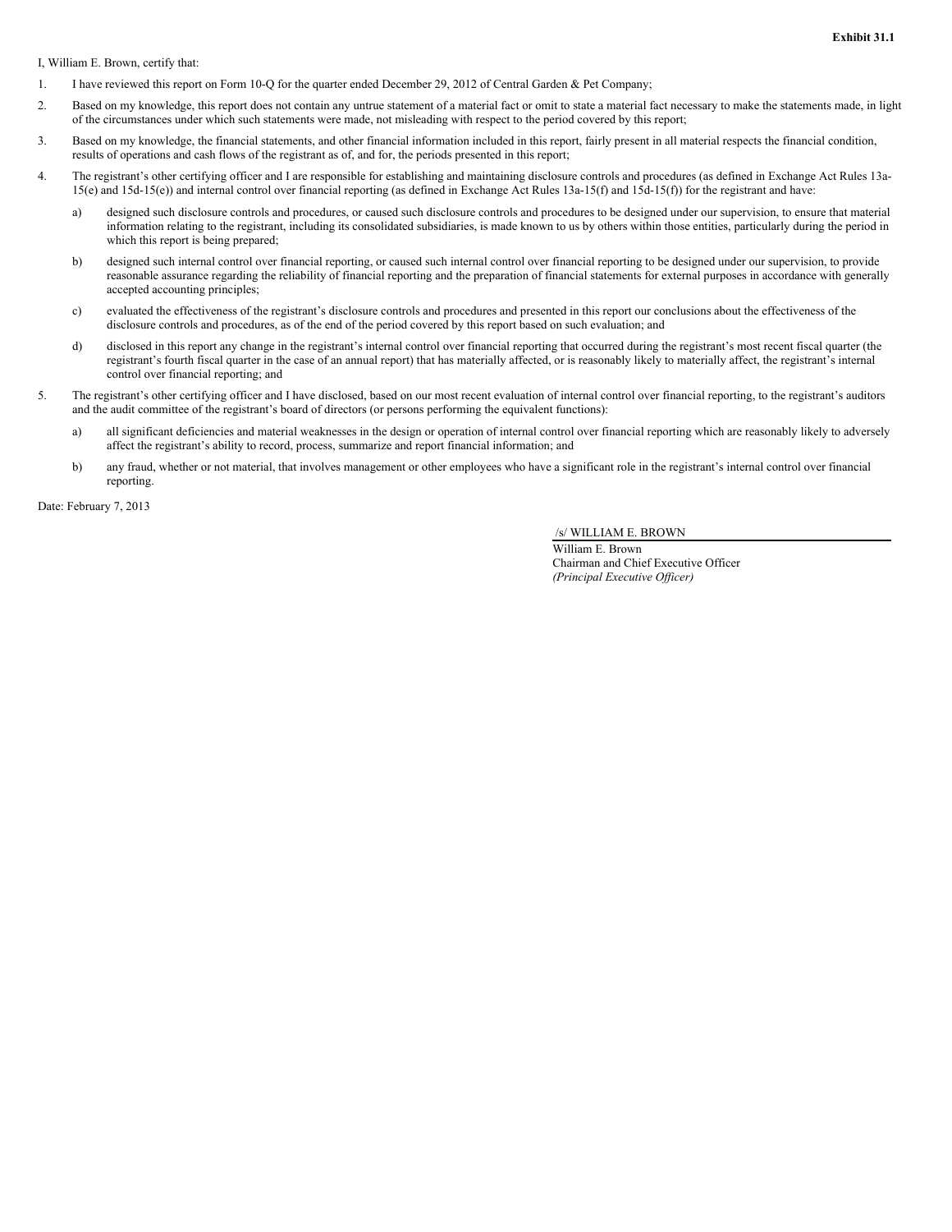**Exhibit 31.1**

I, William E. Brown, certify that:

1. I have reviewed this report on Form 10-Q for the quarter ended December 29, 2012 of Central Garden & Pet Company;
2. Based on my knowledge, this report does not contain any untrue statement of a material fact or omit to state a material fact necessary to make the statements made, in light of the circumstances under which such statements were made, not misleading with respect to the period covered by this report;
3. Based on my knowledge, the financial statements, and other financial information included in this report, fairly present in all material respects the financial condition, results of operations and cash flows of the registrant as of, and for, the periods presented in this report;
4. The registrant's other certifying officer and I are responsible for establishing and maintaining disclosure controls and procedures (as defined in Exchange Act Rules 13a-15(e) and 15d-15(e)) and internal control over financial reporting (as defined in Exchange Act Rules 13a-15(f) and 15d-15(f)) for the registrant and have:
   a) designed such disclosure controls and procedures, or caused such disclosure controls and procedures to be designed under our supervision, to ensure that material information relating to the registrant, including its consolidated subsidiaries, is made known to us by others within those entities, particularly during the period in which this report is being prepared;
   b) designed such internal control over financial reporting, or caused such internal control over financial reporting to be designed under our supervision, to provide reasonable assurance regarding the reliability of financial reporting and the preparation of financial statements for external purposes in accordance with generally accepted accounting principles;
   c) evaluated the effectiveness of the registrant's disclosure controls and procedures and presented in this report our conclusions about the effectiveness of the disclosure controls and procedures, as of the end of the period covered by this report based on such evaluation; and
   d) disclosed in this report any change in the registrant's internal control over financial reporting that occurred during the registrant's most recent fiscal quarter (the registrant's fourth fiscal quarter in the case of an annual report) that has materially affected, or is reasonably likely to materially affect, the registrant's internal control over financial reporting; and
5. The registrant's other certifying officer and I have disclosed, based on our most recent evaluation of internal control over financial reporting, to the registrant's auditors and the audit committee of the registrant's board of directors (or persons performing the equivalent functions):
   a) all significant deficiencies and material weaknesses in the design or operation of internal control over financial reporting which are reasonably likely to adversely affect the registrant's ability to record, process, summarize and report financial information; and
   b) any fraud, whether or not material, that involves management or other employees who have a significant role in the registrant's internal control over financial reporting.

Date: February 7, 2013

/s/ WILLIAM E. BROWN

William E. Brown
Chairman and Chief Executive Officer
*(Principal Executive Officer)*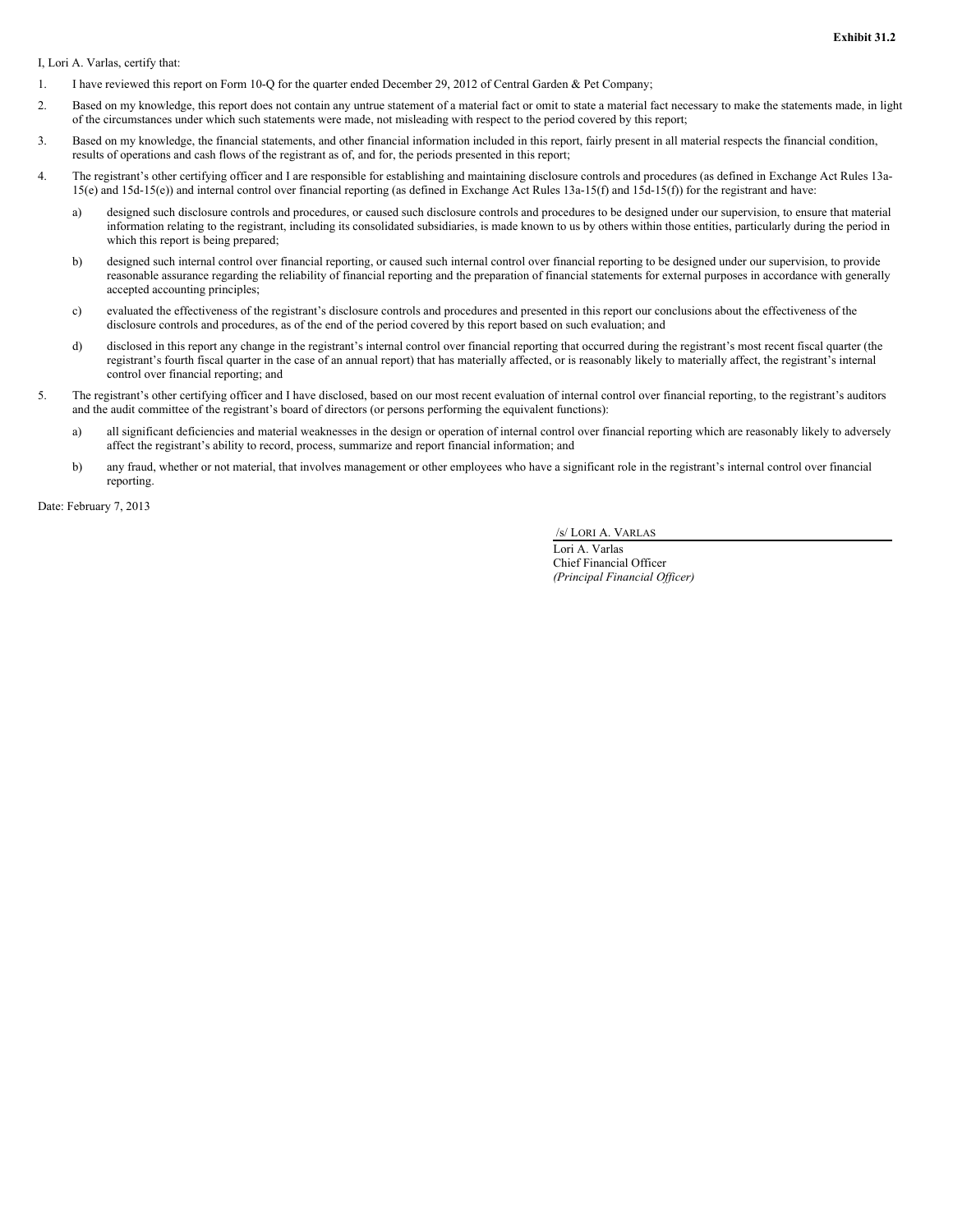**Exhibit 31.2**

I, Lori A. Varlas, certify that:

1. I have reviewed this report on Form 10-Q for the quarter ended December 29, 2012 of Central Garden & Pet Company;
2. Based on my knowledge, this report does not contain any untrue statement of a material fact or omit to state a material fact necessary to make the statements made, in light of the circumstances under which such statements were made, not misleading with respect to the period covered by this report;
3. Based on my knowledge, the financial statements, and other financial information included in this report, fairly present in all material respects the financial condition, results of operations and cash flows of the registrant as of, and for, the periods presented in this report;
4. The registrant's other certifying officer and I are responsible for establishing and maintaining disclosure controls and procedures (as defined in Exchange Act Rules 13a-15(e) and 15d-15(e)) and internal control over financial reporting (as defined in Exchange Act Rules 13a-15(f) and 15d-15(f)) for the registrant and have:
   a) designed such disclosure controls and procedures, or caused such disclosure controls and procedures to be designed under our supervision, to ensure that material information relating to the registrant, including its consolidated subsidiaries, is made known to us by others within those entities, particularly during the period in which this report is being prepared;
   b) designed such internal control over financial reporting, or caused such internal control over financial reporting to be designed under our supervision, to provide reasonable assurance regarding the reliability of financial reporting and the preparation of financial statements for external purposes in accordance with generally accepted accounting principles;
   c) evaluated the effectiveness of the registrant's disclosure controls and procedures and presented in this report our conclusions about the effectiveness of the disclosure controls and procedures, as of the end of the period covered by this report based on such evaluation; and
   d) disclosed in this report any change in the registrant's internal control over financial reporting that occurred during the registrant's most recent fiscal quarter (the registrant's fourth fiscal quarter in the case of an annual report) that has materially affected, or is reasonably likely to materially affect, the registrant's internal control over financial reporting; and
5. The registrant's other certifying officer and I have disclosed, based on our most recent evaluation of internal control over financial reporting, to the registrant's auditors and the audit committee of the registrant's board of directors (or persons performing the equivalent functions):
   a) all significant deficiencies and material weaknesses in the design or operation of internal control over financial reporting which are reasonably likely to adversely affect the registrant's ability to record, process, summarize and report financial information; and
   b) any fraud, whether or not material, that involves management or other employees who have a significant role in the registrant's internal control over financial reporting.

Date: February 7, 2013

/s/ LORI A. VARLAS

Lori A. Varlas
Chief Financial Officer
*(Principal Financial Officer)*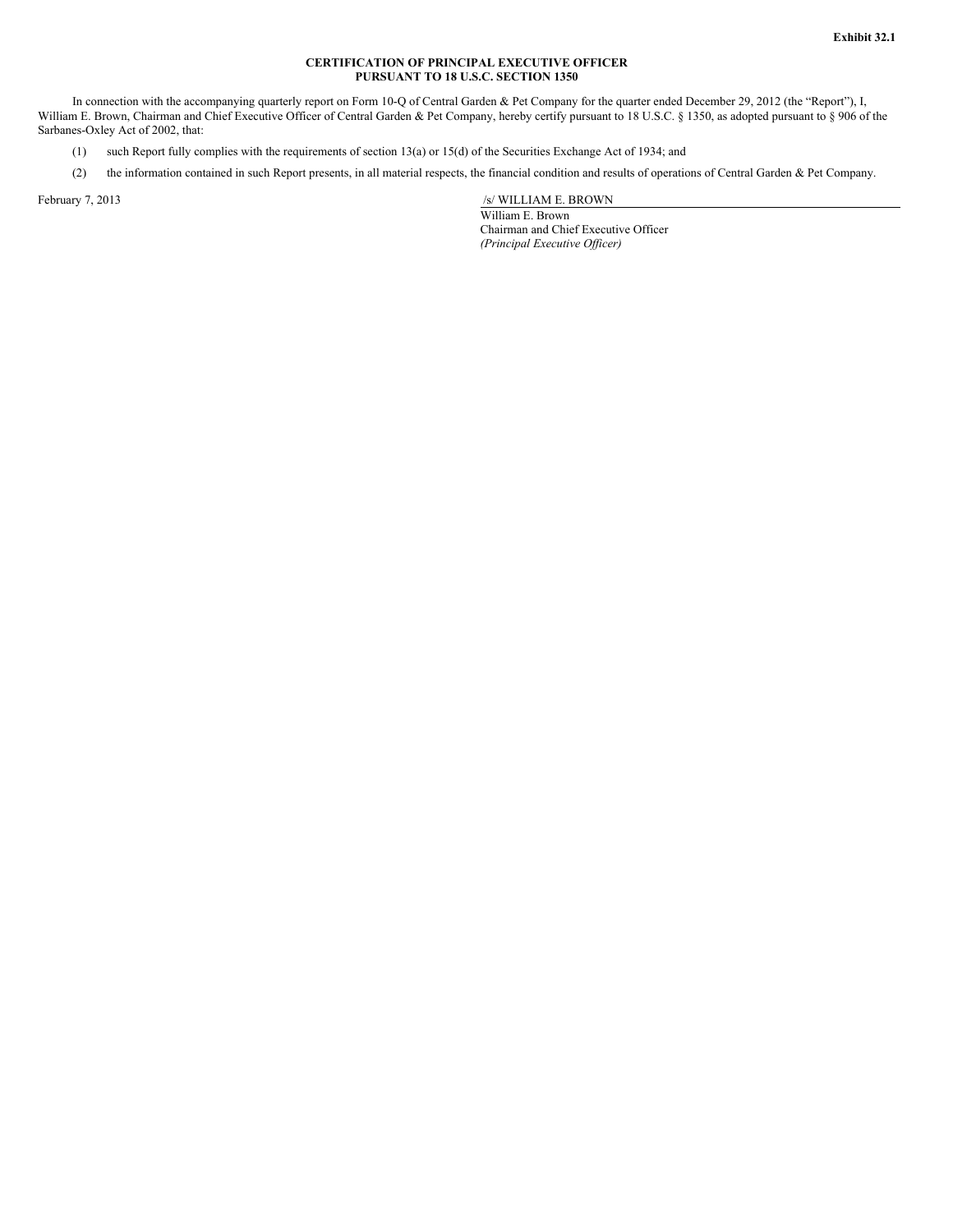Exhibit 32.1

**CERTIFICATION OF PRINCIPAL EXECUTIVE OFFICER**
**PURSUANT TO 18 U.S.C. SECTION 1350**

In connection with the accompanying quarterly report on Form 10-Q of Central Garden & Pet Company for the quarter ended December 29, 2012 (the "Report"), I, William E. Brown, Chairman and Chief Executive Officer of Central Garden & Pet Company, hereby certify pursuant to 18 U.S.C. § 1350, as adopted pursuant to § 906 of the Sarbanes-Oxley Act of 2002, that:

(1) such Report fully complies with the requirements of section 13(a) or 15(d) of the Securities Exchange Act of 1934; and

(2) the information contained in such Report presents, in all material respects, the financial condition and results of operations of Central Garden & Pet Company.

February 7, 2013

/s/ WILLIAM E. BROWN

William E. Brown
Chairman and Chief Executive Officer
*(Principal Executive Officer)*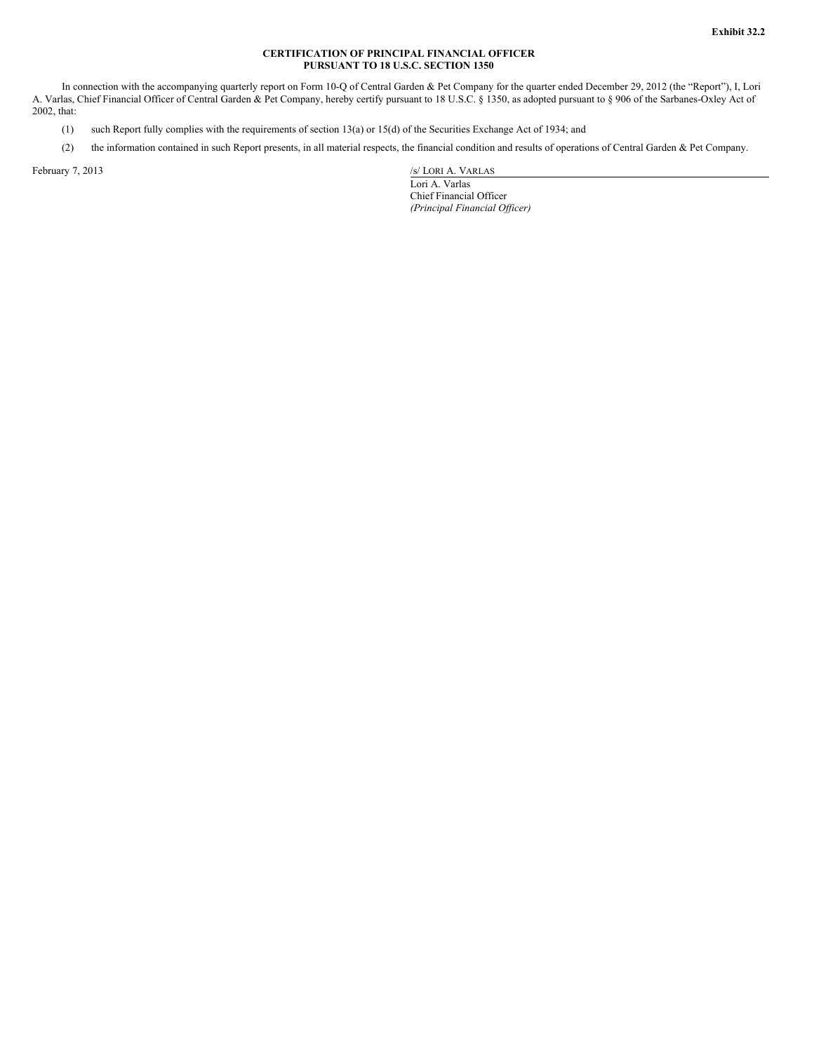**Exhibit 32.2**

**CERTIFICATION OF PRINCIPAL FINANCIAL OFFICER**
**PURSUANT TO 18 U.S.C. SECTION 1350**

In connection with the accompanying quarterly report on Form 10-Q of Central Garden & Pet Company for the quarter ended December 29, 2012 (the "Report"), I, Lori A. Varlas, Chief Financial Officer of Central Garden & Pet Company, hereby certify pursuant to 18 U.S.C. § 1350, as adopted pursuant to § 906 of the Sarbanes-Oxley Act of 2002, that:

(1) such Report fully complies with the requirements of section 13(a) or 15(d) of the Securities Exchange Act of 1934; and

(2) the information contained in such Report presents, in all material respects, the financial condition and results of operations of Central Garden & Pet Company.

February 7, 2013

/s/ LORI A. VARLAS
Lori A. Varlas
Chief Financial Officer
*(Principal Financial Officer)*